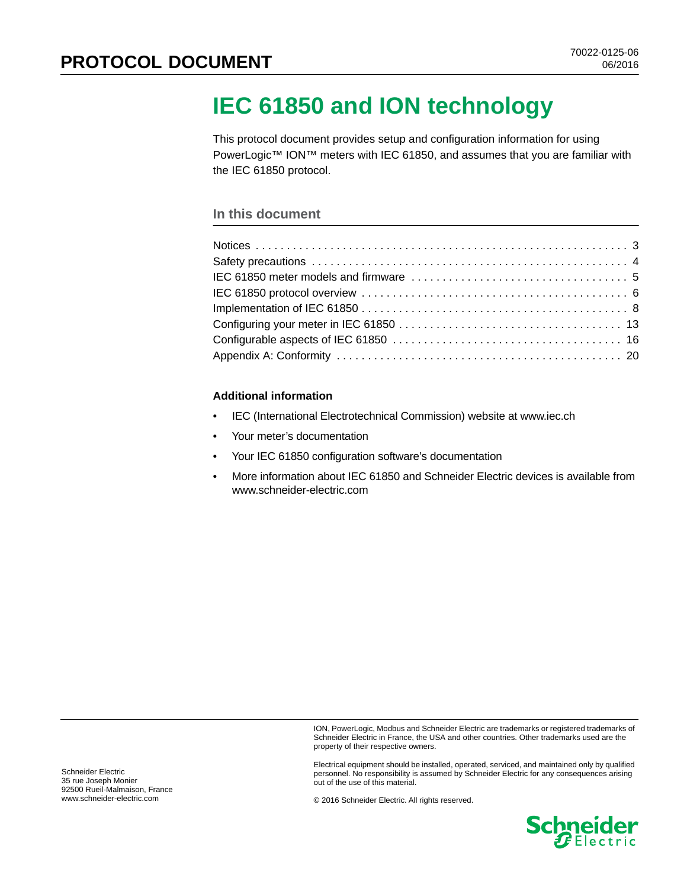# PROTOCOL DOCUMENT

70022-0125-06
06/2016

# IEC 61850 and ION technology

This protocol document provides setup and configuration information for using PowerLogic™ ION™ meters with IEC 61850, and assumes that you are familiar with the IEC 61850 protocol.

## In this document

| | |
|---|---|
| Notices | 3 |
| Safety precautions | 4 |
| IEC 61850 meter models and firmware | 5 |
| IEC 61850 protocol overview | 6 |
| Implementation of IEC 61850 | 8 |
| Configuring your meter in IEC 61850 | 13 |
| Configurable aspects of IEC 61850 | 16 |
| Appendix A: Conformity | 20 |

### Additional information

- IEC (International Electrotechnical Commission) website at www.iec.ch
- Your meter's documentation
- Your IEC 61850 configuration software's documentation
- More information about IEC 61850 and Schneider Electric devices is available from www.schneider-electric.com

Schneider Electric
35 rue Joseph Monier
92500 Rueil-Malmaison, France
www.schneider-electric.com

ION, PowerLogic, Modbus and Schneider Electric are trademarks or registered trademarks of Schneider Electric in France, the USA and other countries. Other trademarks used are the property of their respective owners.

Electrical equipment should be installed, operated, serviced, and maintained only by qualified personnel. No responsibility is assumed by Schneider Electric for any consequences arising out of the use of this material.

© 2016 Schneider Electric. All rights reserved.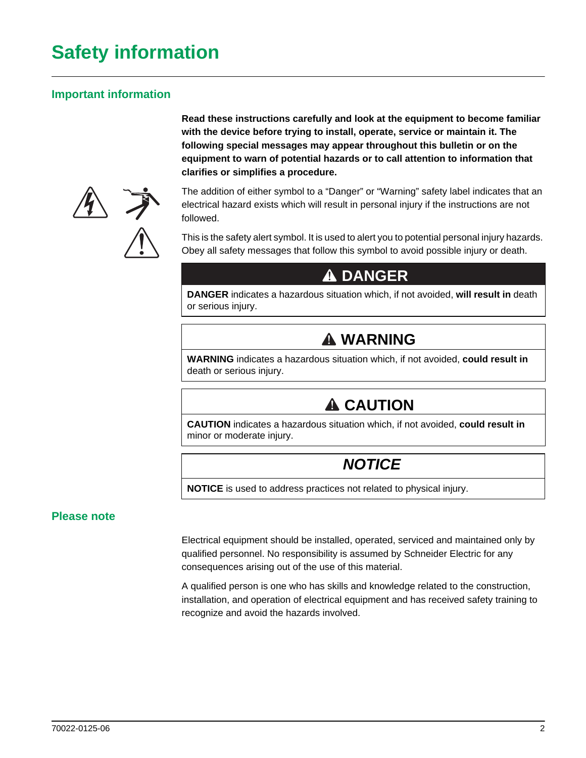# Safety information

## Important information

**Read these instructions carefully and look at the equipment to become familiar with the device before trying to install, operate, service or maintain it. The following special messages may appear throughout this bulletin or on the equipment to warn of potential hazards or to call attention to information that clarifies or simplifies a procedure.**

The addition of either symbol to a “Danger” or “Warning” safety label indicates that an electrical hazard exists which will result in personal injury if the instructions are not followed.

This is the safety alert symbol. It is used to alert you to potential personal injury hazards. Obey all safety messages that follow this symbol to avoid possible injury or death.

| ⚠ DANGER |
|---|
| **DANGER** indicates a hazardous situation which, if not avoided, **will result in** death or serious injury. |

| ⚠ WARNING |
|---|
| **WARNING** indicates a hazardous situation which, if not avoided, **could result in** death or serious injury. |

| ⚠ CAUTION |
|---|
| **CAUTION** indicates a hazardous situation which, if not avoided, **could result in** minor or moderate injury. |

| ***NOTICE*** |
|---|
| **NOTICE** is used to address practices not related to physical injury. |

## Please note

Electrical equipment should be installed, operated, serviced and maintained only by qualified personnel. No responsibility is assumed by Schneider Electric for any consequences arising out of the use of this material.

A qualified person is one who has skills and knowledge related to the construction, installation, and operation of electrical equipment and has received safety training to recognize and avoid the hazards involved.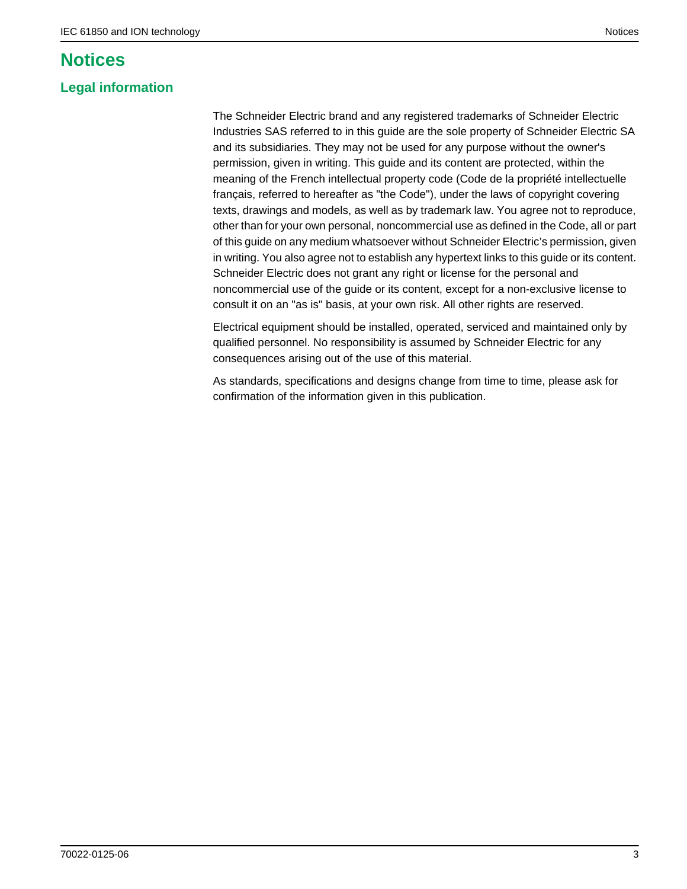# Notices

## Legal information

The Schneider Electric brand and any registered trademarks of Schneider Electric Industries SAS referred to in this guide are the sole property of Schneider Electric SA and its subsidiaries. They may not be used for any purpose without the owner's permission, given in writing. This guide and its content are protected, within the meaning of the French intellectual property code (Code de la propriété intellectuelle français, referred to hereafter as "the Code"), under the laws of copyright covering texts, drawings and models, as well as by trademark law. You agree not to reproduce, other than for your own personal, noncommercial use as defined in the Code, all or part of this guide on any medium whatsoever without Schneider Electric's permission, given in writing. You also agree not to establish any hypertext links to this guide or its content. Schneider Electric does not grant any right or license for the personal and noncommercial use of the guide or its content, except for a non-exclusive license to consult it on an "as is" basis, at your own risk. All other rights are reserved.

Electrical equipment should be installed, operated, serviced and maintained only by qualified personnel. No responsibility is assumed by Schneider Electric for any consequences arising out of the use of this material.

As standards, specifications and designs change from time to time, please ask for confirmation of the information given in this publication.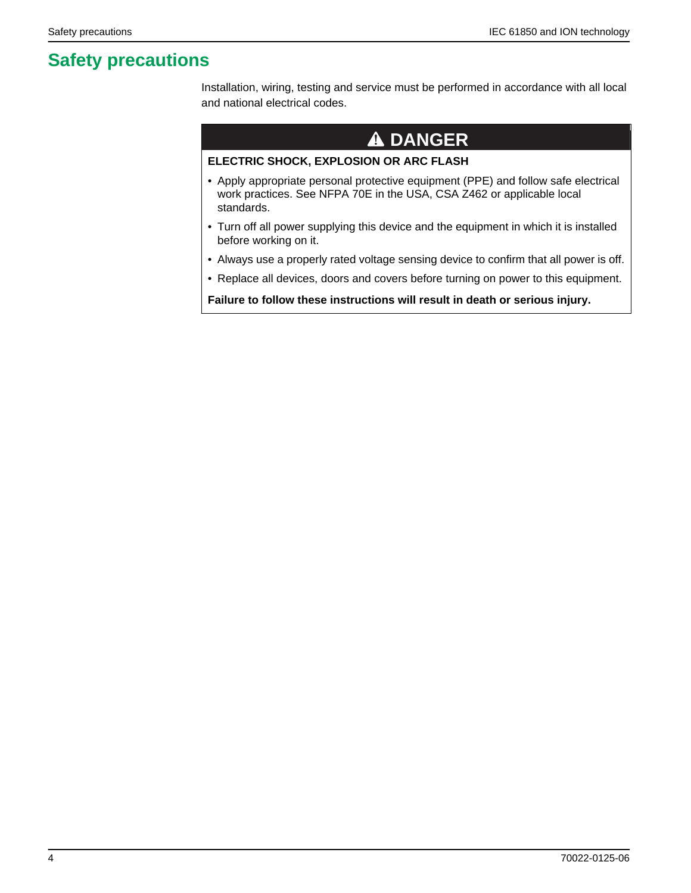# Safety precautions

Installation, wiring, testing and service must be performed in accordance with all local and national electrical codes.

## ⚠ DANGER

**ELECTRIC SHOCK, EXPLOSION OR ARC FLASH**

- Apply appropriate personal protective equipment (PPE) and follow safe electrical work practices. See NFPA 70E in the USA, CSA Z462 or applicable local standards.
- Turn off all power supplying this device and the equipment in which it is installed before working on it.
- Always use a properly rated voltage sensing device to confirm that all power is off.
- Replace all devices, doors and covers before turning on power to this equipment.

**Failure to follow these instructions will result in death or serious injury.**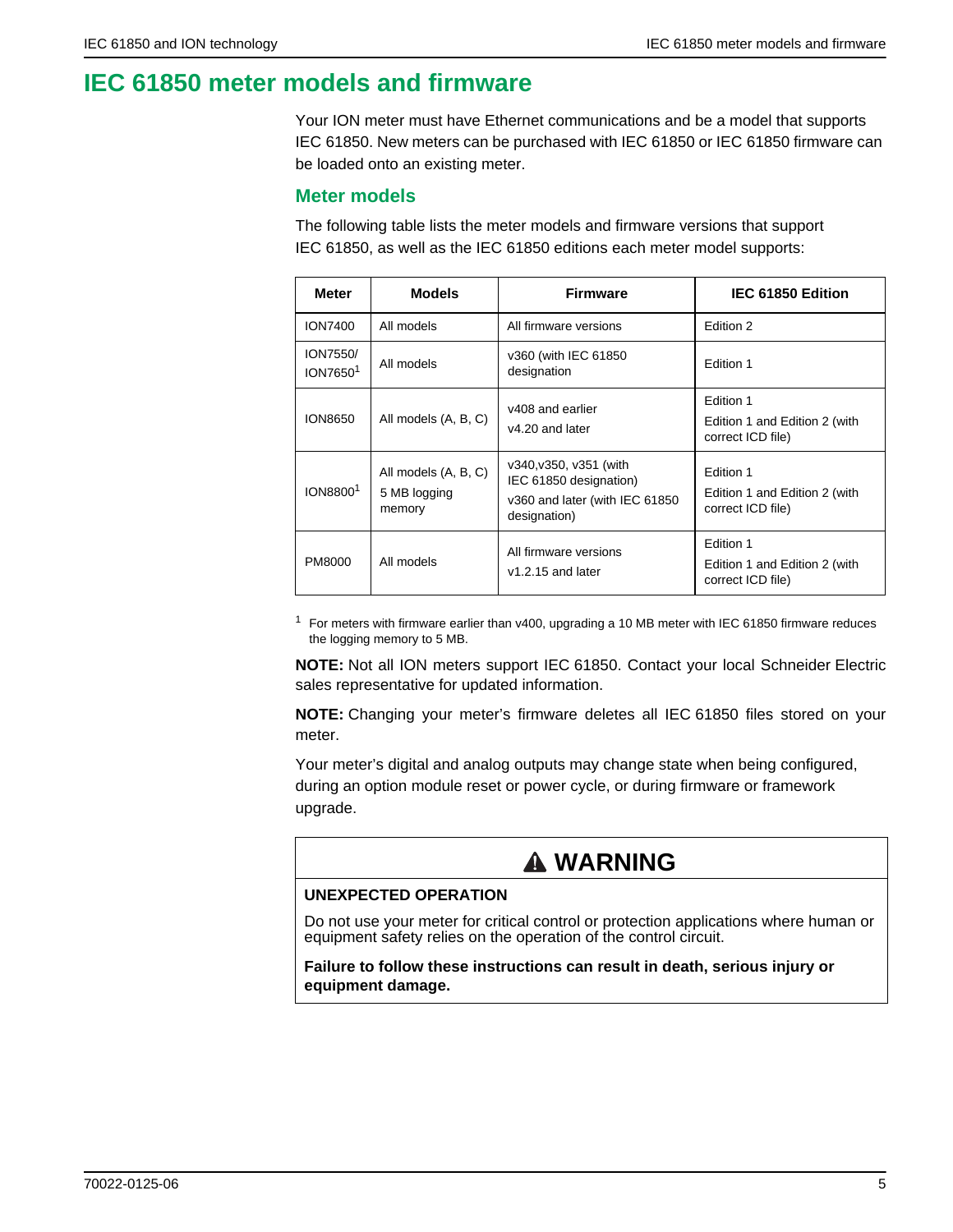# IEC 61850 meter models and firmware

Your ION meter must have Ethernet communications and be a model that supports IEC 61850. New meters can be purchased with IEC 61850 or IEC 61850 firmware can be loaded onto an existing meter.

## Meter models

The following table lists the meter models and firmware versions that support IEC 61850, as well as the IEC 61850 editions each meter model supports:

| Meter | Models | Firmware | IEC 61850 Edition |
|---|---|---|---|
| ION7400 | All models | All firmware versions | Edition 2 |
| ION7550/ ION7650[1] | All models | v360 (with IEC 61850 designation | Edition 1 |
| ION8650 | All models (A, B, C) | v408 and earlier<br>v4.20 and later | Edition 1<br>Edition 1 and Edition 2 (with correct ICD file) |
| ION8800[1] | All models (A, B, C)<br>5 MB logging memory | v340,v350, v351 (with IEC 61850 designation)<br>v360 and later (with IEC 61850 designation) | Edition 1<br>Edition 1 and Edition 2 (with correct ICD file) |
| PM8000 | All models | All firmware versions<br>v1.2.15 and later | Edition 1<br>Edition 1 and Edition 2 (with correct ICD file) |

[1] For meters with firmware earlier than v400, upgrading a 10 MB meter with IEC 61850 firmware reduces the logging memory to 5 MB.

**NOTE:** Not all ION meters support IEC 61850. Contact your local Schneider Electric sales representative for updated information.

**NOTE:** Changing your meter's firmware deletes all IEC 61850 files stored on your meter.

Your meter's digital and analog outputs may change state when being configured, during an option module reset or power cycle, or during firmware or framework upgrade.

**⚠ WARNING**

**UNEXPECTED OPERATION**

Do not use your meter for critical control or protection applications where human or equipment safety relies on the operation of the control circuit.

**Failure to follow these instructions can result in death, serious injury or equipment damage.**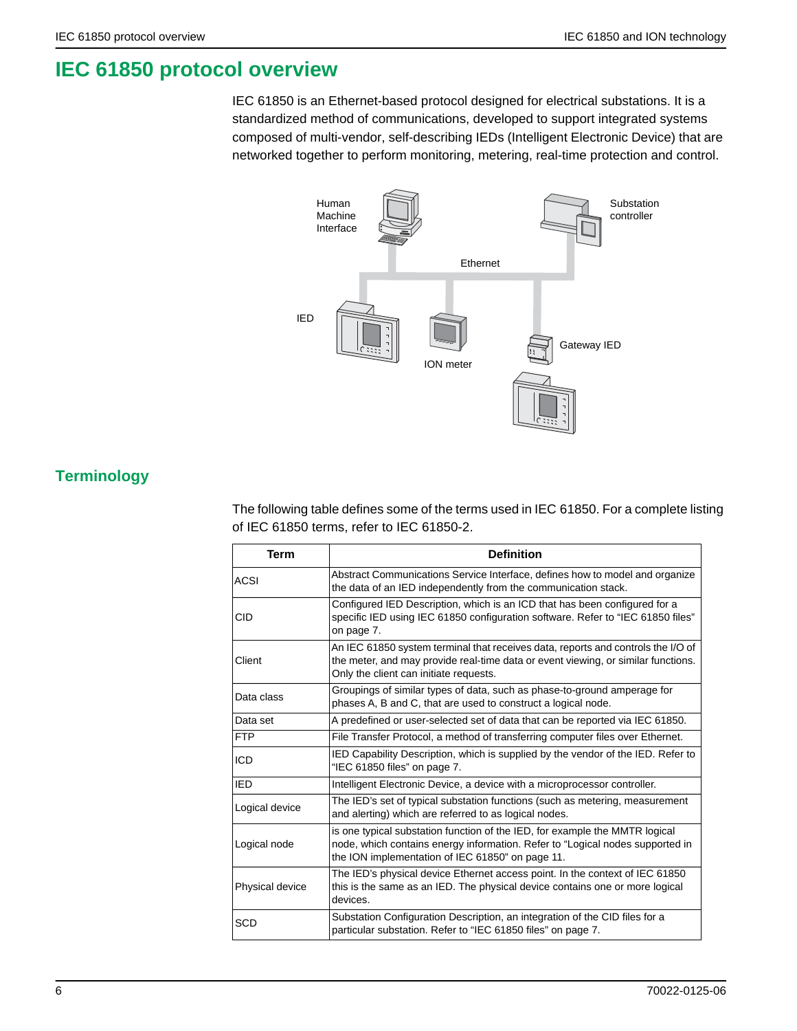# IEC 61850 protocol overview

IEC 61850 is an Ethernet-based protocol designed for electrical substations. It is a standardized method of communications, developed to support integrated systems composed of multi-vendor, self-describing IEDs (Intelligent Electronic Device) that are networked together to perform monitoring, metering, real-time protection and control.

Human Machine Interface

Substation controller

Ethernet

IED

ION meter

Gateway IED

## Terminology

The following table defines some of the terms used in IEC 61850. For a complete listing of IEC 61850 terms, refer to IEC 61850-2.

| Term | Definition |
|---|---|
| ACSI | Abstract Communications Service Interface, defines how to model and organize the data of an IED independently from the communication stack. |
| CID | Configured IED Description, which is an ICD that has been configured for a specific IED using IEC 61850 configuration software. Refer to “IEC 61850 files” on page 7. |
| Client | An IEC 61850 system terminal that receives data, reports and controls the I/O of the meter, and may provide real-time data or event viewing, or similar functions. Only the client can initiate requests. |
| Data class | Groupings of similar types of data, such as phase-to-ground amperage for phases A, B and C, that are used to construct a logical node. |
| Data set | A predefined or user-selected set of data that can be reported via IEC 61850. |
| FTP | File Transfer Protocol, a method of transferring computer files over Ethernet. |
| ICD | IED Capability Description, which is supplied by the vendor of the IED. Refer to “IEC 61850 files” on page 7. |
| IED | Intelligent Electronic Device, a device with a microprocessor controller. |
| Logical device | The IED’s set of typical substation functions (such as metering, measurement and alerting) which are referred to as logical nodes. |
| Logical node | is one typical substation function of the IED, for example the MMTR logical node, which contains energy information. Refer to “Logical nodes supported in the ION implementation of IEC 61850” on page 11. |
| Physical device | The IED’s physical device Ethernet access point. In the context of IEC 61850 this is the same as an IED. The physical device contains one or more logical devices. |
| SCD | Substation Configuration Description, an integration of the CID files for a particular substation. Refer to “IEC 61850 files” on page 7. |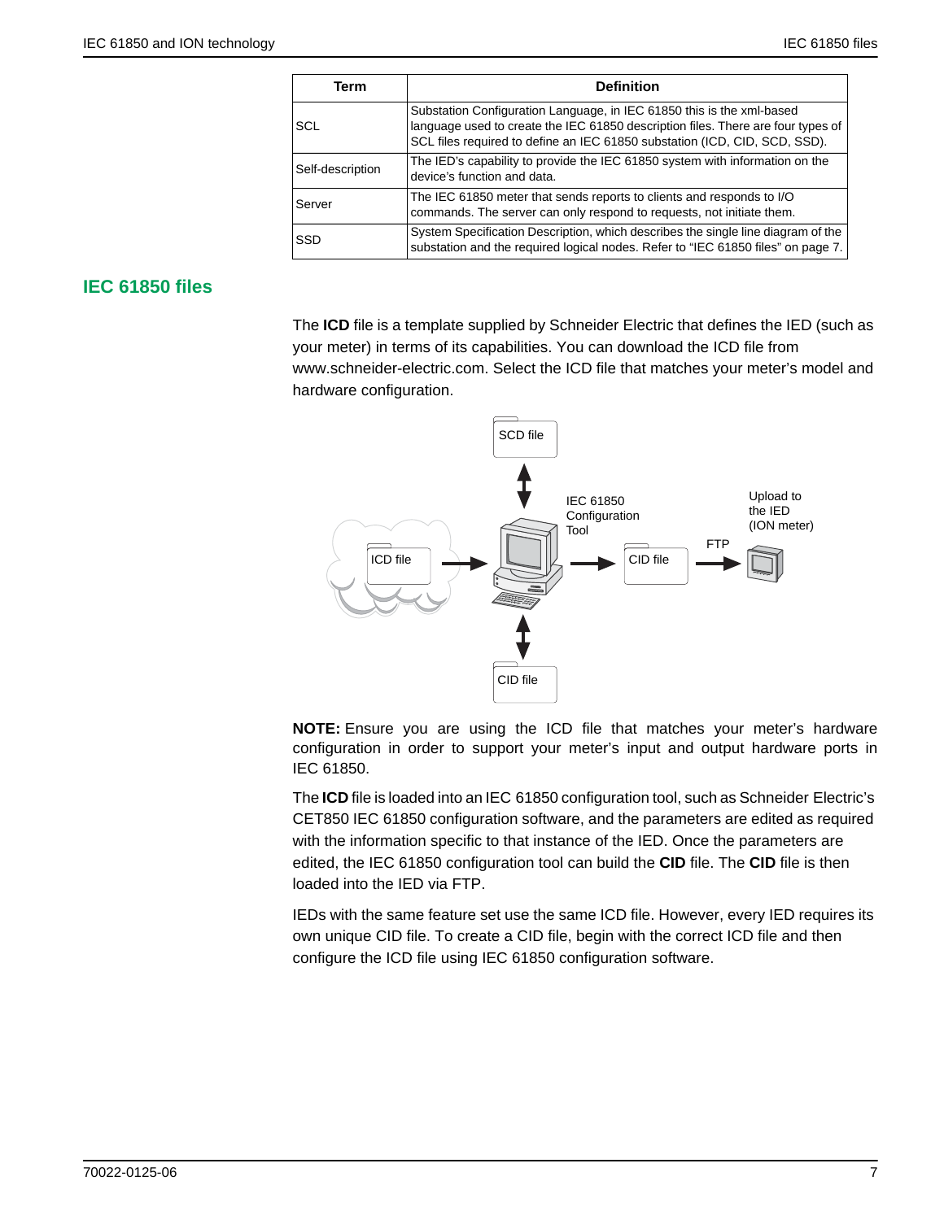| Term | Definition |
| --- | --- |
| SCL | Substation Configuration Language, in IEC 61850 this is the xml-based language used to create the IEC 61850 description files. There are four types of SCL files required to define an IEC 61850 substation (ICD, CID, SCD, SSD). |
| Self-description | The IED's capability to provide the IEC 61850 system with information on the device's function and data. |
| Server | The IEC 61850 meter that sends reports to clients and responds to I/O commands. The server can only respond to requests, not initiate them. |
| SSD | System Specification Description, which describes the single line diagram of the substation and the required logical nodes. Refer to "IEC 61850 files" on page 7. |

## IEC 61850 files

The **ICD** file is a template supplied by Schneider Electric that defines the IED (such as your meter) in terms of its capabilities. You can download the ICD file from www.schneider-electric.com. Select the ICD file that matches your meter's model and hardware configuration.

SCD file

ICD file

IEC 61850 Configuration Tool

CID file

FTP

Upload to the IED (ION meter)

CID file

**NOTE:** Ensure you are using the ICD file that matches your meter's hardware configuration in order to support your meter's input and output hardware ports in IEC 61850.

The **ICD** file is loaded into an IEC 61850 configuration tool, such as Schneider Electric's CET850 IEC 61850 configuration software, and the parameters are edited as required with the information specific to that instance of the IED. Once the parameters are edited, the IEC 61850 configuration tool can build the **CID** file. The **CID** file is then loaded into the IED via FTP.

IEDs with the same feature set use the same ICD file. However, every IED requires its own unique CID file. To create a CID file, begin with the correct ICD file and then configure the ICD file using IEC 61850 configuration software.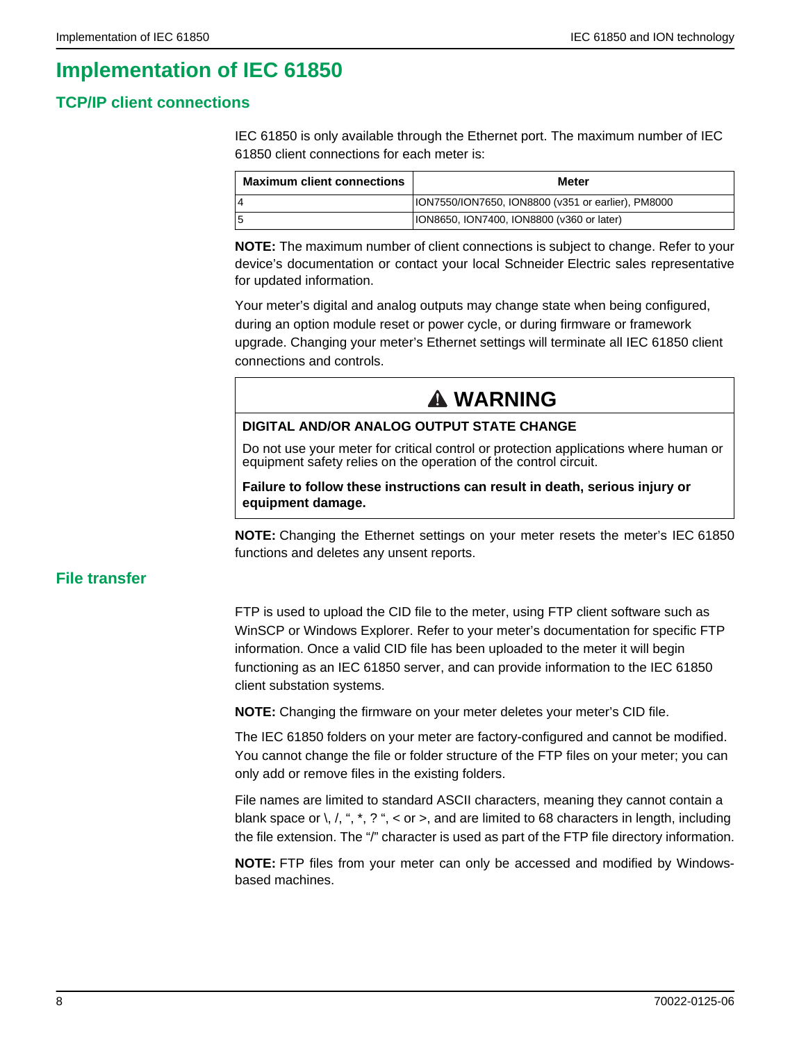# Implementation of IEC 61850

## TCP/IP client connections

IEC 61850 is only available through the Ethernet port. The maximum number of IEC 61850 client connections for each meter is:

| Maximum client connections | Meter |
|---|---|
| 4 | ION7550/ION7650, ION8800 (v351 or earlier), PM8000 |
| 5 | ION8650, ION7400, ION8800 (v360 or later) |

**NOTE:** The maximum number of client connections is subject to change. Refer to your device's documentation or contact your local Schneider Electric sales representative for updated information.

Your meter's digital and analog outputs may change state when being configured, during an option module reset or power cycle, or during firmware or framework upgrade. Changing your meter's Ethernet settings will terminate all IEC 61850 client connections and controls.

> **⚠ WARNING**
>
> **DIGITAL AND/OR ANALOG OUTPUT STATE CHANGE**
>
> Do not use your meter for critical control or protection applications where human or equipment safety relies on the operation of the control circuit.
>
> **Failure to follow these instructions can result in death, serious injury or equipment damage.**

**NOTE:** Changing the Ethernet settings on your meter resets the meter's IEC 61850 functions and deletes any unsent reports.

## File transfer

FTP is used to upload the CID file to the meter, using FTP client software such as WinSCP or Windows Explorer. Refer to your meter's documentation for specific FTP information. Once a valid CID file has been uploaded to the meter it will begin functioning as an IEC 61850 server, and can provide information to the IEC 61850 client substation systems.

**NOTE:** Changing the firmware on your meter deletes your meter's CID file.

The IEC 61850 folders on your meter are factory-configured and cannot be modified. You cannot change the file or folder structure of the FTP files on your meter; you can only add or remove files in the existing folders.

File names are limited to standard ASCII characters, meaning they cannot contain a blank space or \, /, ", *, ? ", < or >, and are limited to 68 characters in length, including the file extension. The "/" character is used as part of the FTP file directory information.

**NOTE:** FTP files from your meter can only be accessed and modified by Windows-based machines.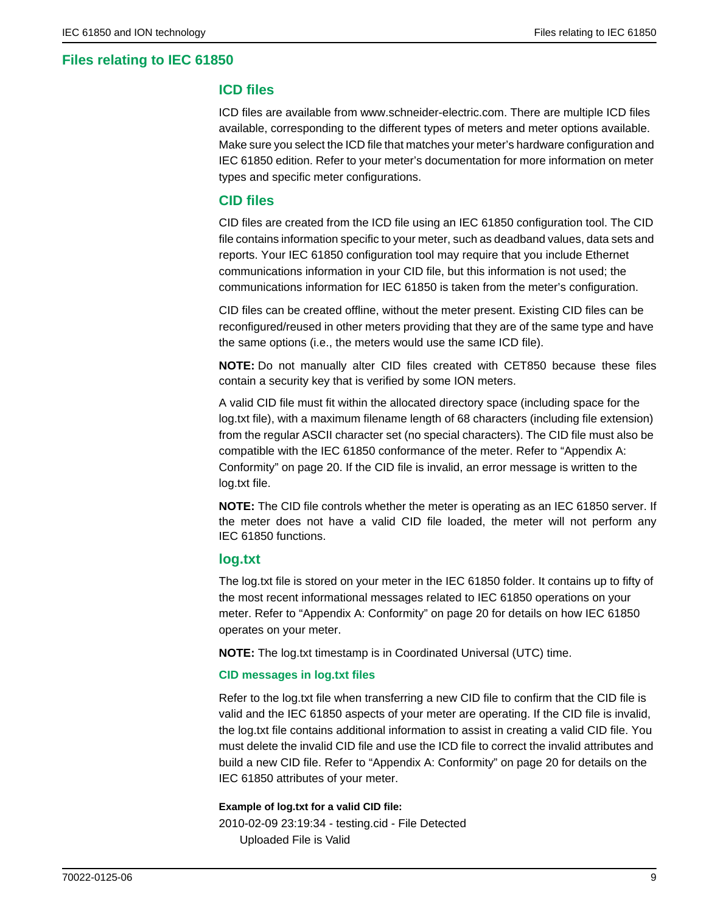# Files relating to IEC 61850

## ICD files

ICD files are available from www.schneider-electric.com. There are multiple ICD files available, corresponding to the different types of meters and meter options available. Make sure you select the ICD file that matches your meter's hardware configuration and IEC 61850 edition. Refer to your meter's documentation for more information on meter types and specific meter configurations.

## CID files

CID files are created from the ICD file using an IEC 61850 configuration tool. The CID file contains information specific to your meter, such as deadband values, data sets and reports. Your IEC 61850 configuration tool may require that you include Ethernet communications information in your CID file, but this information is not used; the communications information for IEC 61850 is taken from the meter's configuration.

CID files can be created offline, without the meter present. Existing CID files can be reconfigured/reused in other meters providing that they are of the same type and have the same options (i.e., the meters would use the same ICD file).

**NOTE:** Do not manually alter CID files created with CET850 because these files contain a security key that is verified by some ION meters.

A valid CID file must fit within the allocated directory space (including space for the log.txt file), with a maximum filename length of 68 characters (including file extension) from the regular ASCII character set (no special characters). The CID file must also be compatible with the IEC 61850 conformance of the meter. Refer to "Appendix A: Conformity" on page 20. If the CID file is invalid, an error message is written to the log.txt file.

**NOTE:** The CID file controls whether the meter is operating as an IEC 61850 server. If the meter does not have a valid CID file loaded, the meter will not perform any IEC 61850 functions.

## log.txt

The log.txt file is stored on your meter in the IEC 61850 folder. It contains up to fifty of the most recent informational messages related to IEC 61850 operations on your meter. Refer to "Appendix A: Conformity" on page 20 for details on how IEC 61850 operates on your meter.

**NOTE:** The log.txt timestamp is in Coordinated Universal (UTC) time.

### CID messages in log.txt files

Refer to the log.txt file when transferring a new CID file to confirm that the CID file is valid and the IEC 61850 aspects of your meter are operating. If the CID file is invalid, the log.txt file contains additional information to assist in creating a valid CID file. You must delete the invalid CID file and use the ICD file to correct the invalid attributes and build a new CID file. Refer to "Appendix A: Conformity" on page 20 for details on the IEC 61850 attributes of your meter.

**Example of log.txt for a valid CID file:**

```
2010-02-09 23:19:34 - testing.cid - File Detected
    Uploaded File is Valid
```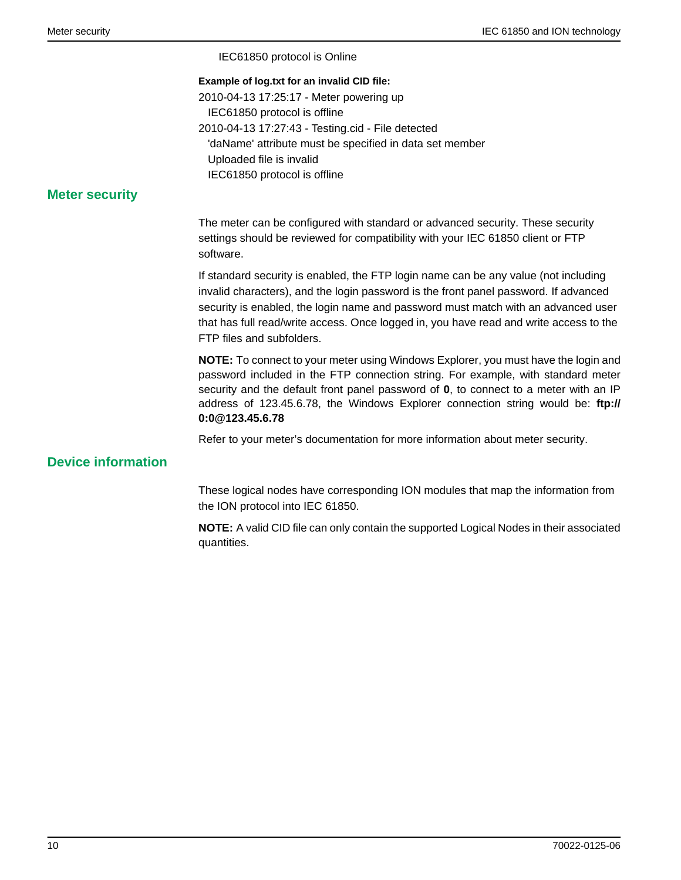IEC61850 protocol is Online

**Example of log.txt for an invalid CID file:**

```
2010-04-13 17:25:17 - Meter powering up
  IEC61850 protocol is offline
2010-04-13 17:27:43 - Testing.cid - File detected
  'daName' attribute must be specified in data set member
  Uploaded file is invalid
  IEC61850 protocol is offline
```

## Meter security

The meter can be configured with standard or advanced security. These security settings should be reviewed for compatibility with your IEC 61850 client or FTP software.

If standard security is enabled, the FTP login name can be any value (not including invalid characters), and the login password is the front panel password. If advanced security is enabled, the login name and password must match with an advanced user that has full read/write access. Once logged in, you have read and write access to the FTP files and subfolders.

**NOTE:** To connect to your meter using Windows Explorer, you must have the login and password included in the FTP connection string. For example, with standard meter security and the default front panel password of **0**, to connect to a meter with an IP address of 123.45.6.78, the Windows Explorer connection string would be: **ftp://0:0@123.45.6.78**

Refer to your meter's documentation for more information about meter security.

## Device information

These logical nodes have corresponding ION modules that map the information from the ION protocol into IEC 61850.

**NOTE:** A valid CID file can only contain the supported Logical Nodes in their associated quantities.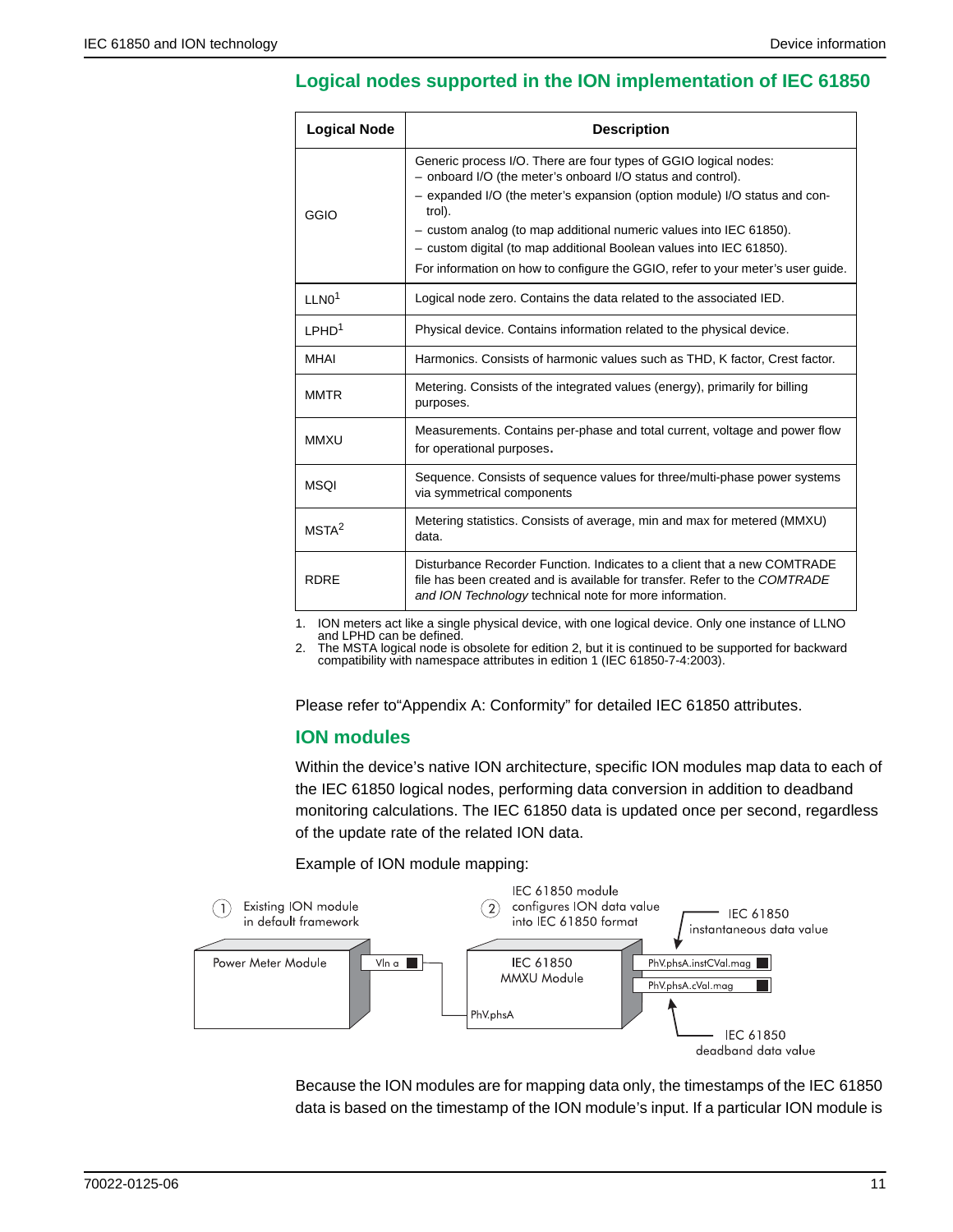## Logical nodes supported in the ION implementation of IEC 61850

| Logical Node | Description |
|---|---|
| GGIO | Generic process I/O. There are four types of GGIO logical nodes:<br>– onboard I/O (the meter's onboard I/O status and control).<br>– expanded I/O (the meter's expansion (option module) I/O status and control).<br>– custom analog (to map additional numeric values into IEC 61850).<br>– custom digital (to map additional Boolean values into IEC 61850).<br>For information on how to configure the GGIO, refer to your meter's user guide. |
| LLN0[1] | Logical node zero. Contains the data related to the associated IED. |
| LPHD[1] | Physical device. Contains information related to the physical device. |
| MHAI | Harmonics. Consists of harmonic values such as THD, K factor, Crest factor. |
| MMTR | Metering. Consists of the integrated values (energy), primarily for billing purposes. |
| MMXU | Measurements. Contains per-phase and total current, voltage and power flow for operational purposes. |
| MSQI | Sequence. Consists of sequence values for three/multi-phase power systems via symmetrical components |
| MSTA[2] | Metering statistics. Consists of average, min and max for metered (MMXU) data. |
| RDRE | Disturbance Recorder Function. Indicates to a client that a new COMTRADE file has been created and is available for transfer. Refer to the *COMTRADE and ION Technology* technical note for more information. |

1. ION meters act like a single physical device, with one logical device. Only one instance of LLNO and LPHD can be defined.
2. The MSTA logical node is obsolete for edition 2, but it is continued to be supported for backward compatibility with namespace attributes in edition 1 (IEC 61850-7-4:2003).

Please refer to"Appendix A: Conformity" for detailed IEC 61850 attributes.

### ION modules

Within the device's native ION architecture, specific ION modules map data to each of the IEC 61850 logical nodes, performing data conversion in addition to deadband monitoring calculations. The IEC 61850 data is updated once per second, regardless of the update rate of the related ION data.

Example of ION module mapping:

(1) Existing ION module in default framework — Power Meter Module — Vln a

(2) IEC 61850 module configures ION data value into IEC 61850 format — IEC 61850 MMXU Module — PhV.phsA

PhV.phsA.instCVal.mag — IEC 61850 instantaneous data value

PhV.phsA.cVal.mag — IEC 61850 deadband data value

Because the ION modules are for mapping data only, the timestamps of the IEC 61850 data is based on the timestamp of the ION module's input. If a particular ION module is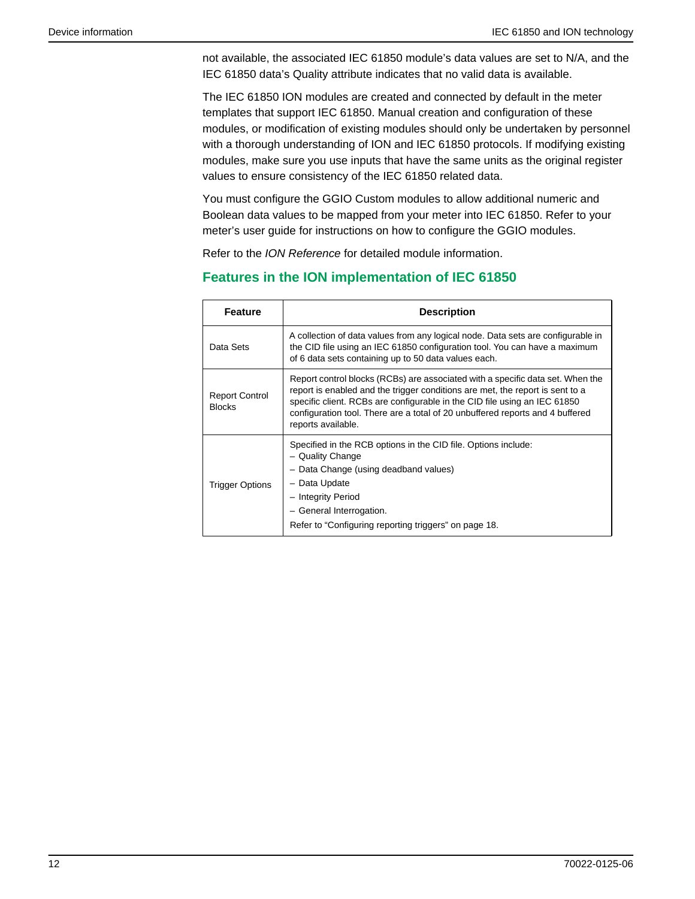not available, the associated IEC 61850 module's data values are set to N/A, and the IEC 61850 data's Quality attribute indicates that no valid data is available.

The IEC 61850 ION modules are created and connected by default in the meter templates that support IEC 61850. Manual creation and configuration of these modules, or modification of existing modules should only be undertaken by personnel with a thorough understanding of ION and IEC 61850 protocols. If modifying existing modules, make sure you use inputs that have the same units as the original register values to ensure consistency of the IEC 61850 related data.

You must configure the GGIO Custom modules to allow additional numeric and Boolean data values to be mapped from your meter into IEC 61850. Refer to your meter's user guide for instructions on how to configure the GGIO modules.

Refer to the *ION Reference* for detailed module information.

## Features in the ION implementation of IEC 61850

| Feature | Description |
|---|---|
| Data Sets | A collection of data values from any logical node. Data sets are configurable in the CID file using an IEC 61850 configuration tool. You can have a maximum of 6 data sets containing up to 50 data values each. |
| Report Control Blocks | Report control blocks (RCBs) are associated with a specific data set. When the report is enabled and the trigger conditions are met, the report is sent to a specific client. RCBs are configurable in the CID file using an IEC 61850 configuration tool. There are a total of 20 unbuffered reports and 4 buffered reports available. |
| Trigger Options | Specified in the RCB options in the CID file. Options include:<br>– Quality Change<br>– Data Change (using deadband values)<br>– Data Update<br>– Integrity Period<br>– General Interrogation.<br>Refer to "Configuring reporting triggers" on page 18. |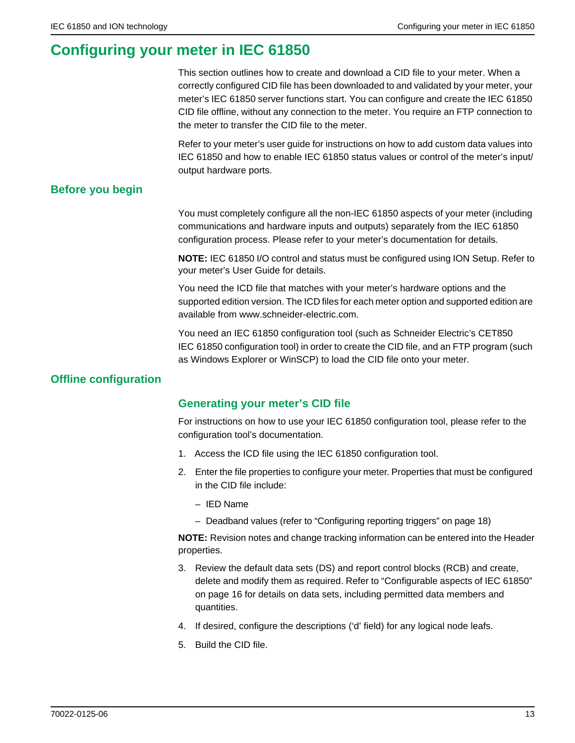# Configuring your meter in IEC 61850

This section outlines how to create and download a CID file to your meter. When a correctly configured CID file has been downloaded to and validated by your meter, your meter's IEC 61850 server functions start. You can configure and create the IEC 61850 CID file offline, without any connection to the meter. You require an FTP connection to the meter to transfer the CID file to the meter.

Refer to your meter's user guide for instructions on how to add custom data values into IEC 61850 and how to enable IEC 61850 status values or control of the meter's input/output hardware ports.

## Before you begin

You must completely configure all the non-IEC 61850 aspects of your meter (including communications and hardware inputs and outputs) separately from the IEC 61850 configuration process. Please refer to your meter's documentation for details.

**NOTE:** IEC 61850 I/O control and status must be configured using ION Setup. Refer to your meter's User Guide for details.

You need the ICD file that matches with your meter's hardware options and the supported edition version. The ICD files for each meter option and supported edition are available from www.schneider-electric.com.

You need an IEC 61850 configuration tool (such as Schneider Electric's CET850 IEC 61850 configuration tool) in order to create the CID file, and an FTP program (such as Windows Explorer or WinSCP) to load the CID file onto your meter.

## Offline configuration

### Generating your meter's CID file

For instructions on how to use your IEC 61850 configuration tool, please refer to the configuration tool's documentation.

1. Access the ICD file using the IEC 61850 configuration tool.
2. Enter the file properties to configure your meter. Properties that must be configured in the CID file include:
   - IED Name
   - Deadband values (refer to "Configuring reporting triggers" on page 18)

**NOTE:** Revision notes and change tracking information can be entered into the Header properties.

3. Review the default data sets (DS) and report control blocks (RCB) and create, delete and modify them as required. Refer to "Configurable aspects of IEC 61850" on page 16 for details on data sets, including permitted data members and quantities.
4. If desired, configure the descriptions ('d' field) for any logical node leafs.
5. Build the CID file.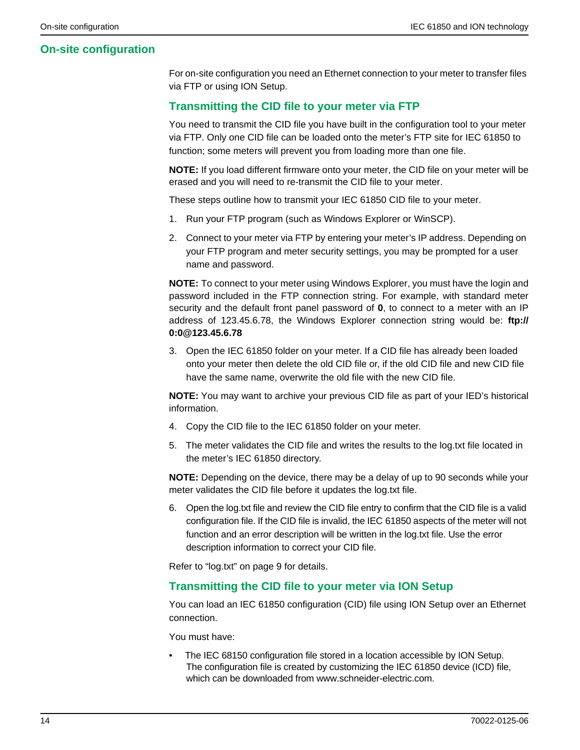## On-site configuration

For on-site configuration you need an Ethernet connection to your meter to transfer files via FTP or using ION Setup.

### Transmitting the CID file to your meter via FTP

You need to transmit the CID file you have built in the configuration tool to your meter via FTP. Only one CID file can be loaded onto the meter's FTP site for IEC 61850 to function; some meters will prevent you from loading more than one file.

**NOTE:** If you load different firmware onto your meter, the CID file on your meter will be erased and you will need to re-transmit the CID file to your meter.

These steps outline how to transmit your IEC 61850 CID file to your meter.

1. Run your FTP program (such as Windows Explorer or WinSCP).
2. Connect to your meter via FTP by entering your meter's IP address. Depending on your FTP program and meter security settings, you may be prompted for a user name and password.

**NOTE:** To connect to your meter using Windows Explorer, you must have the login and password included in the FTP connection string. For example, with standard meter security and the default front panel password of **0**, to connect to a meter with an IP address of 123.45.6.78, the Windows Explorer connection string would be: **ftp://0:0@123.45.6.78**

3. Open the IEC 61850 folder on your meter. If a CID file has already been loaded onto your meter then delete the old CID file or, if the old CID file and new CID file have the same name, overwrite the old file with the new CID file.

**NOTE:** You may want to archive your previous CID file as part of your IED's historical information.

4. Copy the CID file to the IEC 61850 folder on your meter.
5. The meter validates the CID file and writes the results to the log.txt file located in the meter's IEC 61850 directory.

**NOTE:** Depending on the device, there may be a delay of up to 90 seconds while your meter validates the CID file before it updates the log.txt file.

6. Open the log.txt file and review the CID file entry to confirm that the CID file is a valid configuration file. If the CID file is invalid, the IEC 61850 aspects of the meter will not function and an error description will be written in the log.txt file. Use the error description information to correct your CID file.

Refer to "log.txt" on page 9 for details.

### Transmitting the CID file to your meter via ION Setup

You can load an IEC 61850 configuration (CID) file using ION Setup over an Ethernet connection.

You must have:

- The IEC 68150 configuration file stored in a location accessible by ION Setup. The configuration file is created by customizing the IEC 61850 device (ICD) file, which can be downloaded from www.schneider-electric.com.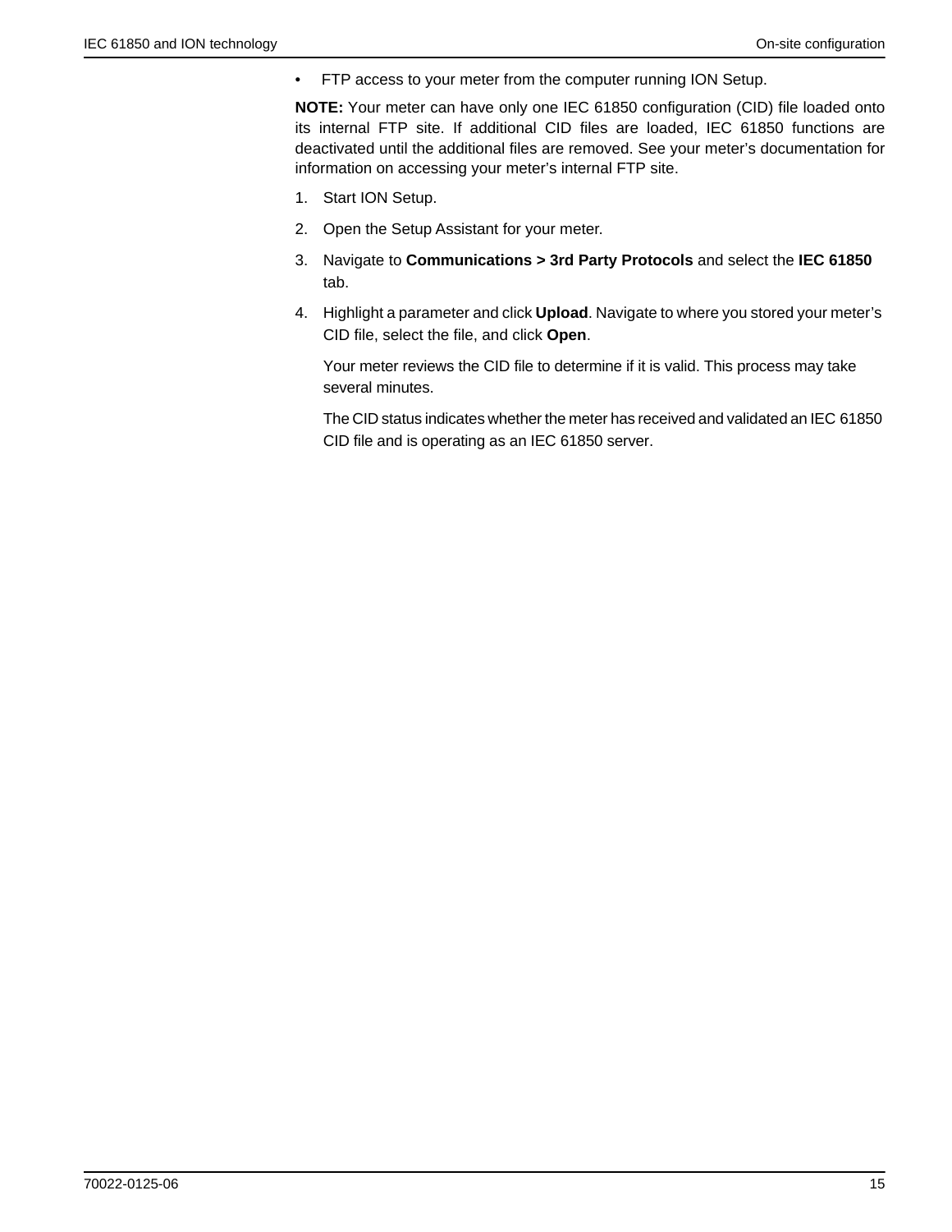- FTP access to your meter from the computer running ION Setup.

**NOTE:** Your meter can have only one IEC 61850 configuration (CID) file loaded onto its internal FTP site. If additional CID files are loaded, IEC 61850 functions are deactivated until the additional files are removed. See your meter's documentation for information on accessing your meter's internal FTP site.

1. Start ION Setup.
2. Open the Setup Assistant for your meter.
3. Navigate to **Communications > 3rd Party Protocols** and select the **IEC 61850** tab.
4. Highlight a parameter and click **Upload**. Navigate to where you stored your meter's CID file, select the file, and click **Open**.

   Your meter reviews the CID file to determine if it is valid. This process may take several minutes.

   The CID status indicates whether the meter has received and validated an IEC 61850 CID file and is operating as an IEC 61850 server.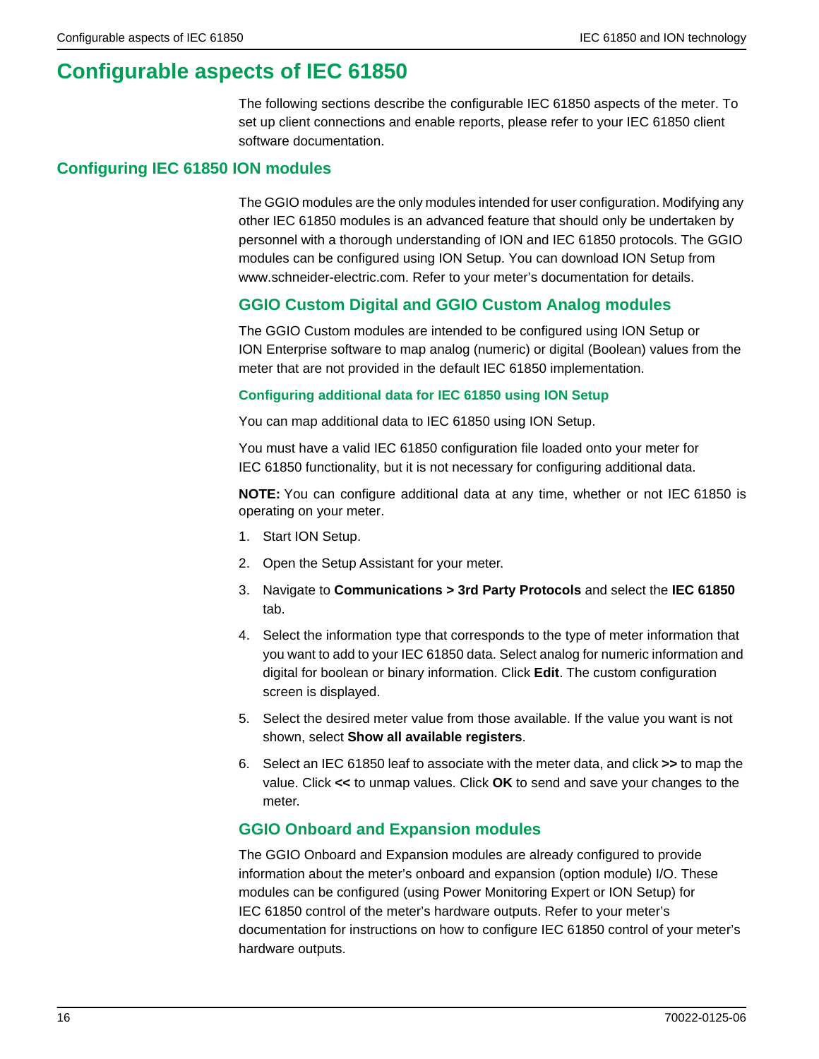# Configurable aspects of IEC 61850

The following sections describe the configurable IEC 61850 aspects of the meter. To set up client connections and enable reports, please refer to your IEC 61850 client software documentation.

## Configuring IEC 61850 ION modules

The GGIO modules are the only modules intended for user configuration. Modifying any other IEC 61850 modules is an advanced feature that should only be undertaken by personnel with a thorough understanding of ION and IEC 61850 protocols. The GGIO modules can be configured using ION Setup. You can download ION Setup from www.schneider-electric.com. Refer to your meter's documentation for details.

### GGIO Custom Digital and GGIO Custom Analog modules

The GGIO Custom modules are intended to be configured using ION Setup or ION Enterprise software to map analog (numeric) or digital (Boolean) values from the meter that are not provided in the default IEC 61850 implementation.

#### Configuring additional data for IEC 61850 using ION Setup

You can map additional data to IEC 61850 using ION Setup.

You must have a valid IEC 61850 configuration file loaded onto your meter for IEC 61850 functionality, but it is not necessary for configuring additional data.

**NOTE:** You can configure additional data at any time, whether or not IEC 61850 is operating on your meter.

1. Start ION Setup.
2. Open the Setup Assistant for your meter.
3. Navigate to **Communications > 3rd Party Protocols** and select the **IEC 61850** tab.
4. Select the information type that corresponds to the type of meter information that you want to add to your IEC 61850 data. Select analog for numeric information and digital for boolean or binary information. Click **Edit**. The custom configuration screen is displayed.
5. Select the desired meter value from those available. If the value you want is not shown, select **Show all available registers**.
6. Select an IEC 61850 leaf to associate with the meter data, and click **>>** to map the value. Click **<<** to unmap values. Click **OK** to send and save your changes to the meter.

### GGIO Onboard and Expansion modules

The GGIO Onboard and Expansion modules are already configured to provide information about the meter's onboard and expansion (option module) I/O. These modules can be configured (using Power Monitoring Expert or ION Setup) for IEC 61850 control of the meter's hardware outputs. Refer to your meter's documentation for instructions on how to configure IEC 61850 control of your meter's hardware outputs.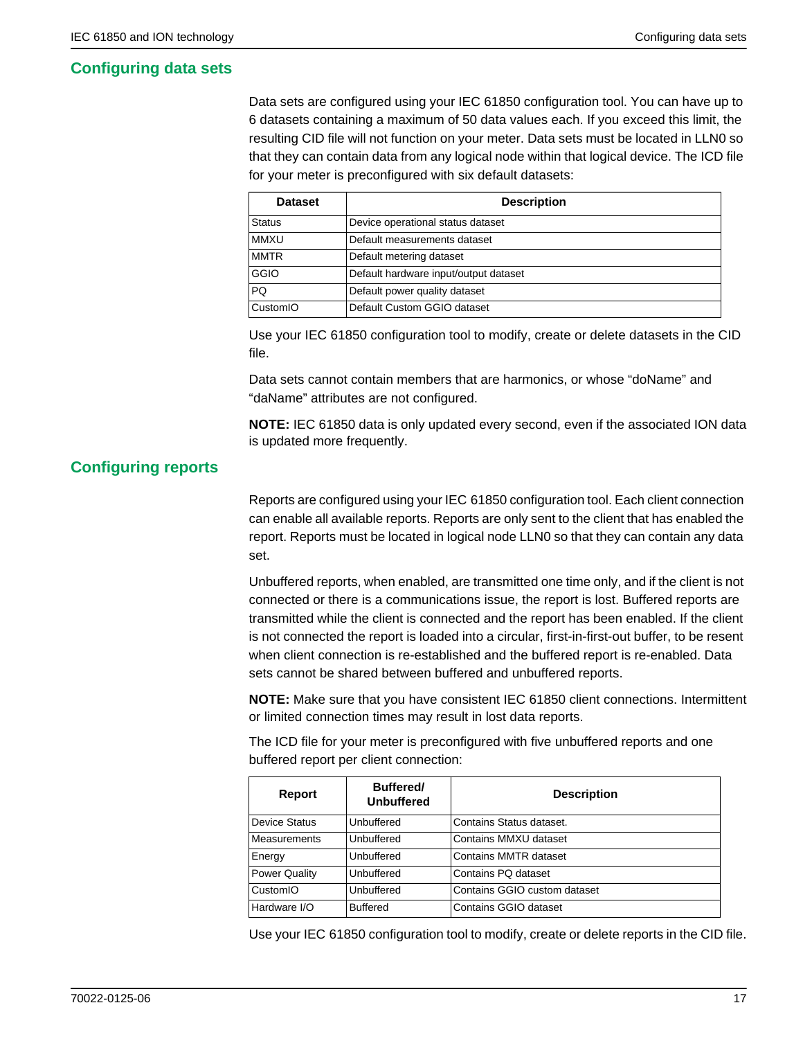## Configuring data sets

Data sets are configured using your IEC 61850 configuration tool. You can have up to 6 datasets containing a maximum of 50 data values each. If you exceed this limit, the resulting CID file will not function on your meter. Data sets must be located in LLN0 so that they can contain data from any logical node within that logical device. The ICD file for your meter is preconfigured with six default datasets:

| Dataset | Description |
| --- | --- |
| Status | Device operational status dataset |
| MMXU | Default measurements dataset |
| MMTR | Default metering dataset |
| GGIO | Default hardware input/output dataset |
| PQ | Default power quality dataset |
| CustomIO | Default Custom GGIO dataset |

Use your IEC 61850 configuration tool to modify, create or delete datasets in the CID file.

Data sets cannot contain members that are harmonics, or whose “doName” and “daName” attributes are not configured.

**NOTE:** IEC 61850 data is only updated every second, even if the associated ION data is updated more frequently.

## Configuring reports

Reports are configured using your IEC 61850 configuration tool. Each client connection can enable all available reports. Reports are only sent to the client that has enabled the report. Reports must be located in logical node LLN0 so that they can contain any data set.

Unbuffered reports, when enabled, are transmitted one time only, and if the client is not connected or there is a communications issue, the report is lost. Buffered reports are transmitted while the client is connected and the report has been enabled. If the client is not connected the report is loaded into a circular, first-in-first-out buffer, to be resent when client connection is re-established and the buffered report is re-enabled. Data sets cannot be shared between buffered and unbuffered reports.

**NOTE:** Make sure that you have consistent IEC 61850 client connections. Intermittent or limited connection times may result in lost data reports.

The ICD file for your meter is preconfigured with five unbuffered reports and one buffered report per client connection:

| Report | Buffered/ Unbuffered | Description |
| --- | --- | --- |
| Device Status | Unbuffered | Contains Status dataset. |
| Measurements | Unbuffered | Contains MMXU dataset |
| Energy | Unbuffered | Contains MMTR dataset |
| Power Quality | Unbuffered | Contains PQ dataset |
| CustomIO | Unbuffered | Contains GGIO custom dataset |
| Hardware I/O | Buffered | Contains GGIO dataset |

Use your IEC 61850 configuration tool to modify, create or delete reports in the CID file.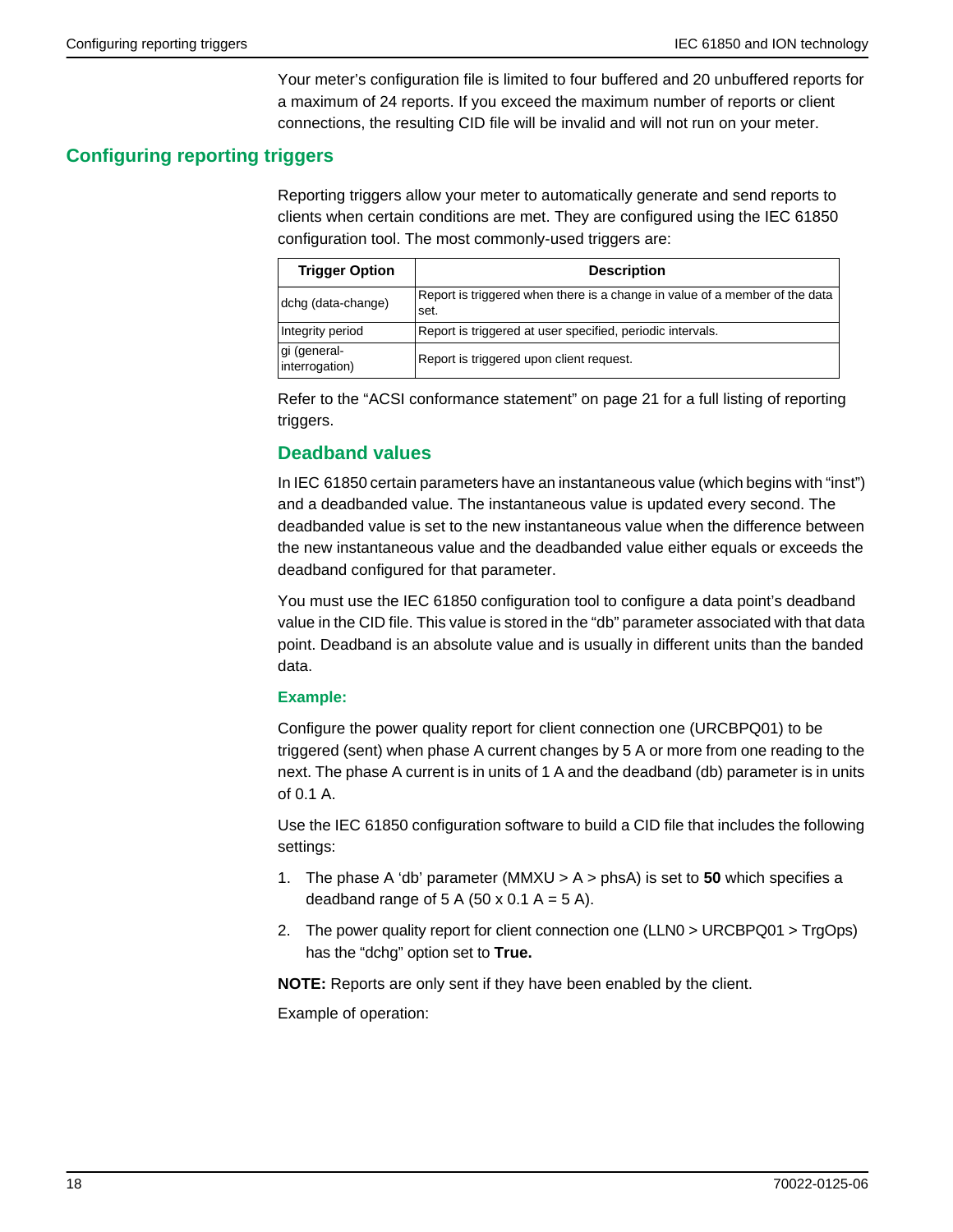Your meter's configuration file is limited to four buffered and 20 unbuffered reports for a maximum of 24 reports. If you exceed the maximum number of reports or client connections, the resulting CID file will be invalid and will not run on your meter.

## Configuring reporting triggers

Reporting triggers allow your meter to automatically generate and send reports to clients when certain conditions are met. They are configured using the IEC 61850 configuration tool. The most commonly-used triggers are:

| Trigger Option | Description |
| --- | --- |
| dchg (data-change) | Report is triggered when there is a change in value of a member of the data set. |
| Integrity period | Report is triggered at user specified, periodic intervals. |
| gi (general-interrogation) | Report is triggered upon client request. |

Refer to the "ACSI conformance statement" on page 21 for a full listing of reporting triggers.

### Deadband values

In IEC 61850 certain parameters have an instantaneous value (which begins with "inst") and a deadbanded value. The instantaneous value is updated every second. The deadbanded value is set to the new instantaneous value when the difference between the new instantaneous value and the deadbanded value either equals or exceeds the deadband configured for that parameter.

You must use the IEC 61850 configuration tool to configure a data point's deadband value in the CID file. This value is stored in the "db" parameter associated with that data point. Deadband is an absolute value and is usually in different units than the banded data.

#### Example:

Configure the power quality report for client connection one (URCBPQ01) to be triggered (sent) when phase A current changes by 5 A or more from one reading to the next. The phase A current is in units of 1 A and the deadband (db) parameter is in units of 0.1 A.

Use the IEC 61850 configuration software to build a CID file that includes the following settings:

1. The phase A 'db' parameter (MMXU > A > phsA) is set to **50** which specifies a deadband range of 5 A (50 x 0.1 A = 5 A).
2. The power quality report for client connection one (LLN0 > URCBPQ01 > TrgOps) has the "dchg" option set to **True.**

**NOTE:** Reports are only sent if they have been enabled by the client.

Example of operation: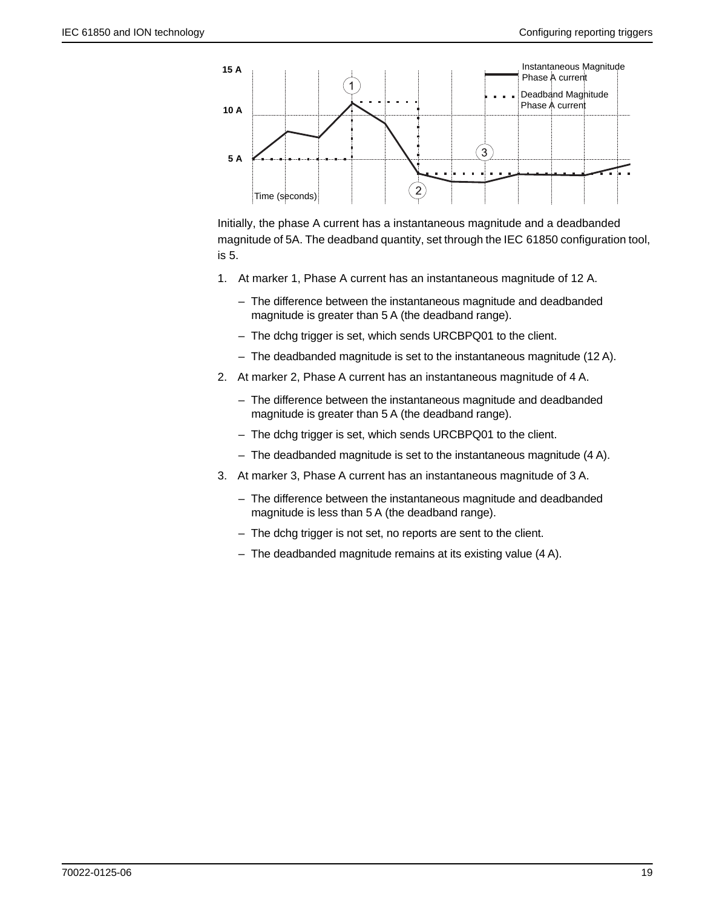Initially, the phase A current has a instantaneous magnitude and a deadbanded magnitude of 5A. The deadband quantity, set through the IEC 61850 configuration tool, is 5.

1. At marker 1, Phase A current has an instantaneous magnitude of 12 A.
   - The difference between the instantaneous magnitude and deadbanded magnitude is greater than 5 A (the deadband range).
   - The dchg trigger is set, which sends URCBPQ01 to the client.
   - The deadbanded magnitude is set to the instantaneous magnitude (12 A).
2. At marker 2, Phase A current has an instantaneous magnitude of 4 A.
   - The difference between the instantaneous magnitude and deadbanded magnitude is greater than 5 A (the deadband range).
   - The dchg trigger is set, which sends URCBPQ01 to the client.
   - The deadbanded magnitude is set to the instantaneous magnitude (4 A).
3. At marker 3, Phase A current has an instantaneous magnitude of 3 A.
   - The difference between the instantaneous magnitude and deadbanded magnitude is less than 5 A (the deadband range).
   - The dchg trigger is not set, no reports are sent to the client.
   - The deadbanded magnitude remains at its existing value (4 A).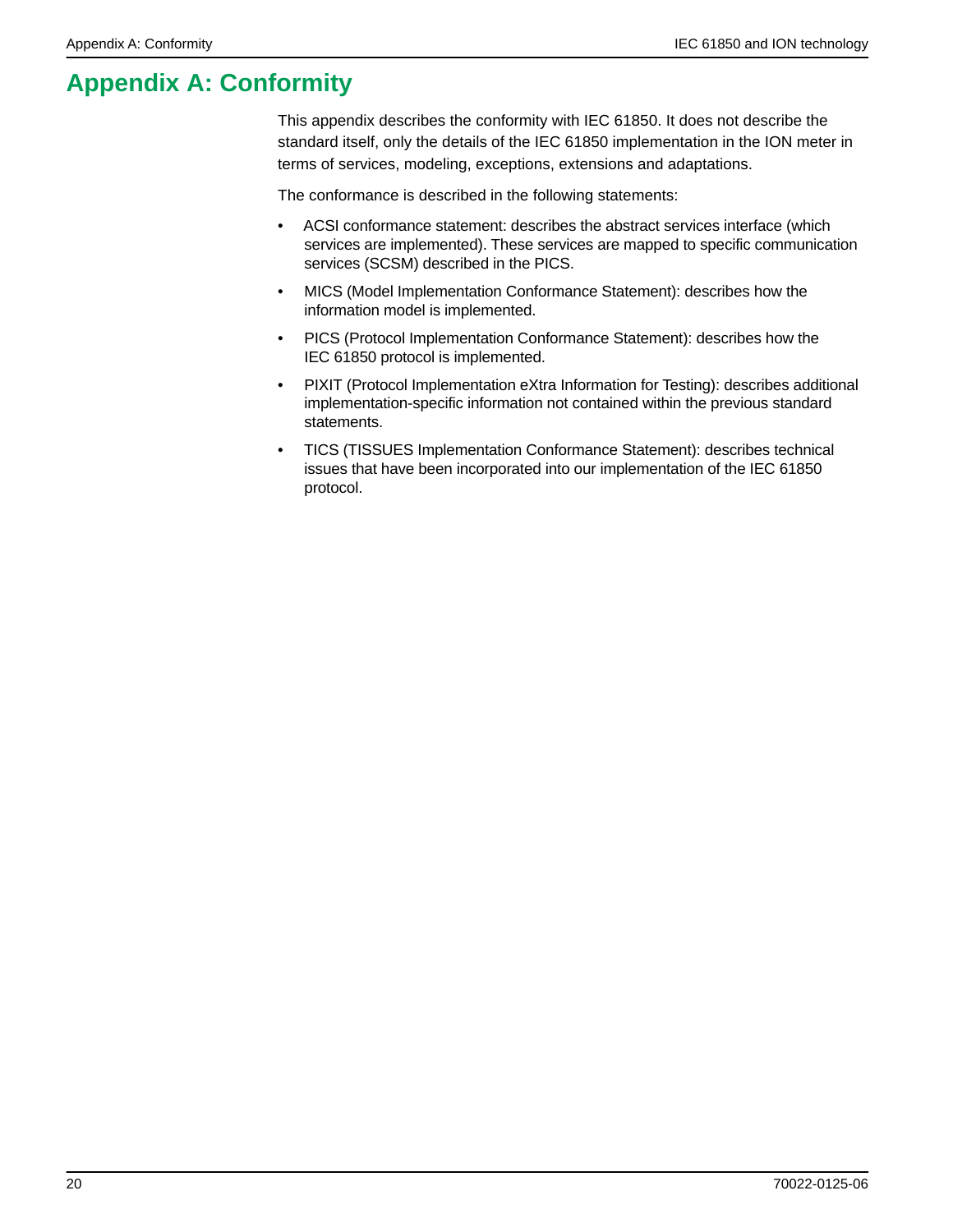# Appendix A: Conformity

This appendix describes the conformity with IEC 61850. It does not describe the standard itself, only the details of the IEC 61850 implementation in the ION meter in terms of services, modeling, exceptions, extensions and adaptations.

The conformance is described in the following statements:

- ACSI conformance statement: describes the abstract services interface (which services are implemented). These services are mapped to specific communication services (SCSM) described in the PICS.
- MICS (Model Implementation Conformance Statement): describes how the information model is implemented.
- PICS (Protocol Implementation Conformance Statement): describes how the IEC 61850 protocol is implemented.
- PIXIT (Protocol Implementation eXtra Information for Testing): describes additional implementation-specific information not contained within the previous standard statements.
- TICS (TISSUES Implementation Conformance Statement): describes technical issues that have been incorporated into our implementation of the IEC 61850 protocol.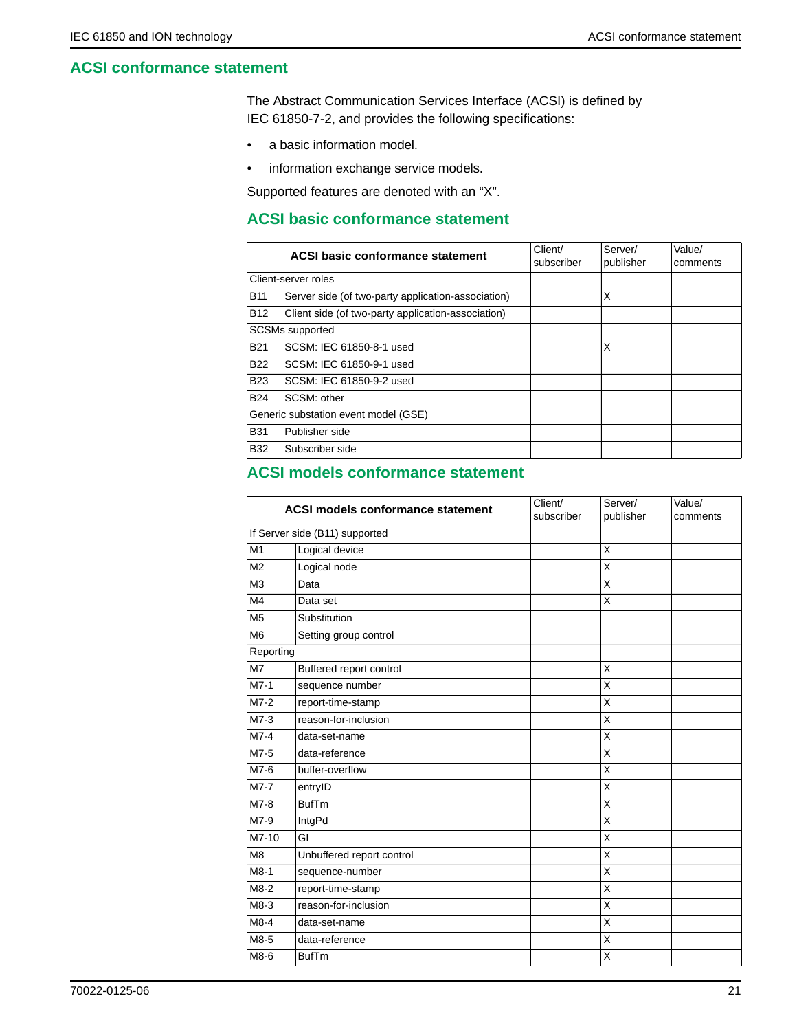## ACSI conformance statement

The Abstract Communication Services Interface (ACSI) is defined by IEC 61850-7-2, and provides the following specifications:

- a basic information model.
- information exchange service models.

Supported features are denoted with an “X”.

### ACSI basic conformance statement

| ACSI basic conformance statement | | Client/ subscriber | Server/ publisher | Value/ comments |
|---|---|---|---|---|
| Client-server roles | | | | |
| B11 | Server side (of two-party application-association) | | X | |
| B12 | Client side (of two-party application-association) | | | |
| SCSMs supported | | | | |
| B21 | SCSM: IEC 61850-8-1 used | | X | |
| B22 | SCSM: IEC 61850-9-1 used | | | |
| B23 | SCSM: IEC 61850-9-2 used | | | |
| B24 | SCSM: other | | | |
| Generic substation event model (GSE) | | | | |
| B31 | Publisher side | | | |
| B32 | Subscriber side | | | |

### ACSI models conformance statement

| ACSI models conformance statement | | Client/ subscriber | Server/ publisher | Value/ comments |
|---|---|---|---|---|
| If Server side (B11) supported | | | | |
| M1 | Logical device | | X | |
| M2 | Logical node | | X | |
| M3 | Data | | X | |
| M4 | Data set | | X | |
| M5 | Substitution | | | |
| M6 | Setting group control | | | |
| Reporting | | | | |
| M7 | Buffered report control | | X | |
| M7-1 | sequence number | | X | |
| M7-2 | report-time-stamp | | X | |
| M7-3 | reason-for-inclusion | | X | |
| M7-4 | data-set-name | | X | |
| M7-5 | data-reference | | X | |
| M7-6 | buffer-overflow | | X | |
| M7-7 | entryID | | X | |
| M7-8 | BufTm | | X | |
| M7-9 | IntgPd | | X | |
| M7-10 | GI | | X | |
| M8 | Unbuffered report control | | X | |
| M8-1 | sequence-number | | X | |
| M8-2 | report-time-stamp | | X | |
| M8-3 | reason-for-inclusion | | X | |
| M8-4 | data-set-name | | X | |
| M8-5 | data-reference | | X | |
| M8-6 | BufTm | | X | |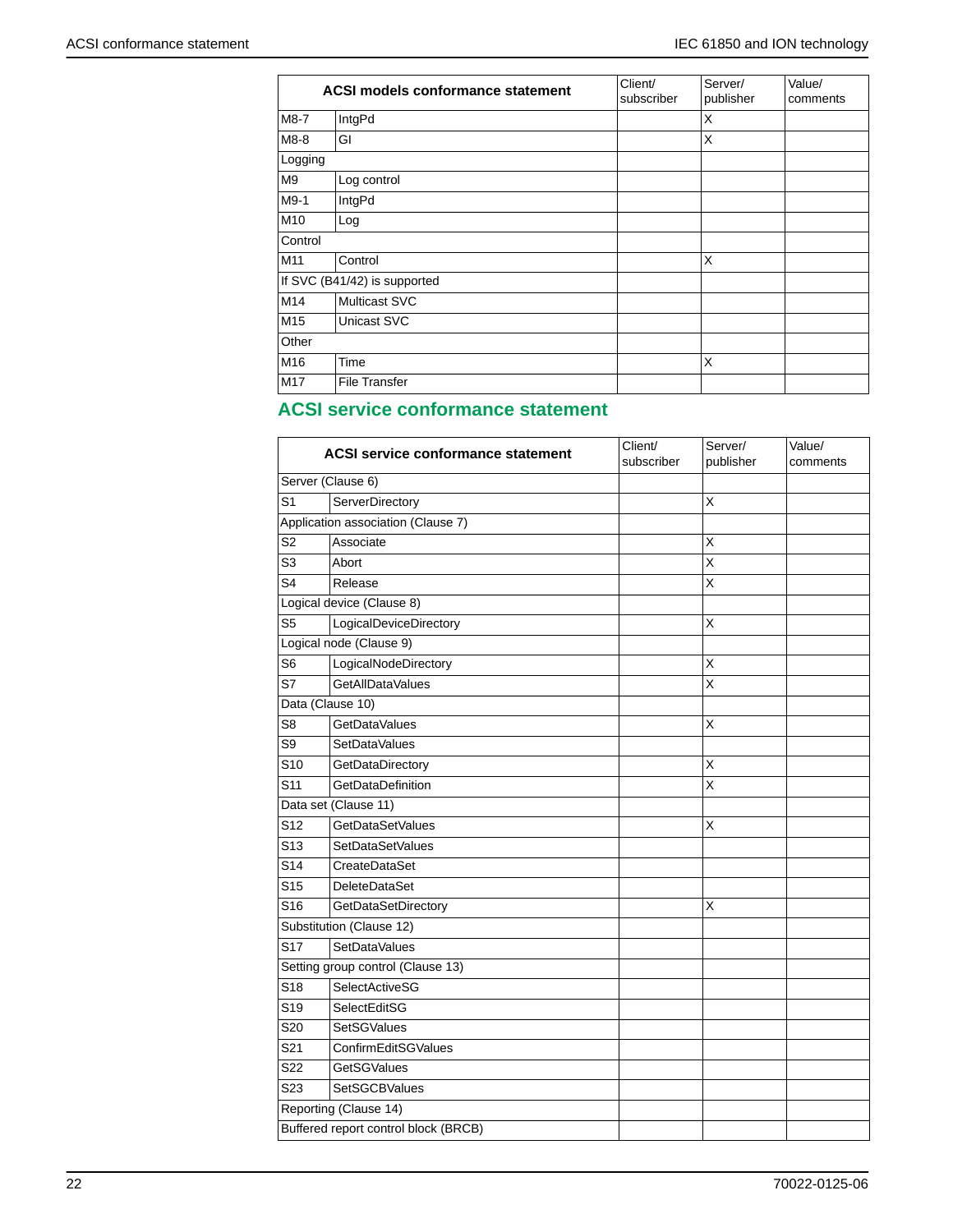| ACSI models conformance statement | | Client/ subscriber | Server/ publisher | Value/ comments |
|---|---|---|---|---|
| M8-7 | IntgPd | | X | |
| M8-8 | GI | | X | |
| Logging | | | | |
| M9 | Log control | | | |
| M9-1 | IntgPd | | | |
| M10 | Log | | | |
| Control | | | | |
| M11 | Control | | X | |
| If SVC (B41/42) is supported | | | | |
| M14 | Multicast SVC | | | |
| M15 | Unicast SVC | | | |
| Other | | | | |
| M16 | Time | | X | |
| M17 | File Transfer | | | |

## ACSI service conformance statement

| ACSI service conformance statement | | Client/ subscriber | Server/ publisher | Value/ comments |
|---|---|---|---|---|
| Server (Clause 6) | | | | |
| S1 | ServerDirectory | | X | |
| Application association (Clause 7) | | | | |
| S2 | Associate | | X | |
| S3 | Abort | | X | |
| S4 | Release | | X | |
| Logical device (Clause 8) | | | | |
| S5 | LogicalDeviceDirectory | | X | |
| Logical node (Clause 9) | | | | |
| S6 | LogicalNodeDirectory | | X | |
| S7 | GetAllDataValues | | X | |
| Data (Clause 10) | | | | |
| S8 | GetDataValues | | X | |
| S9 | SetDataValues | | | |
| S10 | GetDataDirectory | | X | |
| S11 | GetDataDefinition | | X | |
| Data set (Clause 11) | | | | |
| S12 | GetDataSetValues | | X | |
| S13 | SetDataSetValues | | | |
| S14 | CreateDataSet | | | |
| S15 | DeleteDataSet | | | |
| S16 | GetDataSetDirectory | | X | |
| Substitution (Clause 12) | | | | |
| S17 | SetDataValues | | | |
| Setting group control (Clause 13) | | | | |
| S18 | SelectActiveSG | | | |
| S19 | SelectEditSG | | | |
| S20 | SetSGValues | | | |
| S21 | ConfirmEditSGValues | | | |
| S22 | GetSGValues | | | |
| S23 | SetSGCBValues | | | |
| Reporting (Clause 14) | | | | |
| Buffered report control block (BRCB) | | | | |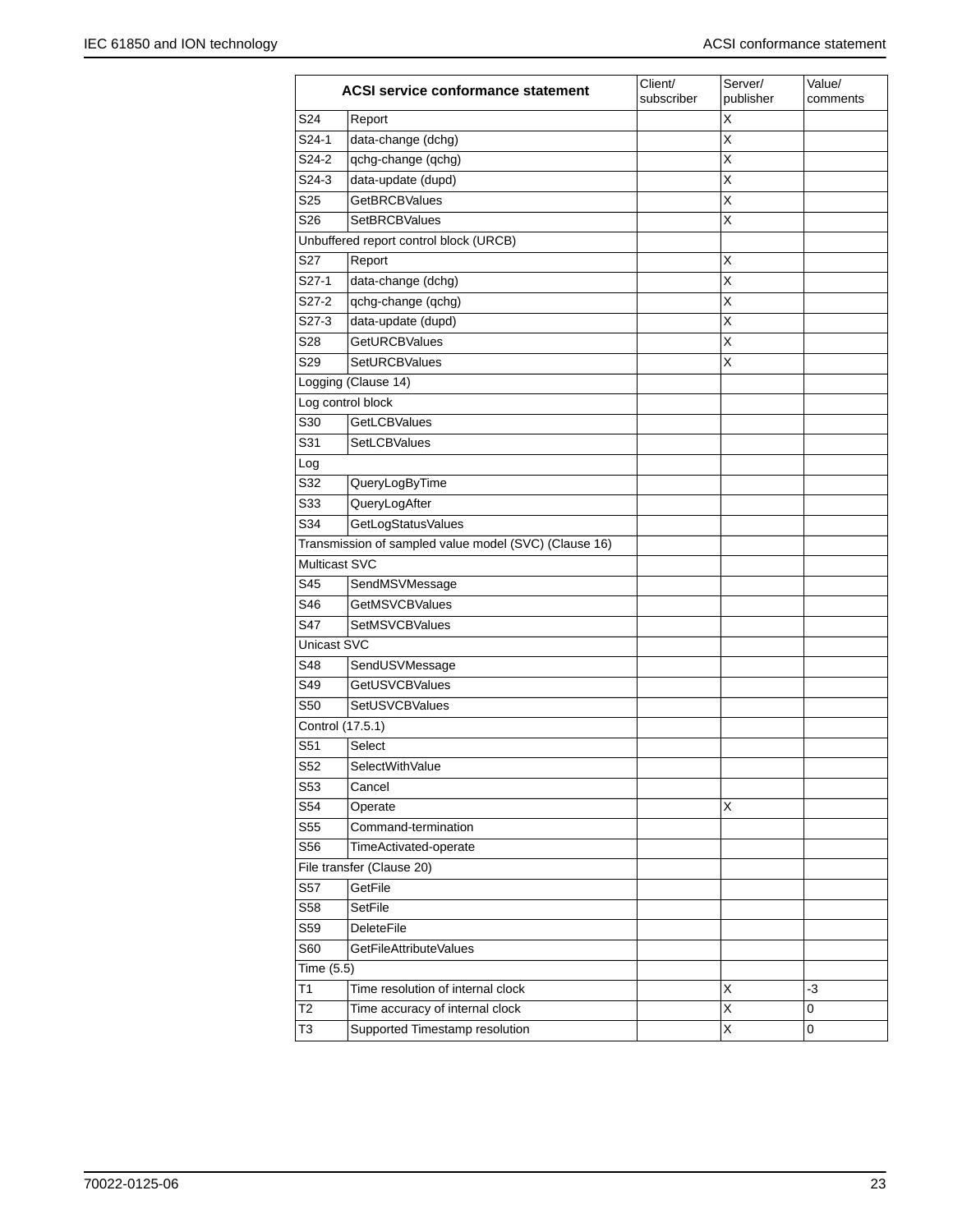| ACSI service conformance statement | | Client/ subscriber | Server/ publisher | Value/ comments |
|---|---|---|---|---|
| S24 | Report | | X | |
| S24-1 | data-change (dchg) | | X | |
| S24-2 | qchg-change (qchg) | | X | |
| S24-3 | data-update (dupd) | | X | |
| S25 | GetBRCBValues | | X | |
| S26 | SetBRCBValues | | X | |
| Unbuffered report control block (URCB) | | | | |
| S27 | Report | | X | |
| S27-1 | data-change (dchg) | | X | |
| S27-2 | qchg-change (qchg) | | X | |
| S27-3 | data-update (dupd) | | X | |
| S28 | GetURCBValues | | X | |
| S29 | SetURCBValues | | X | |
| Logging (Clause 14) | | | | |
| Log control block | | | | |
| S30 | GetLCBValues | | | |
| S31 | SetLCBValues | | | |
| Log | | | | |
| S32 | QueryLogByTime | | | |
| S33 | QueryLogAfter | | | |
| S34 | GetLogStatusValues | | | |
| Transmission of sampled value model (SVC) (Clause 16) | | | | |
| Multicast SVC | | | | |
| S45 | SendMSVMessage | | | |
| S46 | GetMSVCBValues | | | |
| S47 | SetMSVCBValues | | | |
| Unicast SVC | | | | |
| S48 | SendUSVMessage | | | |
| S49 | GetUSVCBValues | | | |
| S50 | SetUSVCBValues | | | |
| Control (17.5.1) | | | | |
| S51 | Select | | | |
| S52 | SelectWithValue | | | |
| S53 | Cancel | | | |
| S54 | Operate | | X | |
| S55 | Command-termination | | | |
| S56 | TimeActivated-operate | | | |
| File transfer (Clause 20) | | | | |
| S57 | GetFile | | | |
| S58 | SetFile | | | |
| S59 | DeleteFile | | | |
| S60 | GetFileAttributeValues | | | |
| Time (5.5) | | | | |
| T1 | Time resolution of internal clock | | X | -3 |
| T2 | Time accuracy of internal clock | | X | 0 |
| T3 | Supported Timestamp resolution | | X | 0 |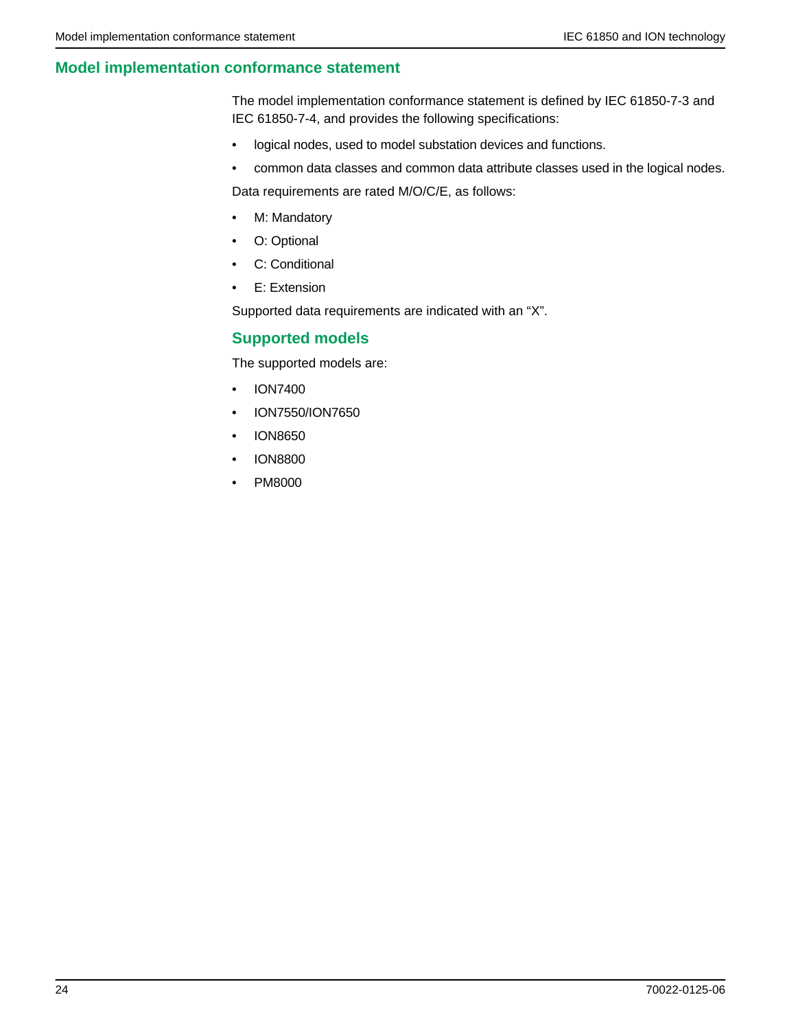## Model implementation conformance statement

The model implementation conformance statement is defined by IEC 61850-7-3 and IEC 61850-7-4, and provides the following specifications:

- logical nodes, used to model substation devices and functions.
- common data classes and common data attribute classes used in the logical nodes.

Data requirements are rated M/O/C/E, as follows:

- M: Mandatory
- O: Optional
- C: Conditional
- E: Extension

Supported data requirements are indicated with an “X”.

### Supported models

The supported models are:

- ION7400
- ION7550/ION7650
- ION8650
- ION8800
- PM8000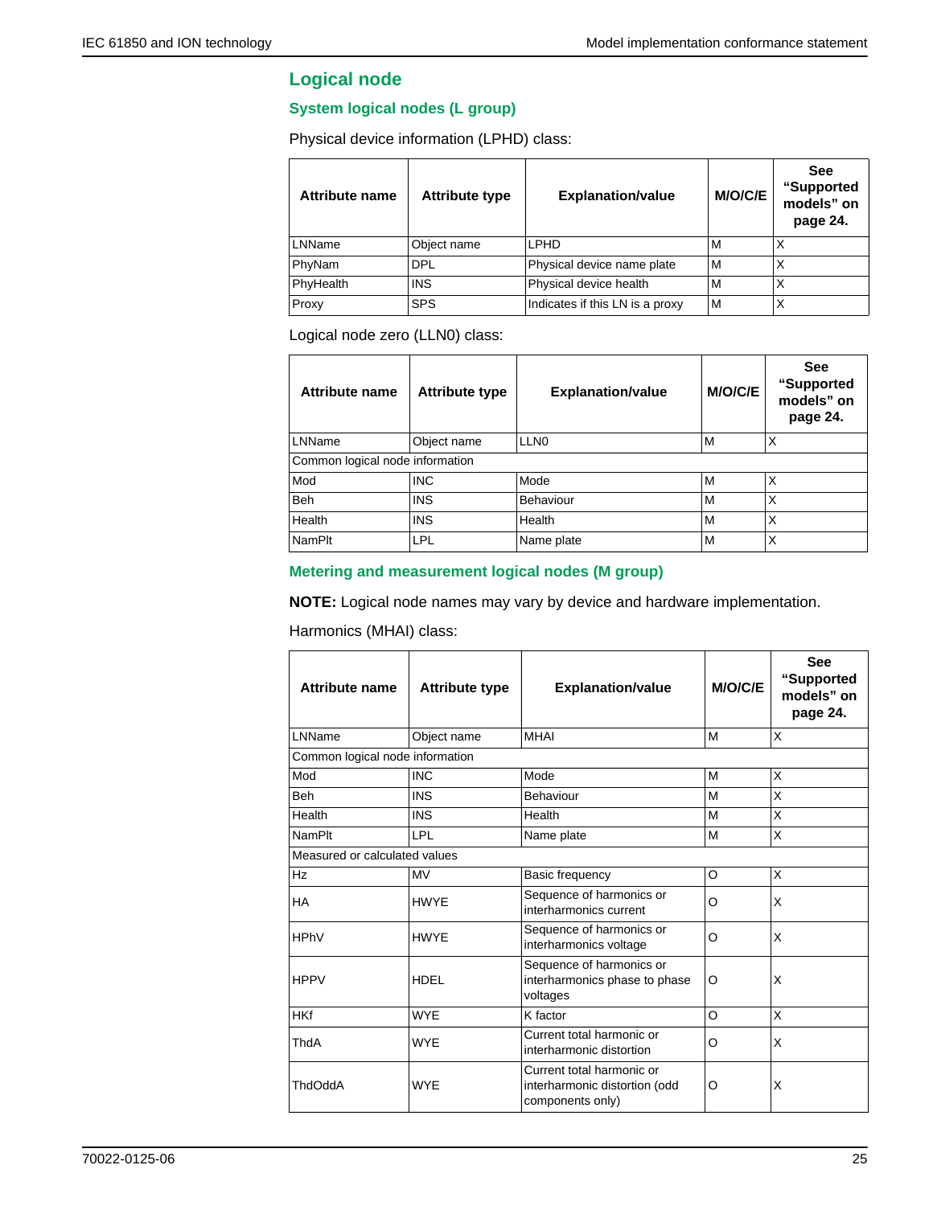## Logical node

### System logical nodes (L group)

Physical device information (LPHD) class:

| Attribute name | Attribute type | Explanation/value | M/O/C/E | See "Supported models" on page 24. |
|---|---|---|---|---|
| LNName | Object name | LPHD | M | X |
| PhyNam | DPL | Physical device name plate | M | X |
| PhyHealth | INS | Physical device health | M | X |
| Proxy | SPS | Indicates if this LN is a proxy | M | X |

Logical node zero (LLN0) class:

| Attribute name | Attribute type | Explanation/value | M/O/C/E | See "Supported models" on page 24. |
|---|---|---|---|---|
| LNName | Object name | LLN0 | M | X |
| Common logical node information | | | | |
| Mod | INC | Mode | M | X |
| Beh | INS | Behaviour | M | X |
| Health | INS | Health | M | X |
| NamPlt | LPL | Name plate | M | X |

### Metering and measurement logical nodes (M group)

**NOTE:** Logical node names may vary by device and hardware implementation.

Harmonics (MHAI) class:

| Attribute name | Attribute type | Explanation/value | M/O/C/E | See "Supported models" on page 24. |
|---|---|---|---|---|
| LNName | Object name | MHAI | M | X |
| Common logical node information | | | | |
| Mod | INC | Mode | M | X |
| Beh | INS | Behaviour | M | X |
| Health | INS | Health | M | X |
| NamPlt | LPL | Name plate | M | X |
| Measured or calculated values | | | | |
| Hz | MV | Basic frequency | O | X |
| HA | HWYE | Sequence of harmonics or interharmonics current | O | X |
| HPhV | HWYE | Sequence of harmonics or interharmonics voltage | O | X |
| HPPV | HDEL | Sequence of harmonics or interharmonics phase to phase voltages | O | X |
| HKf | WYE | K factor | O | X |
| ThdA | WYE | Current total harmonic or interharmonic distortion | O | X |
| ThdOddA | WYE | Current total harmonic or interharmonic distortion (odd components only) | O | X |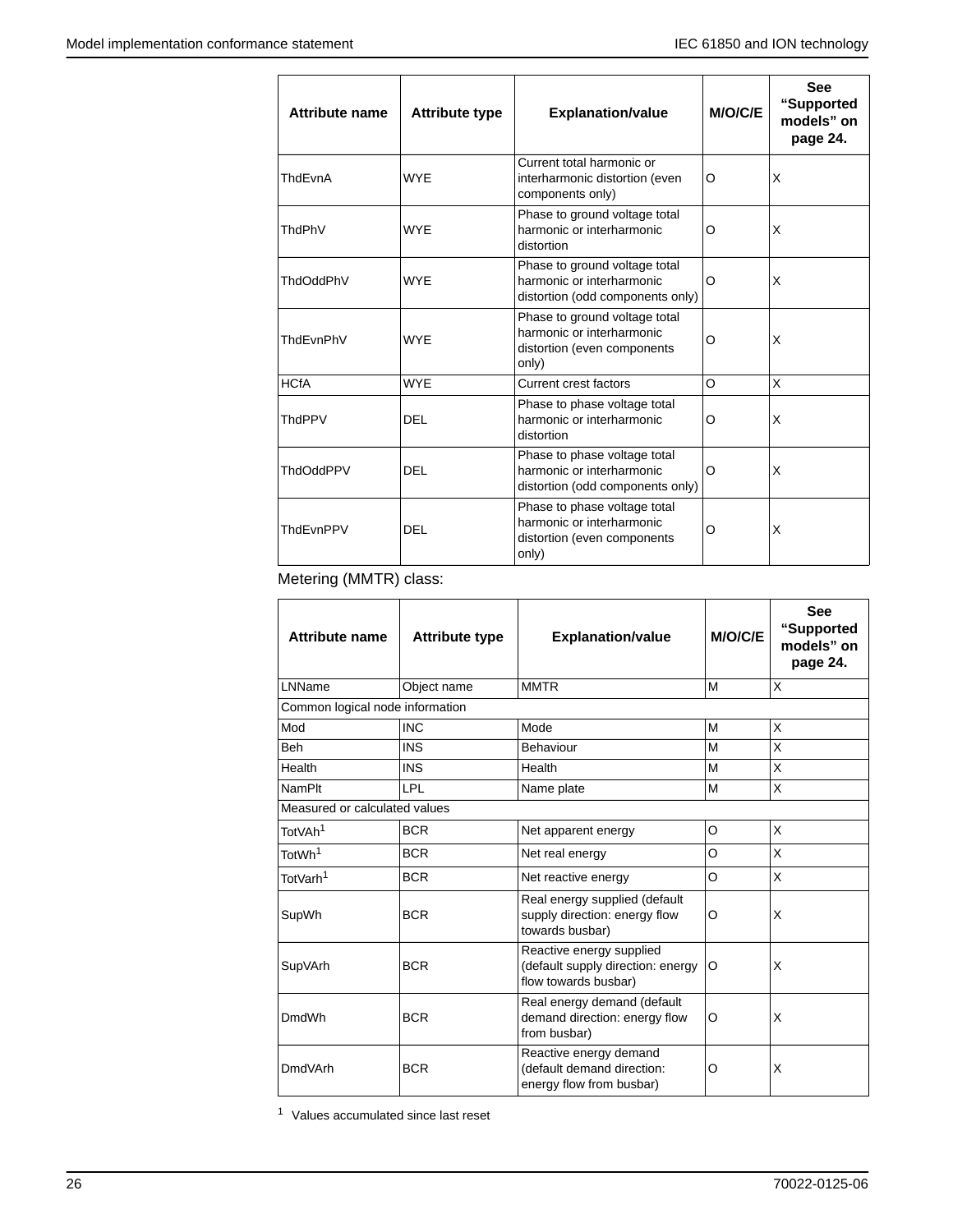| Attribute name | Attribute type | Explanation/value | M/O/C/E | See "Supported models" on page 24. |
|---|---|---|---|---|
| ThdEvnA | WYE | Current total harmonic or interharmonic distortion (even components only) | O | X |
| ThdPhV | WYE | Phase to ground voltage total harmonic or interharmonic distortion | O | X |
| ThdOddPhV | WYE | Phase to ground voltage total harmonic or interharmonic distortion (odd components only) | O | X |
| ThdEvnPhV | WYE | Phase to ground voltage total harmonic or interharmonic distortion (even components only) | O | X |
| HCfA | WYE | Current crest factors | O | X |
| ThdPPV | DEL | Phase to phase voltage total harmonic or interharmonic distortion | O | X |
| ThdOddPPV | DEL | Phase to phase voltage total harmonic or interharmonic distortion (odd components only) | O | X |
| ThdEvnPPV | DEL | Phase to phase voltage total harmonic or interharmonic distortion (even components only) | O | X |

Metering (MMTR) class:

| Attribute name | Attribute type | Explanation/value | M/O/C/E | See "Supported models" on page 24. |
|---|---|---|---|---|
| LNName | Object name | MMTR | M | X |
| Common logical node information | | | | |
| Mod | INC | Mode | M | X |
| Beh | INS | Behaviour | M | X |
| Health | INS | Health | M | X |
| NamPlt | LPL | Name plate | M | X |
| Measured or calculated values | | | | |
| TotVAh[1] | BCR | Net apparent energy | O | X |
| TotWh[1] | BCR | Net real energy | O | X |
| TotVarh[1] | BCR | Net reactive energy | O | X |
| SupWh | BCR | Real energy supplied (default supply direction: energy flow towards busbar) | O | X |
| SupVArh | BCR | Reactive energy supplied (default supply direction: energy flow towards busbar) | O | X |
| DmdWh | BCR | Real energy demand (default demand direction: energy flow from busbar) | O | X |
| DmdVArh | BCR | Reactive energy demand (default demand direction: energy flow from busbar) | O | X |

[1] Values accumulated since last reset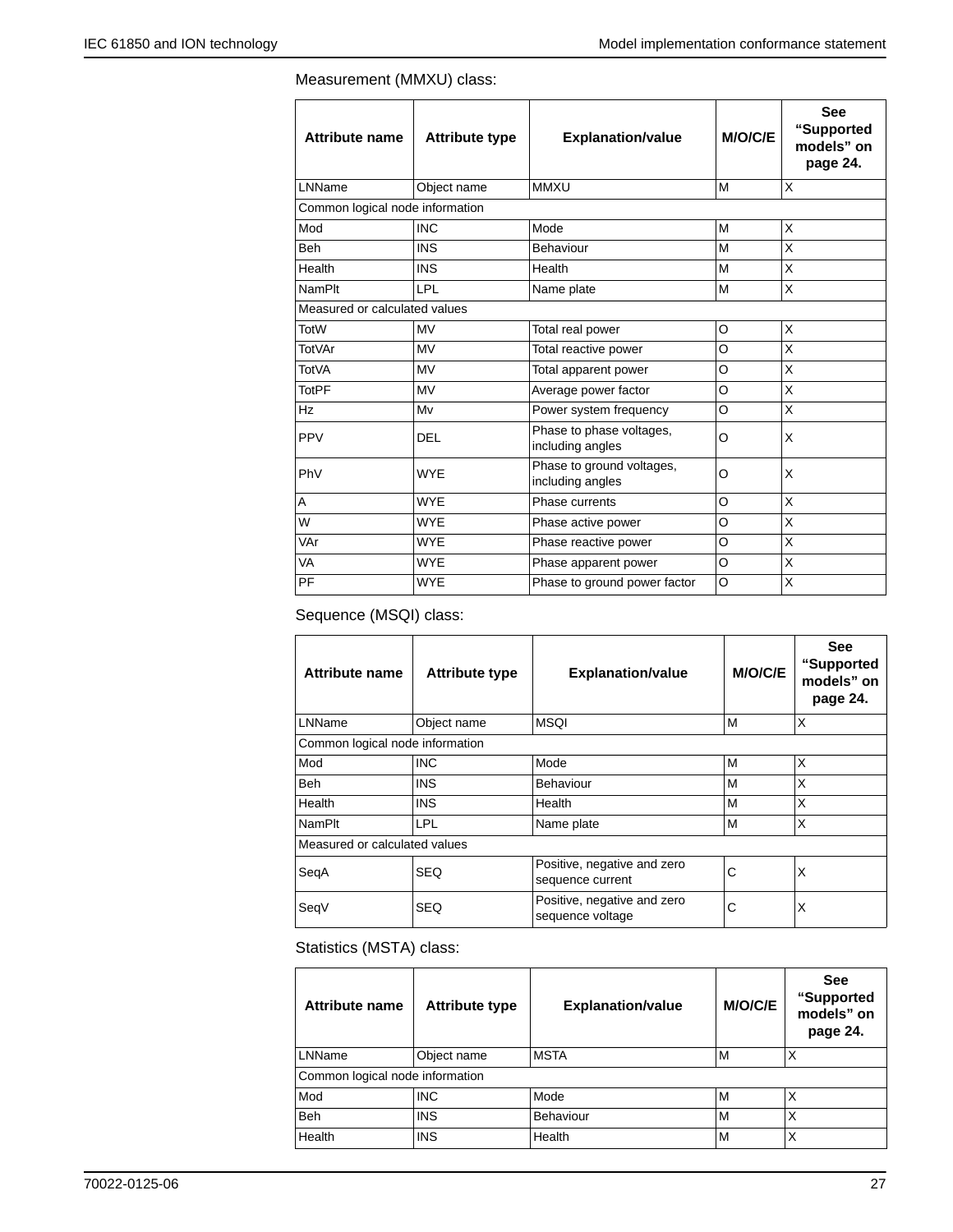Measurement (MMXU) class:

| Attribute name | Attribute type | Explanation/value | M/O/C/E | See “Supported models” on page 24. |
|---|---|---|---|---|
| LNName | Object name | MMXU | M | X |
| Common logical node information | | | | |
| Mod | INC | Mode | M | X |
| Beh | INS | Behaviour | M | X |
| Health | INS | Health | M | X |
| NamPlt | LPL | Name plate | M | X |
| Measured or calculated values | | | | |
| TotW | MV | Total real power | O | X |
| TotVAr | MV | Total reactive power | O | X |
| TotVA | MV | Total apparent power | O | X |
| TotPF | MV | Average power factor | O | X |
| Hz | Mv | Power system frequency | O | X |
| PPV | DEL | Phase to phase voltages, including angles | O | X |
| PhV | WYE | Phase to ground voltages, including angles | O | X |
| A | WYE | Phase currents | O | X |
| W | WYE | Phase active power | O | X |
| VAr | WYE | Phase reactive power | O | X |
| VA | WYE | Phase apparent power | O | X |
| PF | WYE | Phase to ground power factor | O | X |

Sequence (MSQI) class:

| Attribute name | Attribute type | Explanation/value | M/O/C/E | See “Supported models” on page 24. |
|---|---|---|---|---|
| LNName | Object name | MSQI | M | X |
| Common logical node information | | | | |
| Mod | INC | Mode | M | X |
| Beh | INS | Behaviour | M | X |
| Health | INS | Health | M | X |
| NamPlt | LPL | Name plate | M | X |
| Measured or calculated values | | | | |
| SeqA | SEQ | Positive, negative and zero sequence current | C | X |
| SeqV | SEQ | Positive, negative and zero sequence voltage | C | X |

Statistics (MSTA) class:

| Attribute name | Attribute type | Explanation/value | M/O/C/E | See “Supported models” on page 24. |
|---|---|---|---|---|
| LNName | Object name | MSTA | M | X |
| Common logical node information | | | | |
| Mod | INC | Mode | M | X |
| Beh | INS | Behaviour | M | X |
| Health | INS | Health | M | X |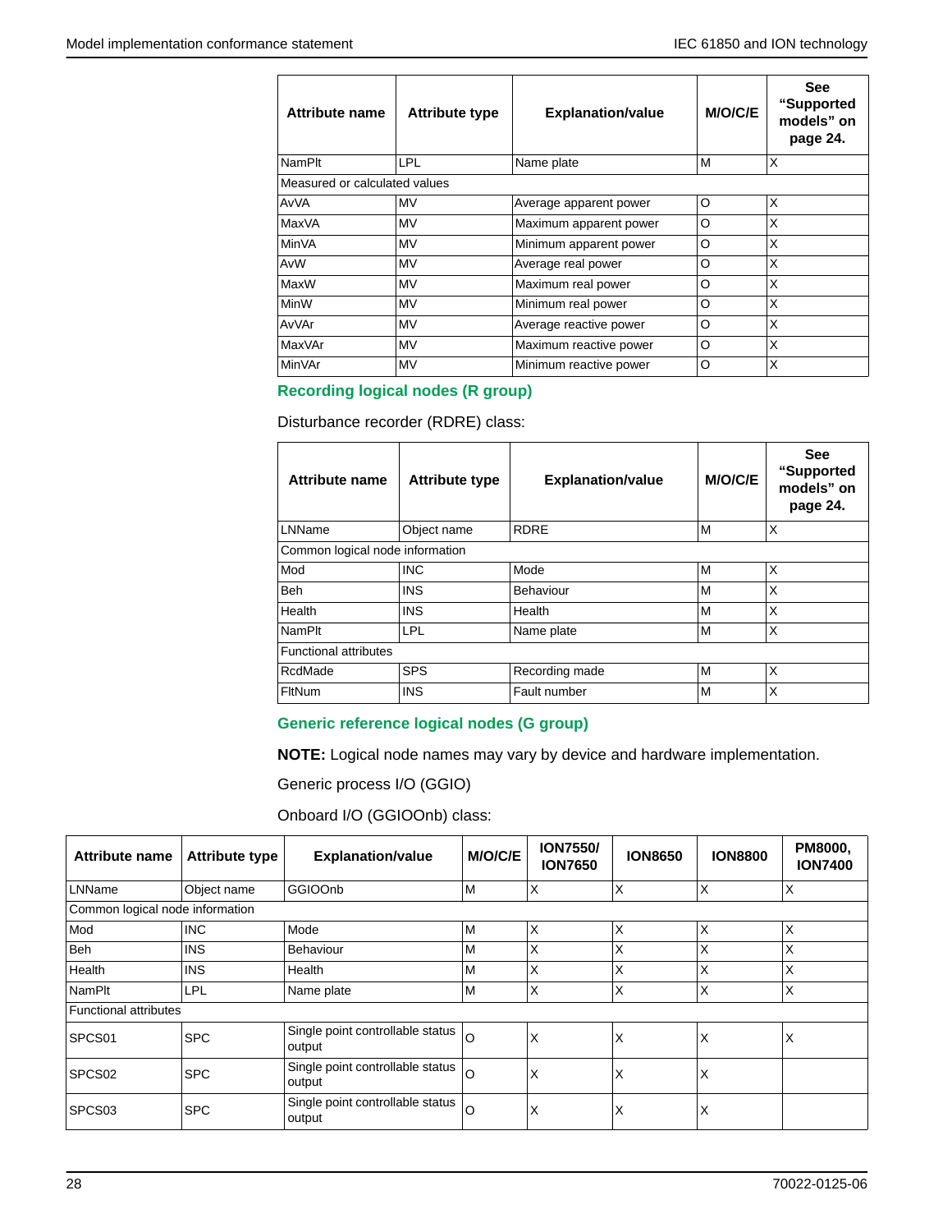| Attribute name | Attribute type | Explanation/value | M/O/C/E | See "Supported models" on page 24. |
|---|---|---|---|---|
| NamPlt | LPL | Name plate | M | X |
| Measured or calculated values | | | | |
| AvVA | MV | Average apparent power | O | X |
| MaxVA | MV | Maximum apparent power | O | X |
| MinVA | MV | Minimum apparent power | O | X |
| AvW | MV | Average real power | O | X |
| MaxW | MV | Maximum real power | O | X |
| MinW | MV | Minimum real power | O | X |
| AvVAr | MV | Average reactive power | O | X |
| MaxVAr | MV | Maximum reactive power | O | X |
| MinVAr | MV | Minimum reactive power | O | X |

### Recording logical nodes (R group)

Disturbance recorder (RDRE) class:

| Attribute name | Attribute type | Explanation/value | M/O/C/E | See "Supported models" on page 24. |
|---|---|---|---|---|
| LNName | Object name | RDRE | M | X |
| Common logical node information | | | | |
| Mod | INC | Mode | M | X |
| Beh | INS | Behaviour | M | X |
| Health | INS | Health | M | X |
| NamPlt | LPL | Name plate | M | X |
| Functional attributes | | | | |
| RcdMade | SPS | Recording made | M | X |
| FltNum | INS | Fault number | M | X |

### Generic reference logical nodes (G group)

**NOTE:** Logical node names may vary by device and hardware implementation.

Generic process I/O (GGIO)

Onboard I/O (GGIOOnb) class:

| Attribute name | Attribute type | Explanation/value | M/O/C/E | ION7550/ ION7650 | ION8650 | ION8800 | PM8000, ION7400 |
|---|---|---|---|---|---|---|---|
| LNName | Object name | GGIOOnb | M | X | X | X | X |
| Common logical node information | | | | | | | |
| Mod | INC | Mode | M | X | X | X | X |
| Beh | INS | Behaviour | M | X | X | X | X |
| Health | INS | Health | M | X | X | X | X |
| NamPlt | LPL | Name plate | M | X | X | X | X |
| Functional attributes | | | | | | | |
| SPCS01 | SPC | Single point controllable status output | O | X | X | X | X |
| SPCS02 | SPC | Single point controllable status output | O | X | X | X | |
| SPCS03 | SPC | Single point controllable status output | O | X | X | X | |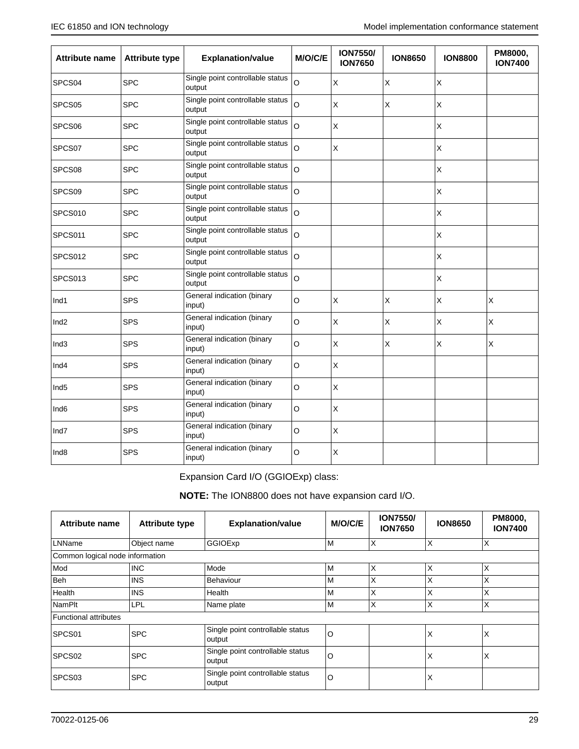| Attribute name | Attribute type | Explanation/value | M/O/C/E | ION7550/ ION7650 | ION8650 | ION8800 | PM8000, ION7400 |
|---|---|---|---|---|---|---|---|
| SPCS04 | SPC | Single point controllable status output | O | X | X | X | |
| SPCS05 | SPC | Single point controllable status output | O | X | X | X | |
| SPCS06 | SPC | Single point controllable status output | O | X | | X | |
| SPCS07 | SPC | Single point controllable status output | O | X | | X | |
| SPCS08 | SPC | Single point controllable status output | O | | | X | |
| SPCS09 | SPC | Single point controllable status output | O | | | X | |
| SPCS010 | SPC | Single point controllable status output | O | | | X | |
| SPCS011 | SPC | Single point controllable status output | O | | | X | |
| SPCS012 | SPC | Single point controllable status output | O | | | X | |
| SPCS013 | SPC | Single point controllable status output | O | | | X | |
| Ind1 | SPS | General indication (binary input) | O | X | X | X | X |
| Ind2 | SPS | General indication (binary input) | O | X | X | X | X |
| Ind3 | SPS | General indication (binary input) | O | X | X | X | X |
| Ind4 | SPS | General indication (binary input) | O | X | | | |
| Ind5 | SPS | General indication (binary input) | O | X | | | |
| Ind6 | SPS | General indication (binary input) | O | X | | | |
| Ind7 | SPS | General indication (binary input) | O | X | | | |
| Ind8 | SPS | General indication (binary input) | O | X | | | |

Expansion Card I/O (GGIOExp) class:

**NOTE:** The ION8800 does not have expansion card I/O.

| Attribute name | Attribute type | Explanation/value | M/O/C/E | ION7550/ ION7650 | ION8650 | PM8000, ION7400 |
|---|---|---|---|---|---|---|
| LNName | Object name | GGIOExp | M | X | X | X |
| Common logical node information | | | | | | |
| Mod | INC | Mode | M | X | X | X |
| Beh | INS | Behaviour | M | X | X | X |
| Health | INS | Health | M | X | X | X |
| NamPlt | LPL | Name plate | M | X | X | X |
| Functional attributes | | | | | | |
| SPCS01 | SPC | Single point controllable status output | O | | X | X |
| SPCS02 | SPC | Single point controllable status output | O | | X | X |
| SPCS03 | SPC | Single point controllable status output | O | | X | |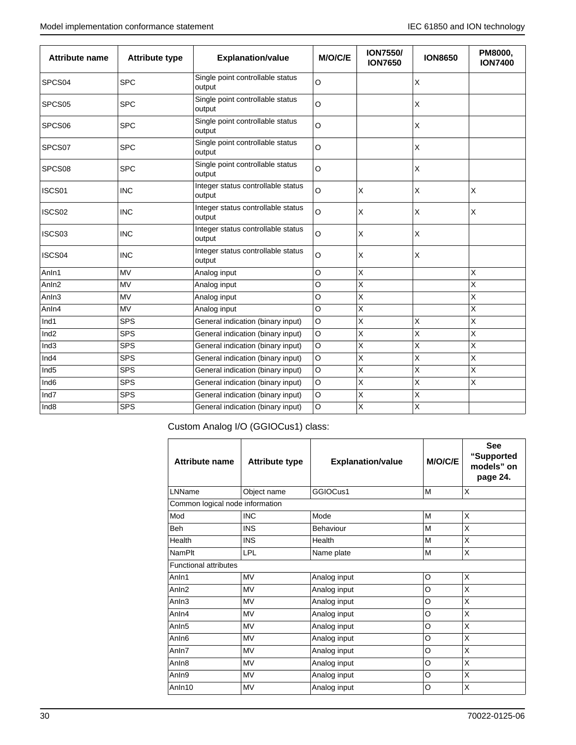| Attribute name | Attribute type | Explanation/value | M/O/C/E | ION7550/ ION7650 | ION8650 | PM8000, ION7400 |
|---|---|---|---|---|---|---|
| SPCS04 | SPC | Single point controllable status output | O | | X | |
| SPCS05 | SPC | Single point controllable status output | O | | X | |
| SPCS06 | SPC | Single point controllable status output | O | | X | |
| SPCS07 | SPC | Single point controllable status output | O | | X | |
| SPCS08 | SPC | Single point controllable status output | O | | X | |
| ISCS01 | INC | Integer status controllable status output | O | X | X | X |
| ISCS02 | INC | Integer status controllable status output | O | X | X | X |
| ISCS03 | INC | Integer status controllable status output | O | X | X | |
| ISCS04 | INC | Integer status controllable status output | O | X | X | |
| AnIn1 | MV | Analog input | O | X | | X |
| AnIn2 | MV | Analog input | O | X | | X |
| AnIn3 | MV | Analog input | O | X | | X |
| AnIn4 | MV | Analog input | O | X | | X |
| Ind1 | SPS | General indication (binary input) | O | X | X | X |
| Ind2 | SPS | General indication (binary input) | O | X | X | X |
| Ind3 | SPS | General indication (binary input) | O | X | X | X |
| Ind4 | SPS | General indication (binary input) | O | X | X | X |
| Ind5 | SPS | General indication (binary input) | O | X | X | X |
| Ind6 | SPS | General indication (binary input) | O | X | X | X |
| Ind7 | SPS | General indication (binary input) | O | X | X | |
| Ind8 | SPS | General indication (binary input) | O | X | X | |

Custom Analog I/O (GGIOCus1) class:

| Attribute name | Attribute type | Explanation/value | M/O/C/E | See “Supported models” on page 24. |
|---|---|---|---|---|
| LNName | Object name | GGIOCus1 | M | X |
| Common logical node information | | | | |
| Mod | INC | Mode | M | X |
| Beh | INS | Behaviour | M | X |
| Health | INS | Health | M | X |
| NamPlt | LPL | Name plate | M | X |
| Functional attributes | | | | |
| AnIn1 | MV | Analog input | O | X |
| AnIn2 | MV | Analog input | O | X |
| AnIn3 | MV | Analog input | O | X |
| AnIn4 | MV | Analog input | O | X |
| AnIn5 | MV | Analog input | O | X |
| AnIn6 | MV | Analog input | O | X |
| AnIn7 | MV | Analog input | O | X |
| AnIn8 | MV | Analog input | O | X |
| AnIn9 | MV | Analog input | O | X |
| AnIn10 | MV | Analog input | O | X |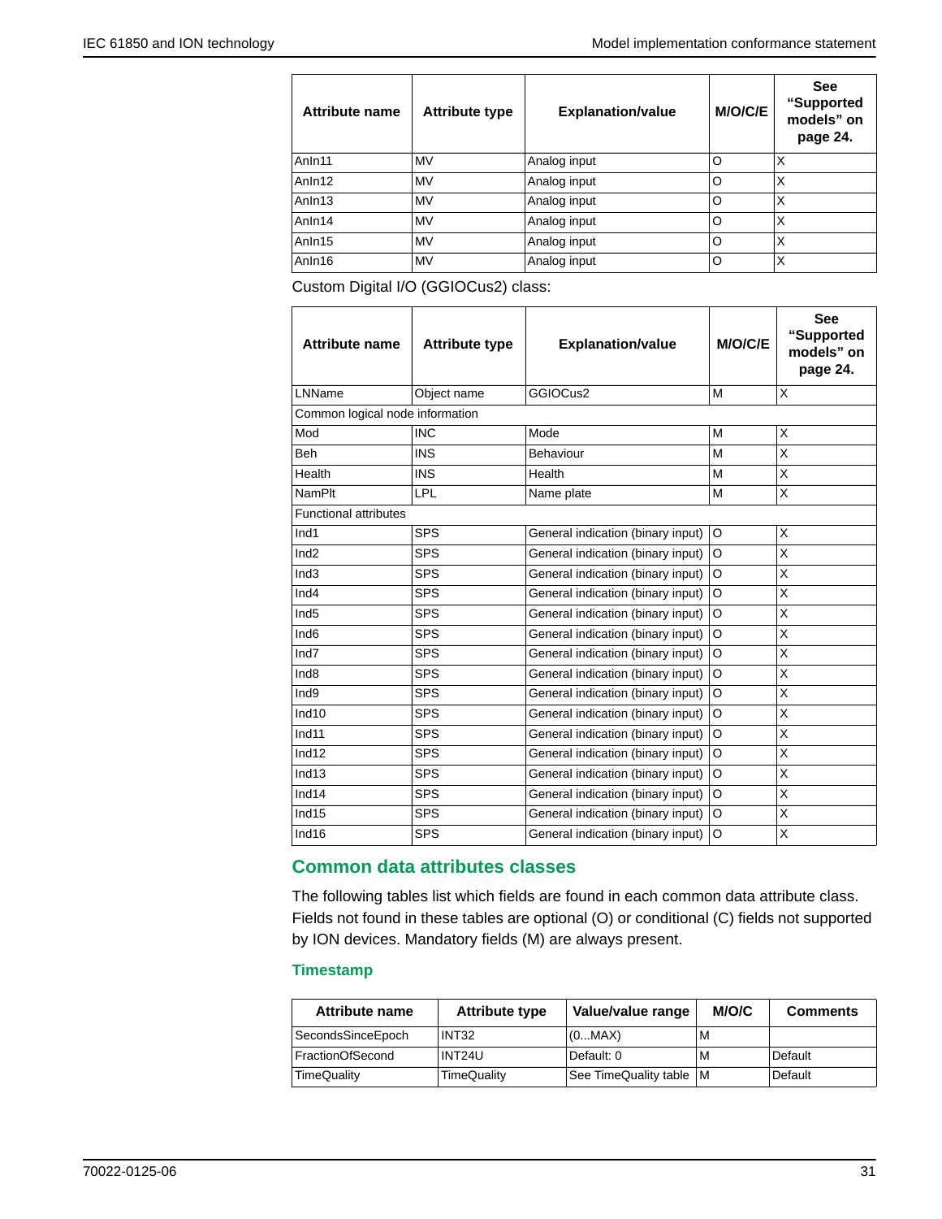| Attribute name | Attribute type | Explanation/value | M/O/C/E | See "Supported models" on page 24. |
|---|---|---|---|---|
| AnIn11 | MV | Analog input | O | X |
| AnIn12 | MV | Analog input | O | X |
| AnIn13 | MV | Analog input | O | X |
| AnIn14 | MV | Analog input | O | X |
| AnIn15 | MV | Analog input | O | X |
| AnIn16 | MV | Analog input | O | X |

Custom Digital I/O (GGIOCus2) class:

| Attribute name | Attribute type | Explanation/value | M/O/C/E | See "Supported models" on page 24. |
|---|---|---|---|---|
| LNName | Object name | GGIOCus2 | M | X |
| Common logical node information | | | | |
| Mod | INC | Mode | M | X |
| Beh | INS | Behaviour | M | X |
| Health | INS | Health | M | X |
| NamPlt | LPL | Name plate | M | X |
| Functional attributes | | | | |
| Ind1 | SPS | General indication (binary input) | O | X |
| Ind2 | SPS | General indication (binary input) | O | X |
| Ind3 | SPS | General indication (binary input) | O | X |
| Ind4 | SPS | General indication (binary input) | O | X |
| Ind5 | SPS | General indication (binary input) | O | X |
| Ind6 | SPS | General indication (binary input) | O | X |
| Ind7 | SPS | General indication (binary input) | O | X |
| Ind8 | SPS | General indication (binary input) | O | X |
| Ind9 | SPS | General indication (binary input) | O | X |
| Ind10 | SPS | General indication (binary input) | O | X |
| Ind11 | SPS | General indication (binary input) | O | X |
| Ind12 | SPS | General indication (binary input) | O | X |
| Ind13 | SPS | General indication (binary input) | O | X |
| Ind14 | SPS | General indication (binary input) | O | X |
| Ind15 | SPS | General indication (binary input) | O | X |
| Ind16 | SPS | General indication (binary input) | O | X |

## Common data attributes classes

The following tables list which fields are found in each common data attribute class. Fields not found in these tables are optional (O) or conditional (C) fields not supported by ION devices. Mandatory fields (M) are always present.

### Timestamp

| Attribute name | Attribute type | Value/value range | M/O/C | Comments |
|---|---|---|---|---|
| SecondsSinceEpoch | INT32 | (0...MAX) | M | |
| FractionOfSecond | INT24U | Default: 0 | M | Default |
| TimeQuality | TimeQuality | See TimeQuality table | M | Default |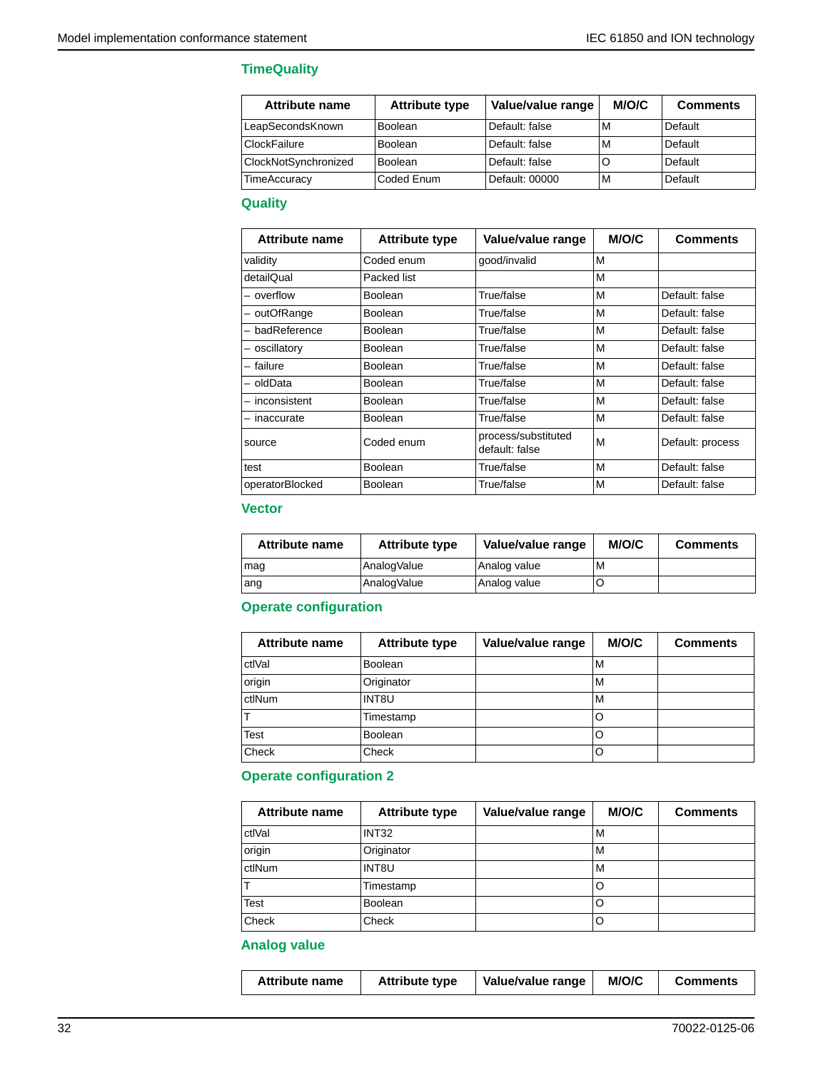### TimeQuality

| Attribute name | Attribute type | Value/value range | M/O/C | Comments |
|---|---|---|---|---|
| LeapSecondsKnown | Boolean | Default: false | M | Default |
| ClockFailure | Boolean | Default: false | M | Default |
| ClockNotSynchronized | Boolean | Default: false | O | Default |
| TimeAccuracy | Coded Enum | Default: 00000 | M | Default |

### Quality

| Attribute name | Attribute type | Value/value range | M/O/C | Comments |
|---|---|---|---|---|
| validity | Coded enum | good/invalid | M | |
| detailQual | Packed list | | M | |
| – overflow | Boolean | True/false | M | Default: false |
| – outOfRange | Boolean | True/false | M | Default: false |
| – badReference | Boolean | True/false | M | Default: false |
| – oscillatory | Boolean | True/false | M | Default: false |
| – failure | Boolean | True/false | M | Default: false |
| – oldData | Boolean | True/false | M | Default: false |
| – inconsistent | Boolean | True/false | M | Default: false |
| – inaccurate | Boolean | True/false | M | Default: false |
| source | Coded enum | process/substituted default: false | M | Default: process |
| test | Boolean | True/false | M | Default: false |
| operatorBlocked | Boolean | True/false | M | Default: false |

### Vector

| Attribute name | Attribute type | Value/value range | M/O/C | Comments |
|---|---|---|---|---|
| mag | AnalogValue | Analog value | M | |
| ang | AnalogValue | Analog value | O | |

### Operate configuration

| Attribute name | Attribute type | Value/value range | M/O/C | Comments |
|---|---|---|---|---|
| ctlVal | Boolean | | M | |
| origin | Originator | | M | |
| ctlNum | INT8U | | M | |
| T | Timestamp | | O | |
| Test | Boolean | | O | |
| Check | Check | | O | |

### Operate configuration 2

| Attribute name | Attribute type | Value/value range | M/O/C | Comments |
|---|---|---|---|---|
| ctlVal | INT32 | | M | |
| origin | Originator | | M | |
| ctlNum | INT8U | | M | |
| T | Timestamp | | O | |
| Test | Boolean | | O | |
| Check | Check | | O | |

### Analog value

| Attribute name | Attribute type | Value/value range | M/O/C | Comments |
|---|---|---|---|---|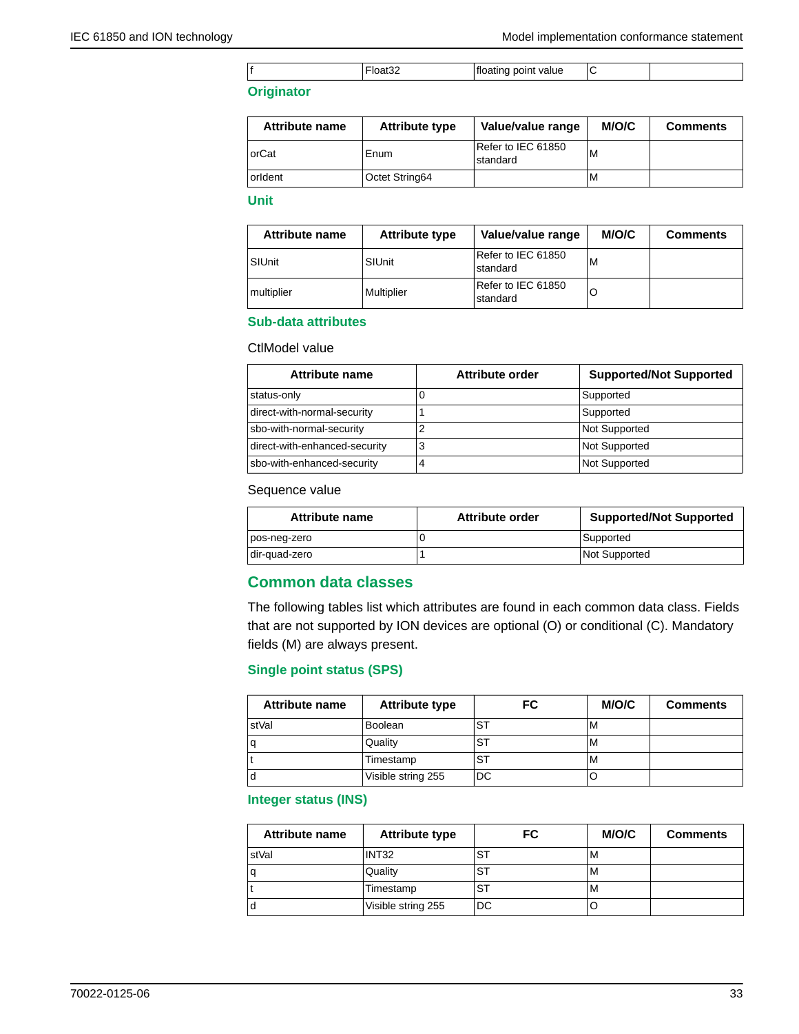| f | Float32 | floating point value | C | |
|---|---|---|---|---|

### Originator

| Attribute name | Attribute type | Value/value range | M/O/C | Comments |
|---|---|---|---|---|
| orCat | Enum | Refer to IEC 61850 standard | M | |
| orIdent | Octet String64 | | M | |

### Unit

| Attribute name | Attribute type | Value/value range | M/O/C | Comments |
|---|---|---|---|---|
| SIUnit | SIUnit | Refer to IEC 61850 standard | M | |
| multiplier | Multiplier | Refer to IEC 61850 standard | O | |

### Sub-data attributes

CtlModel value

| Attribute name | Attribute order | Supported/Not Supported |
|---|---|---|
| status-only | 0 | Supported |
| direct-with-normal-security | 1 | Supported |
| sbo-with-normal-security | 2 | Not Supported |
| direct-with-enhanced-security | 3 | Not Supported |
| sbo-with-enhanced-security | 4 | Not Supported |

Sequence value

| Attribute name | Attribute order | Supported/Not Supported |
|---|---|---|
| pos-neg-zero | 0 | Supported |
| dir-quad-zero | 1 | Not Supported |

## Common data classes

The following tables list which attributes are found in each common data class. Fields that are not supported by ION devices are optional (O) or conditional (C). Mandatory fields (M) are always present.

### Single point status (SPS)

| Attribute name | Attribute type | FC | M/O/C | Comments |
|---|---|---|---|---|
| stVal | Boolean | ST | M | |
| q | Quality | ST | M | |
| t | Timestamp | ST | M | |
| d | Visible string 255 | DC | O | |

### Integer status (INS)

| Attribute name | Attribute type | FC | M/O/C | Comments |
|---|---|---|---|---|
| stVal | INT32 | ST | M | |
| q | Quality | ST | M | |
| t | Timestamp | ST | M | |
| d | Visible string 255 | DC | O | |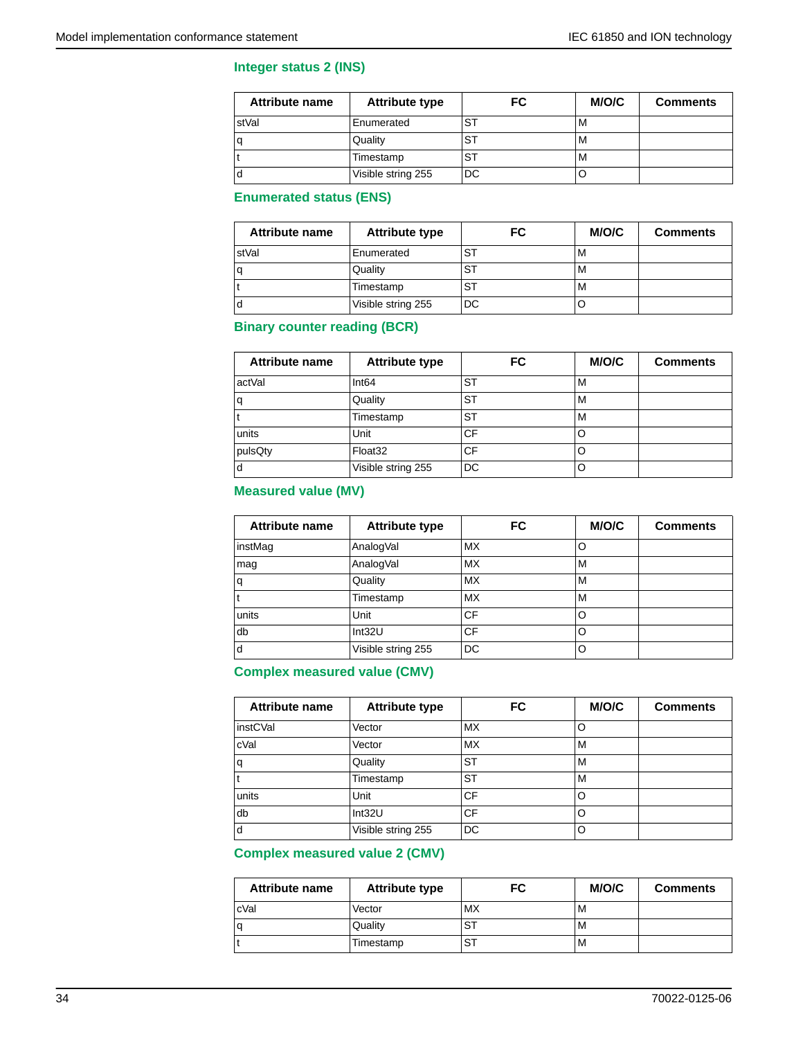### Integer status 2 (INS)

| Attribute name | Attribute type | FC | M/O/C | Comments |
|---|---|---|---|---|
| stVal | Enumerated | ST | M | |
| q | Quality | ST | M | |
| t | Timestamp | ST | M | |
| d | Visible string 255 | DC | O | |

### Enumerated status (ENS)

| Attribute name | Attribute type | FC | M/O/C | Comments |
|---|---|---|---|---|
| stVal | Enumerated | ST | M | |
| q | Quality | ST | M | |
| t | Timestamp | ST | M | |
| d | Visible string 255 | DC | O | |

### Binary counter reading (BCR)

| Attribute name | Attribute type | FC | M/O/C | Comments |
|---|---|---|---|---|
| actVal | Int64 | ST | M | |
| q | Quality | ST | M | |
| t | Timestamp | ST | M | |
| units | Unit | CF | O | |
| pulsQty | Float32 | CF | O | |
| d | Visible string 255 | DC | O | |

### Measured value (MV)

| Attribute name | Attribute type | FC | M/O/C | Comments |
|---|---|---|---|---|
| instMag | AnalogVal | MX | O | |
| mag | AnalogVal | MX | M | |
| q | Quality | MX | M | |
| t | Timestamp | MX | M | |
| units | Unit | CF | O | |
| db | Int32U | CF | O | |
| d | Visible string 255 | DC | O | |

### Complex measured value (CMV)

| Attribute name | Attribute type | FC | M/O/C | Comments |
|---|---|---|---|---|
| instCVal | Vector | MX | O | |
| cVal | Vector | MX | M | |
| q | Quality | ST | M | |
| t | Timestamp | ST | M | |
| units | Unit | CF | O | |
| db | Int32U | CF | O | |
| d | Visible string 255 | DC | O | |

### Complex measured value 2 (CMV)

| Attribute name | Attribute type | FC | M/O/C | Comments |
|---|---|---|---|---|
| cVal | Vector | MX | M | |
| q | Quality | ST | M | |
| t | Timestamp | ST | M | |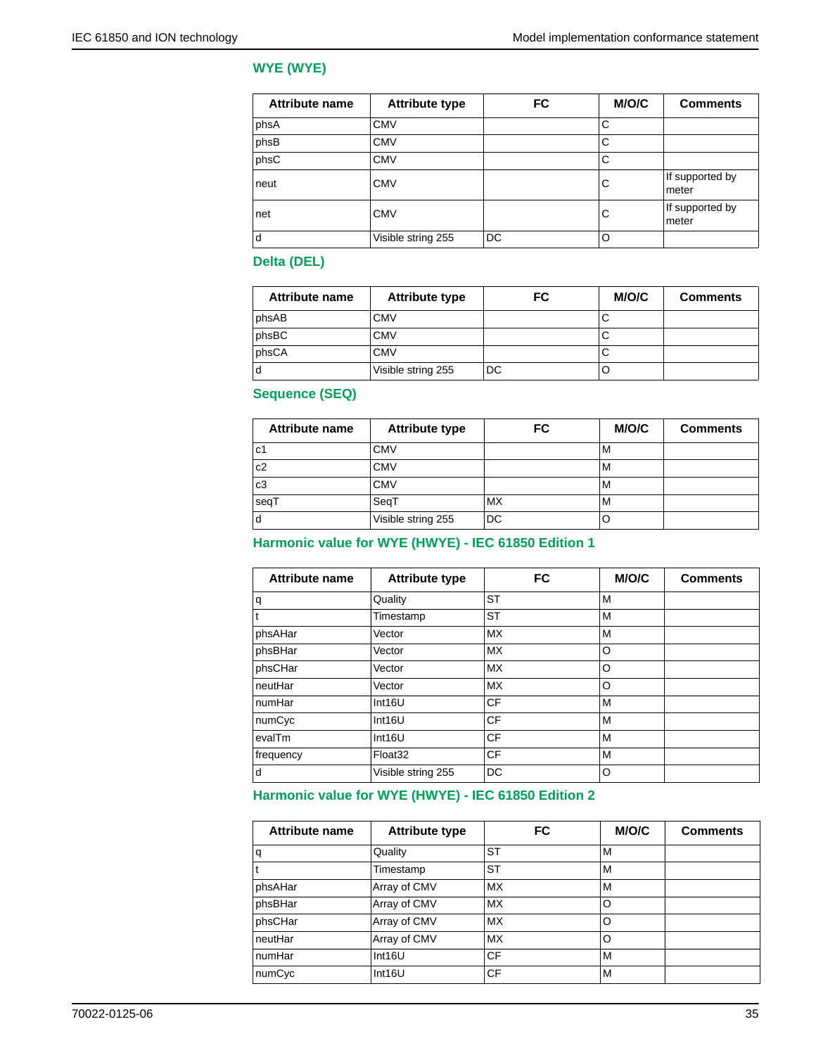## WYE (WYE)

| Attribute name | Attribute type | FC | M/O/C | Comments |
|---|---|---|---|---|
| phsA | CMV | | C | |
| phsB | CMV | | C | |
| phsC | CMV | | C | |
| neut | CMV | | C | If supported by meter |
| net | CMV | | C | If supported by meter |
| d | Visible string 255 | DC | O | |

## Delta (DEL)

| Attribute name | Attribute type | FC | M/O/C | Comments |
|---|---|---|---|---|
| phsAB | CMV | | C | |
| phsBC | CMV | | C | |
| phsCA | CMV | | C | |
| d | Visible string 255 | DC | O | |

## Sequence (SEQ)

| Attribute name | Attribute type | FC | M/O/C | Comments |
|---|---|---|---|---|
| c1 | CMV | | M | |
| c2 | CMV | | M | |
| c3 | CMV | | M | |
| seqT | SeqT | MX | M | |
| d | Visible string 255 | DC | O | |

## Harmonic value for WYE (HWYE) - IEC 61850 Edition 1

| Attribute name | Attribute type | FC | M/O/C | Comments |
|---|---|---|---|---|
| q | Quality | ST | M | |
| t | Timestamp | ST | M | |
| phsAHar | Vector | MX | M | |
| phsBHar | Vector | MX | O | |
| phsCHar | Vector | MX | O | |
| neutHar | Vector | MX | O | |
| numHar | Int16U | CF | M | |
| numCyc | Int16U | CF | M | |
| evalTm | Int16U | CF | M | |
| frequency | Float32 | CF | M | |
| d | Visible string 255 | DC | O | |

## Harmonic value for WYE (HWYE) - IEC 61850 Edition 2

| Attribute name | Attribute type | FC | M/O/C | Comments |
|---|---|---|---|---|
| q | Quality | ST | M | |
| t | Timestamp | ST | M | |
| phsAHar | Array of CMV | MX | M | |
| phsBHar | Array of CMV | MX | O | |
| phsCHar | Array of CMV | MX | O | |
| neutHar | Array of CMV | MX | O | |
| numHar | Int16U | CF | M | |
| numCyc | Int16U | CF | M | |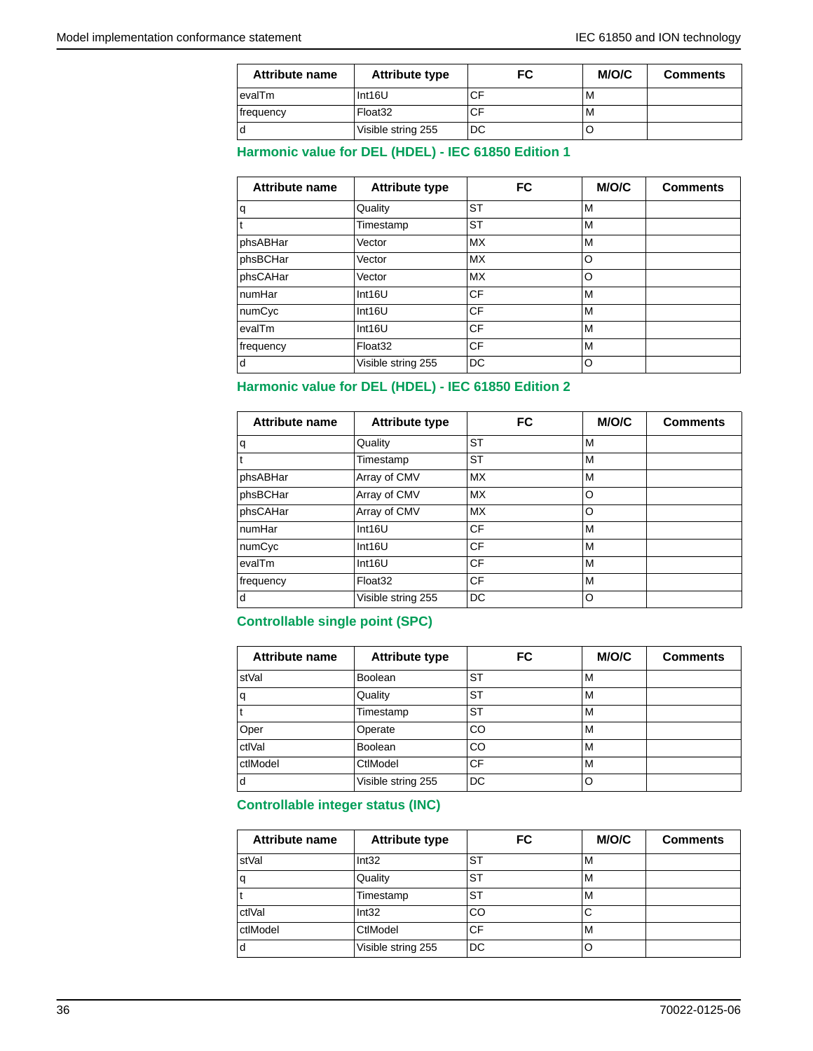| Attribute name | Attribute type | FC | M/O/C | Comments |
|---|---|---|---|---|
| evalTm | Int16U | CF | M | |
| frequency | Float32 | CF | M | |
| d | Visible string 255 | DC | O | |

## Harmonic value for DEL (HDEL) - IEC 61850 Edition 1

| Attribute name | Attribute type | FC | M/O/C | Comments |
|---|---|---|---|---|
| q | Quality | ST | M | |
| t | Timestamp | ST | M | |
| phsABHar | Vector | MX | M | |
| phsBCHar | Vector | MX | O | |
| phsCAHar | Vector | MX | O | |
| numHar | Int16U | CF | M | |
| numCyc | Int16U | CF | M | |
| evalTm | Int16U | CF | M | |
| frequency | Float32 | CF | M | |
| d | Visible string 255 | DC | O | |

## Harmonic value for DEL (HDEL) - IEC 61850 Edition 2

| Attribute name | Attribute type | FC | M/O/C | Comments |
|---|---|---|---|---|
| q | Quality | ST | M | |
| t | Timestamp | ST | M | |
| phsABHar | Array of CMV | MX | M | |
| phsBCHar | Array of CMV | MX | O | |
| phsCAHar | Array of CMV | MX | O | |
| numHar | Int16U | CF | M | |
| numCyc | Int16U | CF | M | |
| evalTm | Int16U | CF | M | |
| frequency | Float32 | CF | M | |
| d | Visible string 255 | DC | O | |

## Controllable single point (SPC)

| Attribute name | Attribute type | FC | M/O/C | Comments |
|---|---|---|---|---|
| stVal | Boolean | ST | M | |
| q | Quality | ST | M | |
| t | Timestamp | ST | M | |
| Oper | Operate | CO | M | |
| ctlVal | Boolean | CO | M | |
| ctlModel | CtlModel | CF | M | |
| d | Visible string 255 | DC | O | |

## Controllable integer status (INC)

| Attribute name | Attribute type | FC | M/O/C | Comments |
|---|---|---|---|---|
| stVal | Int32 | ST | M | |
| q | Quality | ST | M | |
| t | Timestamp | ST | M | |
| ctlVal | Int32 | CO | C | |
| ctlModel | CtlModel | CF | M | |
| d | Visible string 255 | DC | O | |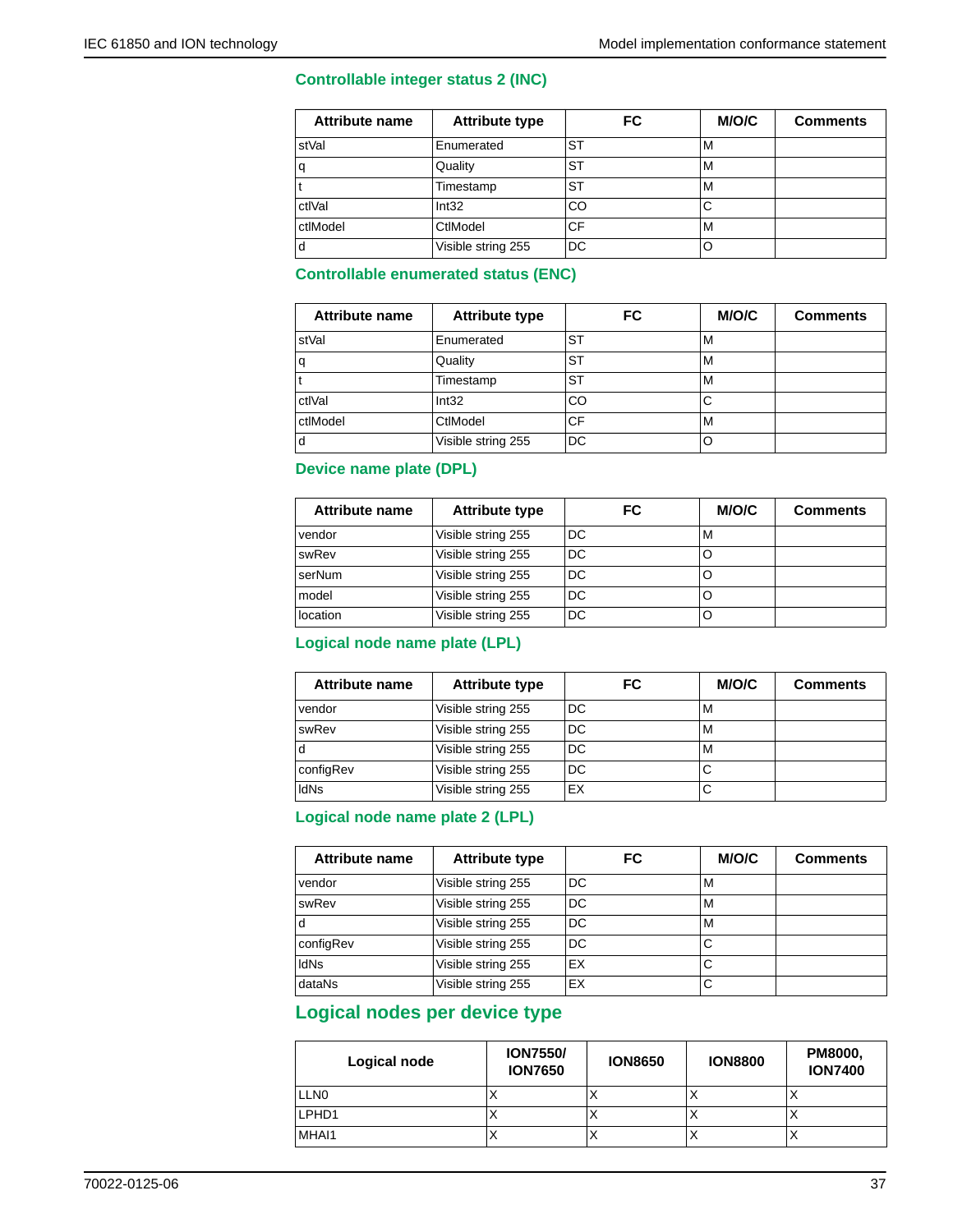### Controllable integer status 2 (INC)

| Attribute name | Attribute type | FC | M/O/C | Comments |
|---|---|---|---|---|
| stVal | Enumerated | ST | M | |
| q | Quality | ST | M | |
| t | Timestamp | ST | M | |
| ctlVal | Int32 | CO | C | |
| ctlModel | CtlModel | CF | M | |
| d | Visible string 255 | DC | O | |

### Controllable enumerated status (ENC)

| Attribute name | Attribute type | FC | M/O/C | Comments |
|---|---|---|---|---|
| stVal | Enumerated | ST | M | |
| q | Quality | ST | M | |
| t | Timestamp | ST | M | |
| ctlVal | Int32 | CO | C | |
| ctlModel | CtlModel | CF | M | |
| d | Visible string 255 | DC | O | |

### Device name plate (DPL)

| Attribute name | Attribute type | FC | M/O/C | Comments |
|---|---|---|---|---|
| vendor | Visible string 255 | DC | M | |
| swRev | Visible string 255 | DC | O | |
| serNum | Visible string 255 | DC | O | |
| model | Visible string 255 | DC | O | |
| location | Visible string 255 | DC | O | |

### Logical node name plate (LPL)

| Attribute name | Attribute type | FC | M/O/C | Comments |
|---|---|---|---|---|
| vendor | Visible string 255 | DC | M | |
| swRev | Visible string 255 | DC | M | |
| d | Visible string 255 | DC | M | |
| configRev | Visible string 255 | DC | C | |
| ldNs | Visible string 255 | EX | C | |

### Logical node name plate 2 (LPL)

| Attribute name | Attribute type | FC | M/O/C | Comments |
|---|---|---|---|---|
| vendor | Visible string 255 | DC | M | |
| swRev | Visible string 255 | DC | M | |
| d | Visible string 255 | DC | M | |
| configRev | Visible string 255 | DC | C | |
| ldNs | Visible string 255 | EX | C | |
| dataNs | Visible string 255 | EX | C | |

## Logical nodes per device type

| Logical node | ION7550/ ION7650 | ION8650 | ION8800 | PM8000, ION7400 |
|---|---|---|---|---|
| LLN0 | X | X | X | X |
| LPHD1 | X | X | X | X |
| MHAI1 | X | X | X | X |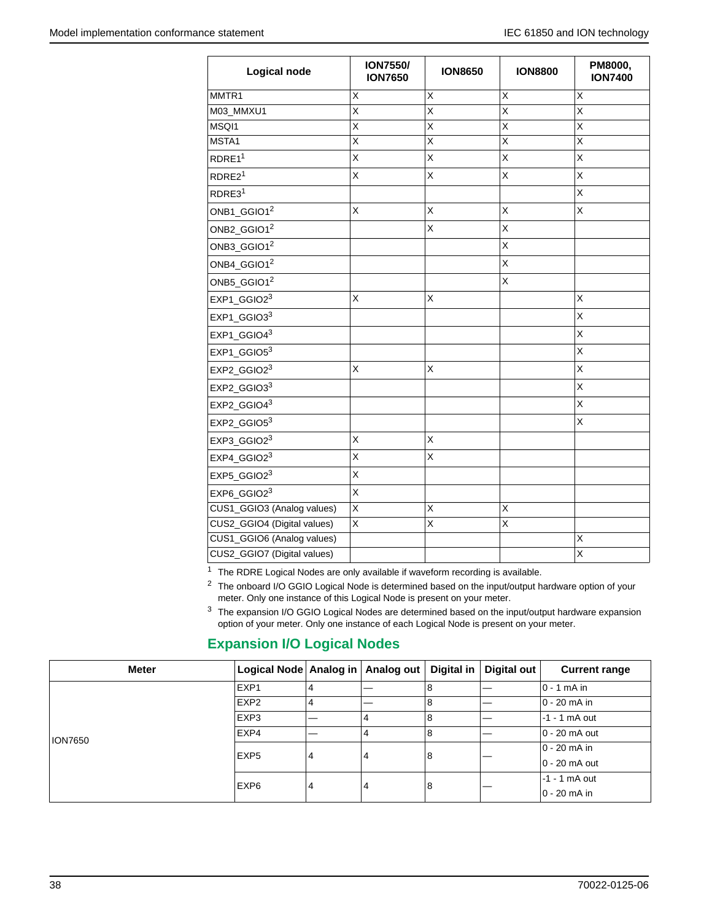| Logical node | ION7550/ ION7650 | ION8650 | ION8800 | PM8000, ION7400 |
|---|---|---|---|---|
| MMTR1 | X | X | X | X |
| M03_MMXU1 | X | X | X | X |
| MSQI1 | X | X | X | X |
| MSTA1 | X | X | X | X |
| RDRE1[1] | X | X | X | X |
| RDRE2[1] | X | X | X | X |
| RDRE3[1] | | | | X |
| ONB1_GGIO1[2] | X | X | X | X |
| ONB2_GGIO1[2] | | X | X | |
| ONB3_GGIO1[2] | | | X | |
| ONB4_GGIO1[2] | | | X | |
| ONB5_GGIO1[2] | | | X | |
| EXP1_GGIO2[3] | X | X | | X |
| EXP1_GGIO3[3] | | | | X |
| EXP1_GGIO4[3] | | | | X |
| EXP1_GGIO5[3] | | | | X |
| EXP2_GGIO2[3] | X | X | | X |
| EXP2_GGIO3[3] | | | | X |
| EXP2_GGIO4[3] | | | | X |
| EXP2_GGIO5[3] | | | | X |
| EXP3_GGIO2[3] | X | X | | |
| EXP4_GGIO2[3] | X | X | | |
| EXP5_GGIO2[3] | X | | | |
| EXP6_GGIO2[3] | X | | | |
| CUS1_GGIO3 (Analog values) | X | X | X | |
| CUS2_GGIO4 (Digital values) | X | X | X | |
| CUS1_GGIO6 (Analog values) | | | | X |
| CUS2_GGIO7 (Digital values) | | | | X |

[1] The RDRE Logical Nodes are only available if waveform recording is available.

[2] The onboard I/O GGIO Logical Node is determined based on the input/output hardware option of your meter. Only one instance of this Logical Node is present on your meter.

[3] The expansion I/O GGIO Logical Nodes are determined based on the input/output hardware expansion option of your meter. Only one instance of each Logical Node is present on your meter.

## Expansion I/O Logical Nodes

| Meter | Logical Node | Analog in | Analog out | Digital in | Digital out | Current range |
|---|---|---|---|---|---|---|
| ION7650 | EXP1 | 4 | — | 8 | — | 0 - 1 mA in |
| | EXP2 | 4 | — | 8 | — | 0 - 20 mA in |
| | EXP3 | — | 4 | 8 | — | -1 - 1 mA out |
| | EXP4 | — | 4 | 8 | — | 0 - 20 mA out |
| | EXP5 | 4 | 4 | 8 | — | 0 - 20 mA in<br>0 - 20 mA out |
| | EXP6 | 4 | 4 | 8 | — | -1 - 1 mA out<br>0 - 20 mA in |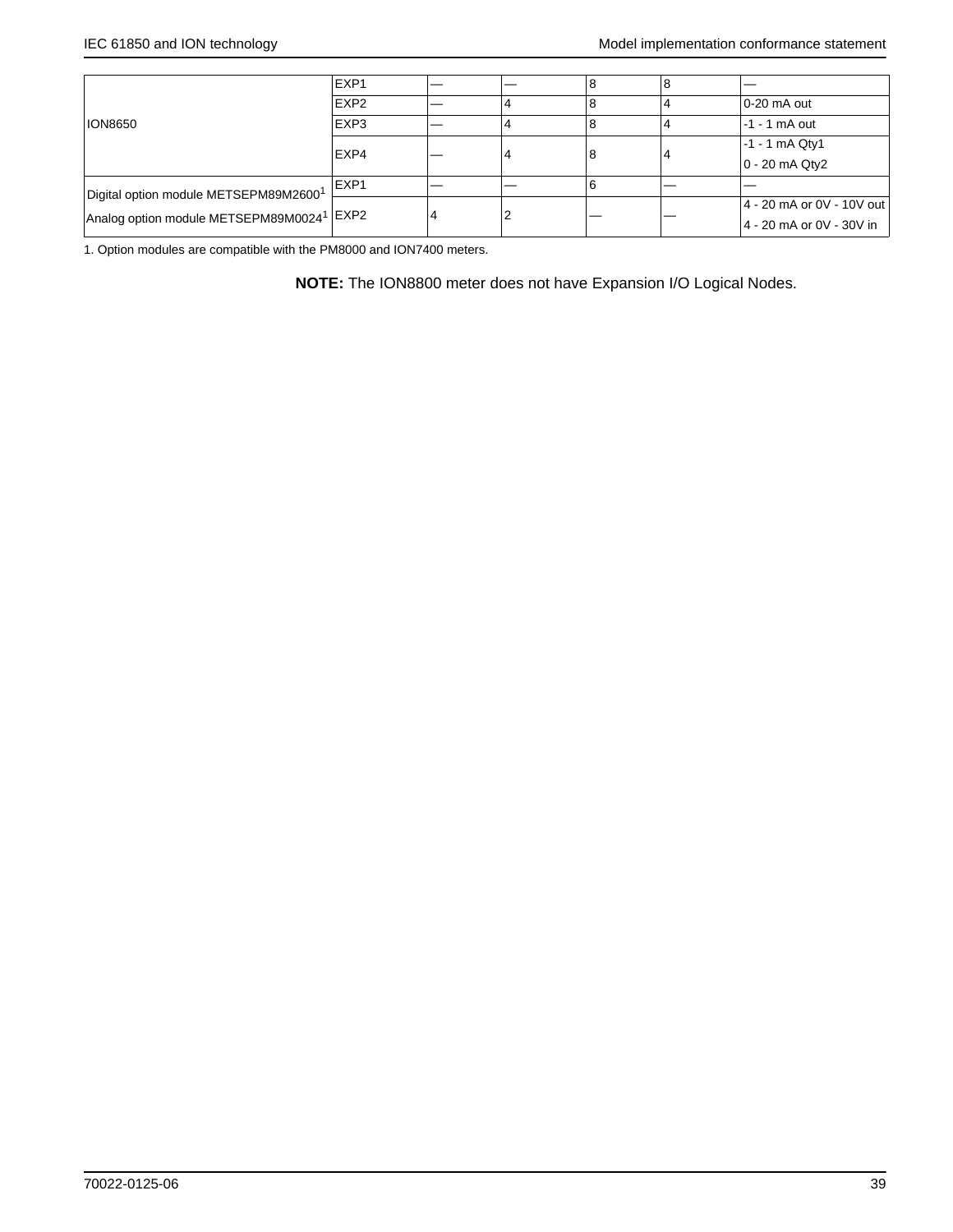| | | | | | | |
|---|---|---|---|---|---|---|
| ION8650 | EXP1 | — | — | 8 | 8 | — |
| | EXP2 | — | 4 | 8 | 4 | 0-20 mA out |
| | EXP3 | — | 4 | 8 | 4 | -1 - 1 mA out |
| | EXP4 | — | 4 | 8 | 4 | -1 - 1 mA Qty1<br>0 - 20 mA Qty2 |
| Digital option module METSEPM89M2600[1] | EXP1 | — | — | 6 | — | — |
| Analog option module METSEPM89M0024[1] | EXP2 | 4 | 2 | — | — | 4 - 20 mA or 0V - 10V out<br>4 - 20 mA or 0V - 30V in |

1. Option modules are compatible with the PM8000 and ION7400 meters.

**NOTE:** The ION8800 meter does not have Expansion I/O Logical Nodes.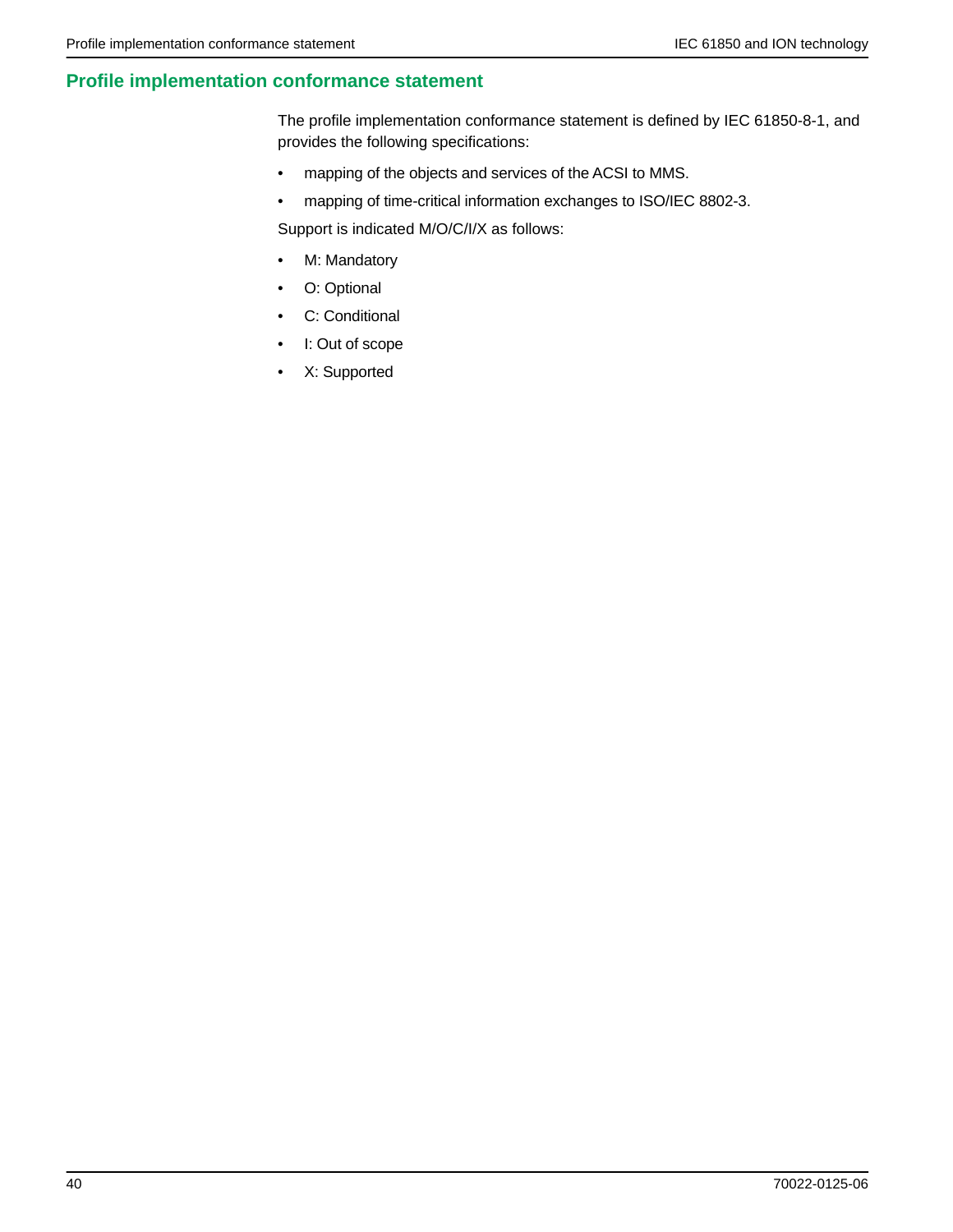## Profile implementation conformance statement

The profile implementation conformance statement is defined by IEC 61850-8-1, and provides the following specifications:

- mapping of the objects and services of the ACSI to MMS.
- mapping of time-critical information exchanges to ISO/IEC 8802-3.

Support is indicated M/O/C/I/X as follows:

- M: Mandatory
- O: Optional
- C: Conditional
- I: Out of scope
- X: Supported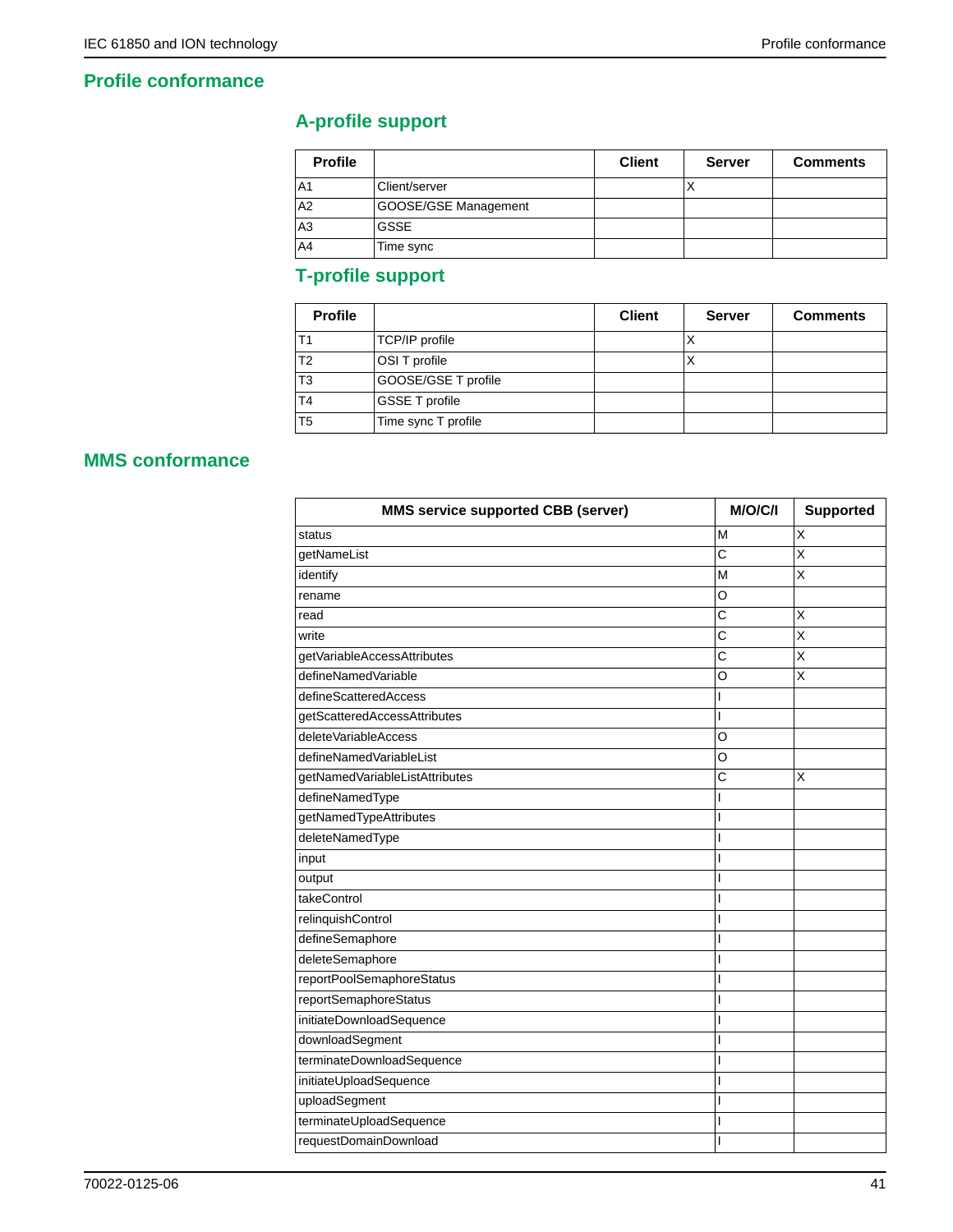# Profile conformance

## A-profile support

| Profile | | Client | Server | Comments |
|---|---|---|---|---|
| A1 | Client/server | | X | |
| A2 | GOOSE/GSE Management | | | |
| A3 | GSSE | | | |
| A4 | Time sync | | | |

## T-profile support

| Profile | | Client | Server | Comments |
|---|---|---|---|---|
| T1 | TCP/IP profile | | X | |
| T2 | OSI T profile | | X | |
| T3 | GOOSE/GSE T profile | | | |
| T4 | GSSE T profile | | | |
| T5 | Time sync T profile | | | |

# MMS conformance

| MMS service supported CBB (server) | M/O/C/I | Supported |
|---|---|---|
| status | M | X |
| getNameList | C | X |
| identify | M | X |
| rename | O | |
| read | C | X |
| write | C | X |
| getVariableAccessAttributes | C | X |
| defineNamedVariable | O | X |
| defineScatteredAccess | I | |
| getScatteredAccessAttributes | I | |
| deleteVariableAccess | O | |
| defineNamedVariableList | O | |
| getNamedVariableListAttributes | C | X |
| defineNamedType | I | |
| getNamedTypeAttributes | I | |
| deleteNamedType | I | |
| input | I | |
| output | I | |
| takeControl | I | |
| relinquishControl | I | |
| defineSemaphore | I | |
| deleteSemaphore | I | |
| reportPoolSemaphoreStatus | I | |
| reportSemaphoreStatus | I | |
| initiateDownloadSequence | I | |
| downloadSegment | I | |
| terminateDownloadSequence | I | |
| initiateUploadSequence | I | |
| uploadSegment | I | |
| terminateUploadSequence | I | |
| requestDomainDownload | I | |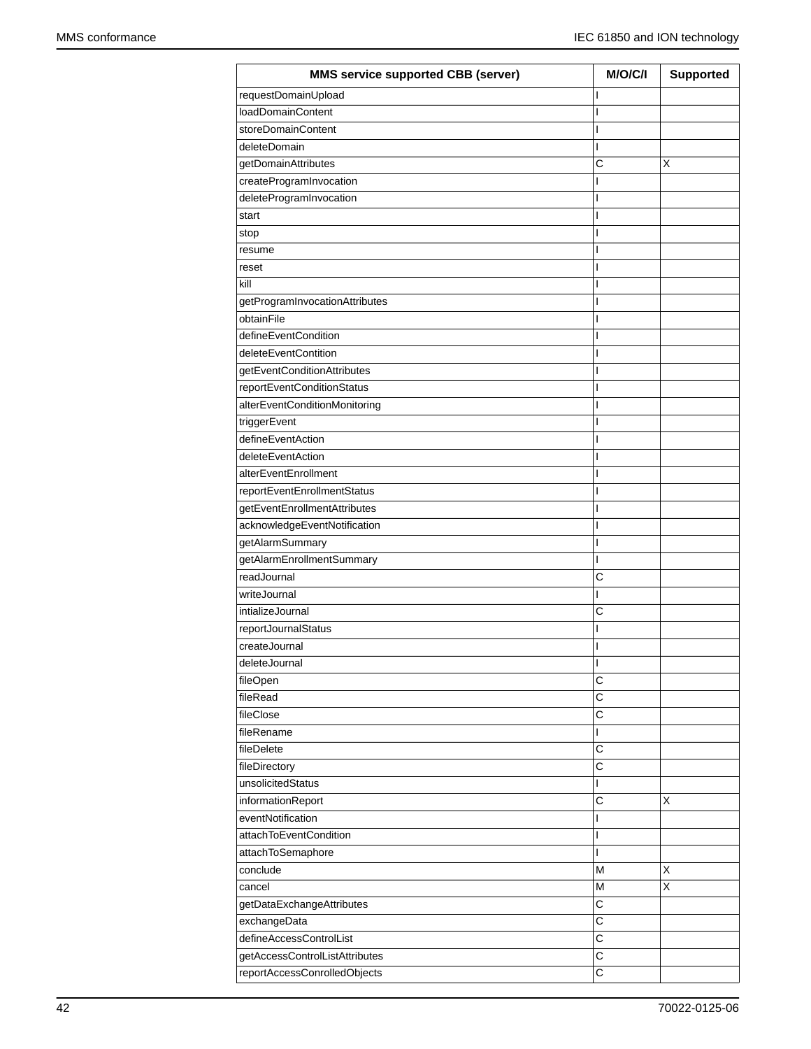| MMS service supported CBB (server) | M/O/C/I | Supported |
|---|---|---|
| requestDomainUpload | I | |
| loadDomainContent | I | |
| storeDomainContent | I | |
| deleteDomain | I | |
| getDomainAttributes | C | X |
| createProgramInvocation | I | |
| deleteProgramInvocation | I | |
| start | I | |
| stop | I | |
| resume | I | |
| reset | I | |
| kill | I | |
| getProgramInvocationAttributes | I | |
| obtainFile | I | |
| defineEventCondition | I | |
| deleteEventContition | I | |
| getEventConditionAttributes | I | |
| reportEventConditionStatus | I | |
| alterEventConditionMonitoring | I | |
| triggerEvent | I | |
| defineEventAction | I | |
| deleteEventAction | I | |
| alterEventEnrollment | I | |
| reportEventEnrollmentStatus | I | |
| getEventEnrollmentAttributes | I | |
| acknowledgeEventNotification | I | |
| getAlarmSummary | I | |
| getAlarmEnrollmentSummary | I | |
| readJournal | C | |
| writeJournal | I | |
| intializeJournal | C | |
| reportJournalStatus | I | |
| createJournal | I | |
| deleteJournal | I | |
| fileOpen | C | |
| fileRead | C | |
| fileClose | C | |
| fileRename | I | |
| fileDelete | C | |
| fileDirectory | C | |
| unsolicitedStatus | I | |
| informationReport | C | X |
| eventNotification | I | |
| attachToEventCondition | I | |
| attachToSemaphore | I | |
| conclude | M | X |
| cancel | M | X |
| getDataExchangeAttributes | C | |
| exchangeData | C | |
| defineAccessControlList | C | |
| getAccessControlListAttributes | C | |
| reportAccessConrolledObjects | C | |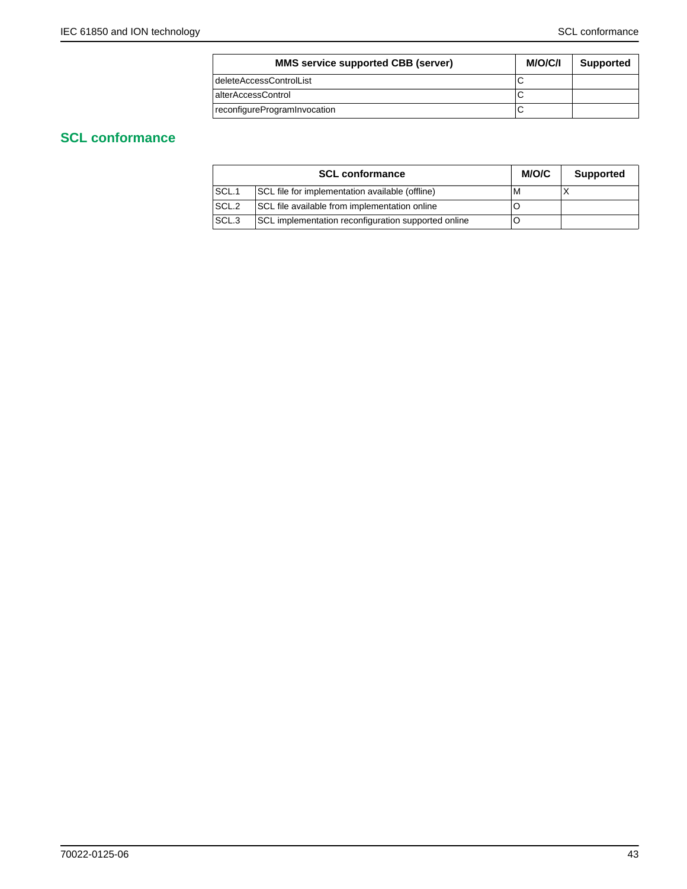| MMS service supported CBB (server) | M/O/C/I | Supported |
|---|---|---|
| deleteAccessControlList | C | |
| alterAccessControl | C | |
| reconfigureProgramInvocation | C | |

## SCL conformance

| SCL conformance | | M/O/C | Supported |
|---|---|---|---|
| SCL.1 | SCL file for implementation available (offline) | M | X |
| SCL.2 | SCL file available from implementation online | O | |
| SCL.3 | SCL implementation reconfiguration supported online | O | |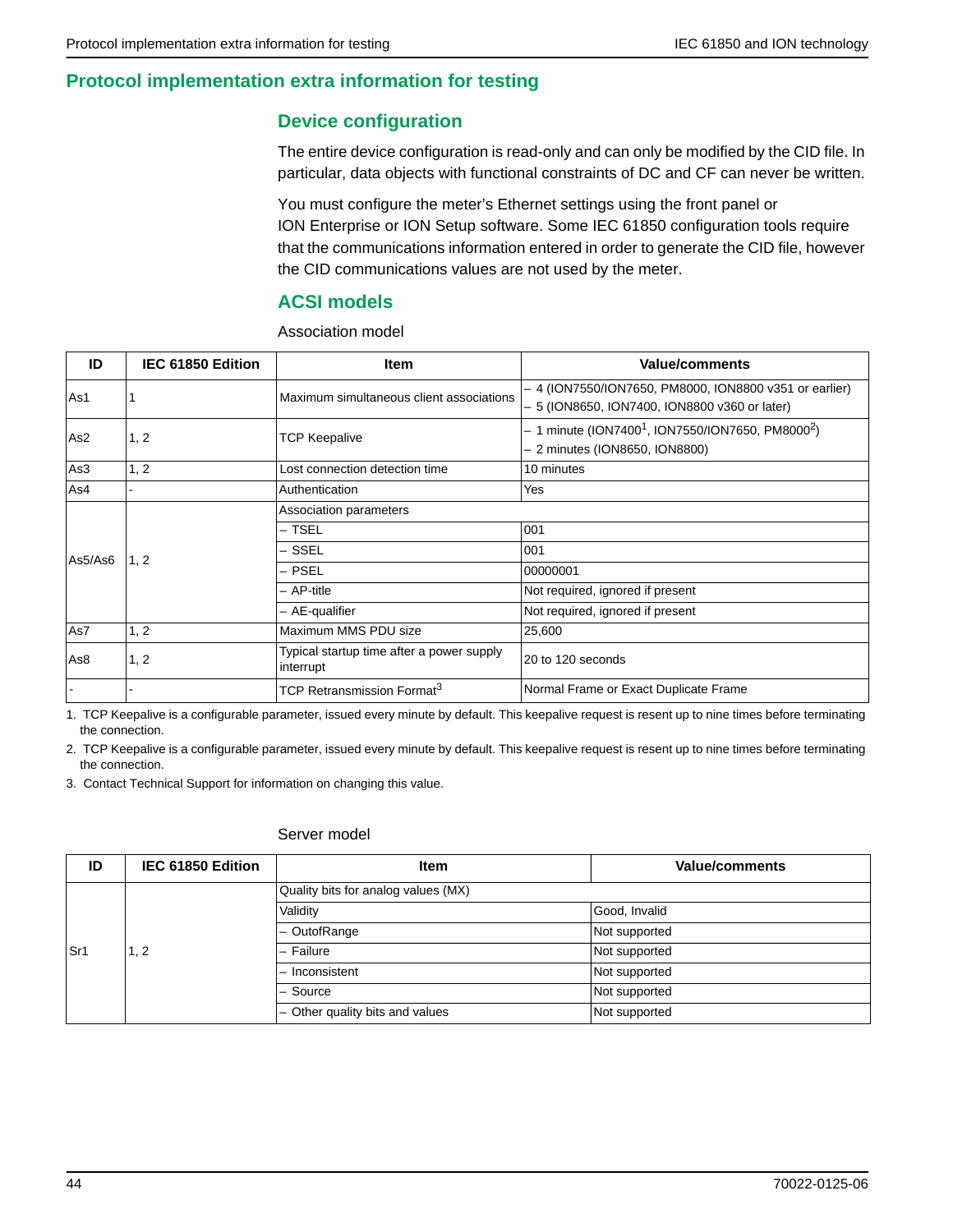# Protocol implementation extra information for testing

## Device configuration

The entire device configuration is read-only and can only be modified by the CID file. In particular, data objects with functional constraints of DC and CF can never be written.

You must configure the meter's Ethernet settings using the front panel or ION Enterprise or ION Setup software. Some IEC 61850 configuration tools require that the communications information entered in order to generate the CID file, however the CID communications values are not used by the meter.

## ACSI models

Association model

| ID | IEC 61850 Edition | Item | Value/comments |
|---|---|---|---|
| As1 | 1 | Maximum simultaneous client associations | – 4 (ION7550/ION7650, PM8000, ION8800 v351 or earlier)<br>– 5 (ION8650, ION7400, ION8800 v360 or later) |
| As2 | 1, 2 | TCP Keepalive | – 1 minute (ION7400[1], ION7550/ION7650, PM8000[2])<br>– 2 minutes (ION8650, ION8800) |
| As3 | 1, 2 | Lost connection detection time | 10 minutes |
| As4 | - | Authentication | Yes |
| As5/As6 | 1, 2 | Association parameters | |
| | | – TSEL | 001 |
| | | – SSEL | 001 |
| | | – PSEL | 00000001 |
| | | – AP-title | Not required, ignored if present |
| | | – AE-qualifier | Not required, ignored if present |
| As7 | 1, 2 | Maximum MMS PDU size | 25,600 |
| As8 | 1, 2 | Typical startup time after a power supply interrupt | 20 to 120 seconds |
| - | - | TCP Retransmission Format[3] | Normal Frame or Exact Duplicate Frame |

1. TCP Keepalive is a configurable parameter, issued every minute by default. This keepalive request is resent up to nine times before terminating the connection.
2. TCP Keepalive is a configurable parameter, issued every minute by default. This keepalive request is resent up to nine times before terminating the connection.
3. Contact Technical Support for information on changing this value.

Server model

| ID | IEC 61850 Edition | Item | Value/comments |
|---|---|---|---|
| Sr1 | 1, 2 | Quality bits for analog values (MX) | |
| | | Validity | Good, Invalid |
| | | – OutofRange | Not supported |
| | | – Failure | Not supported |
| | | – Inconsistent | Not supported |
| | | – Source | Not supported |
| | | – Other quality bits and values | Not supported |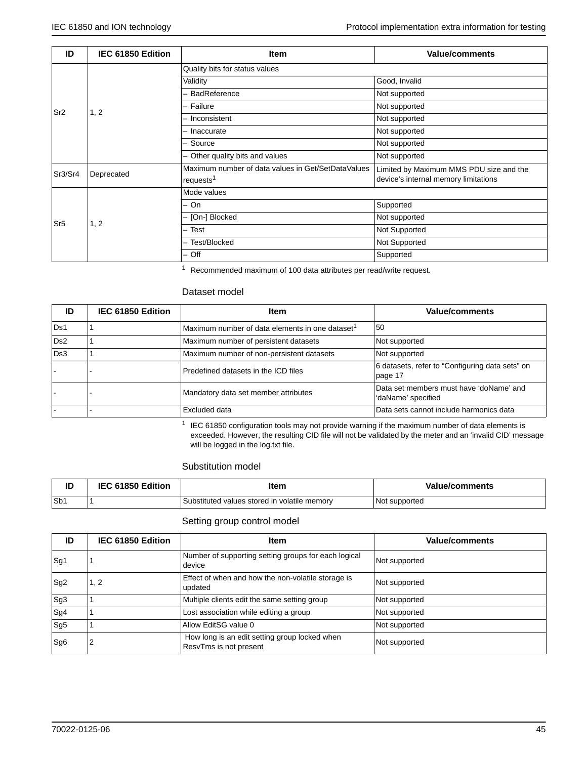| ID | IEC 61850 Edition | Item | Value/comments |
|---|---|---|---|
| Sr2 | 1, 2 | Quality bits for status values | |
| | | Validity | Good, Invalid |
| | | – BadReference | Not supported |
| | | – Failure | Not supported |
| | | – Inconsistent | Not supported |
| | | – Inaccurate | Not supported |
| | | – Source | Not supported |
| | | – Other quality bits and values | Not supported |
| Sr3/Sr4 | Deprecated | Maximum number of data values in Get/SetDataValues requests[1] | Limited by Maximum MMS PDU size and the device's internal memory limitations |
| Sr5 | 1, 2 | Mode values | |
| | | – On | Supported |
| | | – [On-] Blocked | Not supported |
| | | – Test | Not Supported |
| | | – Test/Blocked | Not Supported |
| | | – Off | Supported |

[1] Recommended maximum of 100 data attributes per read/write request.

### Dataset model

| ID | IEC 61850 Edition | Item | Value/comments |
|---|---|---|---|
| Ds1 | 1 | Maximum number of data elements in one dataset[1] | 50 |
| Ds2 | 1 | Maximum number of persistent datasets | Not supported |
| Ds3 | 1 | Maximum number of non-persistent datasets | Not supported |
| - | - | Predefined datasets in the ICD files | 6 datasets, refer to "Configuring data sets" on page 17 |
| - | - | Mandatory data set member attributes | Data set members must have 'doName' and 'daName' specified |
| - | - | Excluded data | Data sets cannot include harmonics data |

[1] IEC 61850 configuration tools may not provide warning if the maximum number of data elements is exceeded. However, the resulting CID file will not be validated by the meter and an 'invalid CID' message will be logged in the log.txt file.

### Substitution model

| ID | IEC 61850 Edition | Item | Value/comments |
|---|---|---|---|
| Sb1 | 1 | Substituted values stored in volatile memory | Not supported |

### Setting group control model

| ID | IEC 61850 Edition | Item | Value/comments |
|---|---|---|---|
| Sg1 | 1 | Number of supporting setting groups for each logical device | Not supported |
| Sg2 | 1, 2 | Effect of when and how the non-volatile storage is updated | Not supported |
| Sg3 | 1 | Multiple clients edit the same setting group | Not supported |
| Sg4 | 1 | Lost association while editing a group | Not supported |
| Sg5 | 1 | Allow EditSG value 0 | Not supported |
| Sg6 | 2 | How long is an edit setting group locked when ResvTms is not present | Not supported |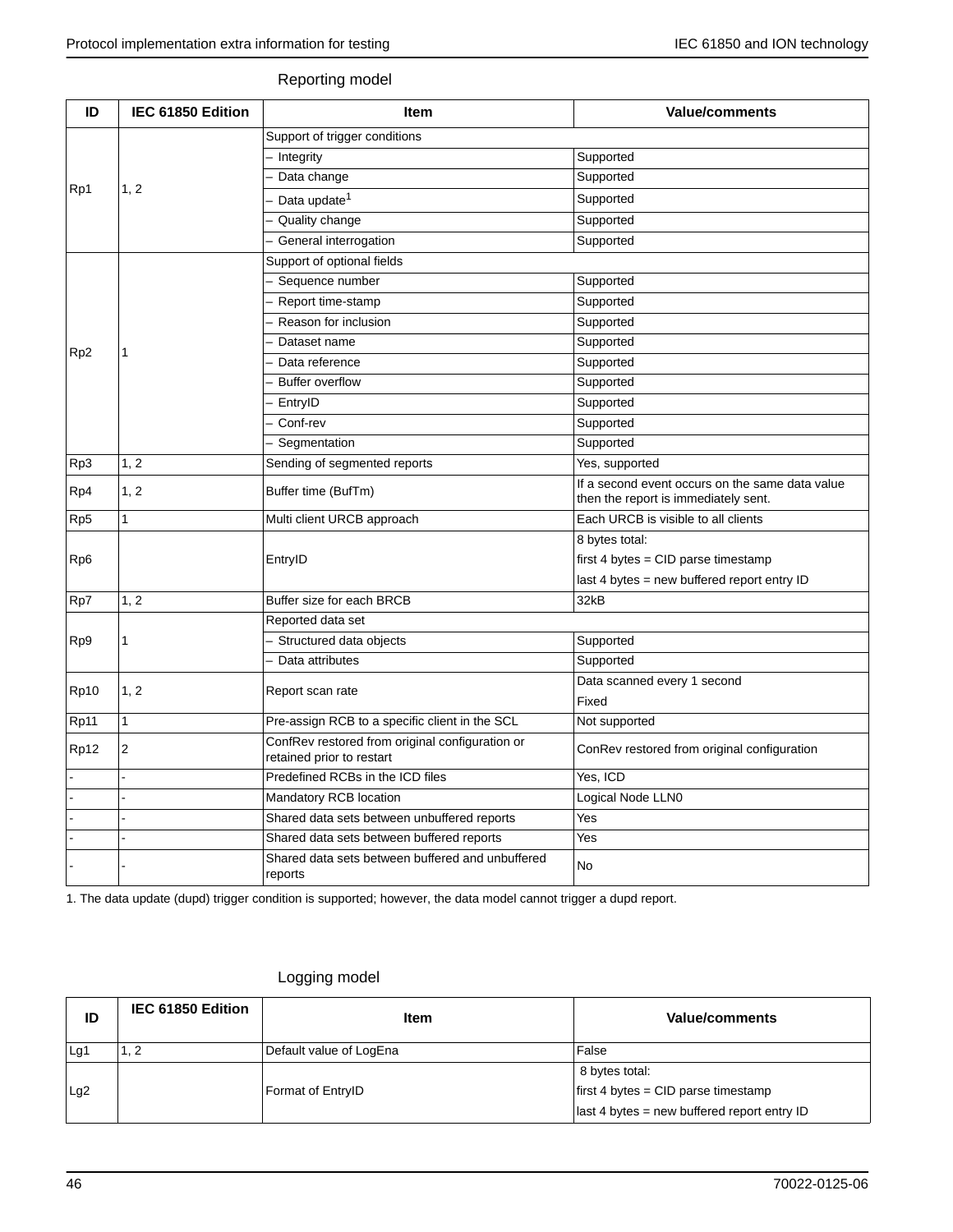## Reporting model

| ID | IEC 61850 Edition | Item | Value/comments |
|---|---|---|---|
| Rp1 | 1, 2 | Support of trigger conditions | |
| | | – Integrity | Supported |
| | | – Data change | Supported |
| | | – Data update[1] | Supported |
| | | – Quality change | Supported |
| | | – General interrogation | Supported |
| Rp2 | 1 | Support of optional fields | |
| | | – Sequence number | Supported |
| | | – Report time-stamp | Supported |
| | | – Reason for inclusion | Supported |
| | | – Dataset name | Supported |
| | | – Data reference | Supported |
| | | – Buffer overflow | Supported |
| | | – EntryID | Supported |
| | | – Conf-rev | Supported |
| | | – Segmentation | Supported |
| Rp3 | 1, 2 | Sending of segmented reports | Yes, supported |
| Rp4 | 1, 2 | Buffer time (BufTm) | If a second event occurs on the same data value then the report is immediately sent. |
| Rp5 | 1 | Multi client URCB approach | Each URCB is visible to all clients |
| Rp6 | | EntryID | 8 bytes total:<br>first 4 bytes = CID parse timestamp<br>last 4 bytes = new buffered report entry ID |
| Rp7 | 1, 2 | Buffer size for each BRCB | 32kB |
| Rp9 | 1 | Reported data set | |
| | | – Structured data objects | Supported |
| | | – Data attributes | Supported |
| Rp10 | 1, 2 | Report scan rate | Data scanned every 1 second<br>Fixed |
| Rp11 | 1 | Pre-assign RCB to a specific client in the SCL | Not supported |
| Rp12 | 2 | ConfRev restored from original configuration or retained prior to restart | ConRev restored from original configuration |
| - | - | Predefined RCBs in the ICD files | Yes, ICD |
| - | - | Mandatory RCB location | Logical Node LLN0 |
| - | - | Shared data sets between unbuffered reports | Yes |
| - | - | Shared data sets between buffered reports | Yes |
| - | - | Shared data sets between buffered and unbuffered reports | No |

1. The data update (dupd) trigger condition is supported; however, the data model cannot trigger a dupd report.

## Logging model

| ID | IEC 61850 Edition | Item | Value/comments |
|---|---|---|---|
| Lg1 | 1, 2 | Default value of LogEna | False |
| Lg2 | | Format of EntryID | 8 bytes total:<br>first 4 bytes = CID parse timestamp<br>last 4 bytes = new buffered report entry ID |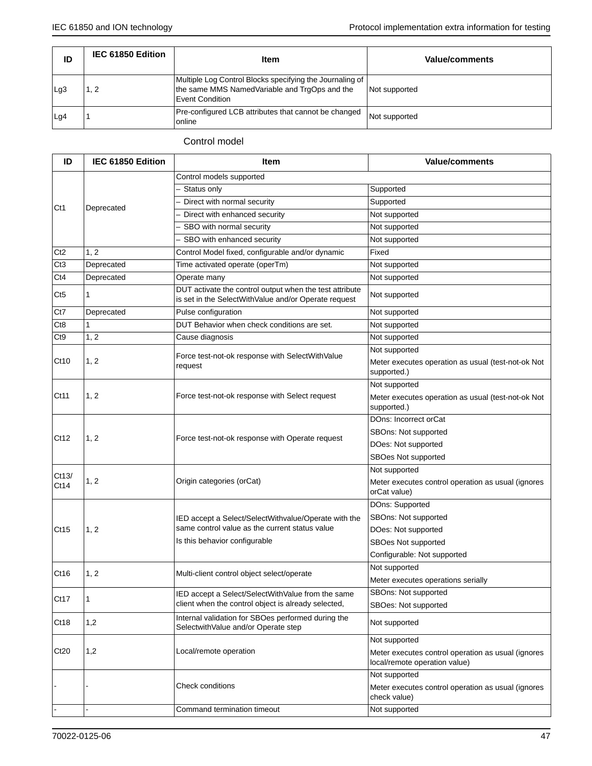| ID | IEC 61850 Edition | Item | Value/comments |
|---|---|---|---|
| Lg3 | 1, 2 | Multiple Log Control Blocks specifying the Journaling of the same MMS NamedVariable and TrgOps and the Event Condition | Not supported |
| Lg4 | 1 | Pre-configured LCB attributes that cannot be changed online | Not supported |

### Control model

| ID | IEC 61850 Edition | Item | Value/comments |
|---|---|---|---|
| Ct1 | Deprecated | Control models supported | |
| | | – Status only | Supported |
| | | – Direct with normal security | Supported |
| | | – Direct with enhanced security | Not supported |
| | | – SBO with normal security | Not supported |
| | | – SBO with enhanced security | Not supported |
| Ct2 | 1, 2 | Control Model fixed, configurable and/or dynamic | Fixed |
| Ct3 | Deprecated | Time activated operate (operTm) | Not supported |
| Ct4 | Deprecated | Operate many | Not supported |
| Ct5 | 1 | DUT activate the control output when the test attribute is set in the SelectWithValue and/or Operate request | Not supported |
| Ct7 | Deprecated | Pulse configuration | Not supported |
| Ct8 | 1 | DUT Behavior when check conditions are set. | Not supported |
| Ct9 | 1, 2 | Cause diagnosis | Not supported |
| Ct10 | 1, 2 | Force test-not-ok response with SelectWithValue request | Not supported<br>Meter executes operation as usual (test-not-ok Not supported.) |
| Ct11 | 1, 2 | Force test-not-ok response with Select request | Not supported<br>Meter executes operation as usual (test-not-ok Not supported.) |
| Ct12 | 1, 2 | Force test-not-ok response with Operate request | DOns: Incorrect orCat<br>SBOns: Not supported<br>DOes: Not supported<br>SBOes Not supported |
| Ct13/ Ct14 | 1, 2 | Origin categories (orCat) | Not supported<br>Meter executes control operation as usual (ignores orCat value) |
| Ct15 | 1, 2 | IED accept a Select/SelectWithvalue/Operate with the same control value as the current status value<br>Is this behavior configurable | DOns: Supported<br>SBOns: Not supported<br>DOes: Not supported<br>SBOes Not supported<br>Configurable: Not supported |
| Ct16 | 1, 2 | Multi-client control object select/operate | Not supported<br>Meter executes operations serially |
| Ct17 | 1 | IED accept a Select/SelectWithValue from the same client when the control object is already selected, | SBOns: Not supported<br>SBOes: Not supported |
| Ct18 | 1,2 | Internal validation for SBOes performed during the SelectwithValue and/or Operate step | Not supported |
| Ct20 | 1,2 | Local/remote operation | Not supported<br>Meter executes control operation as usual (ignores local/remote operation value) |
| - | - | Check conditions | Not supported<br>Meter executes control operation as usual (ignores check value) |
| - | - | Command termination timeout | Not supported |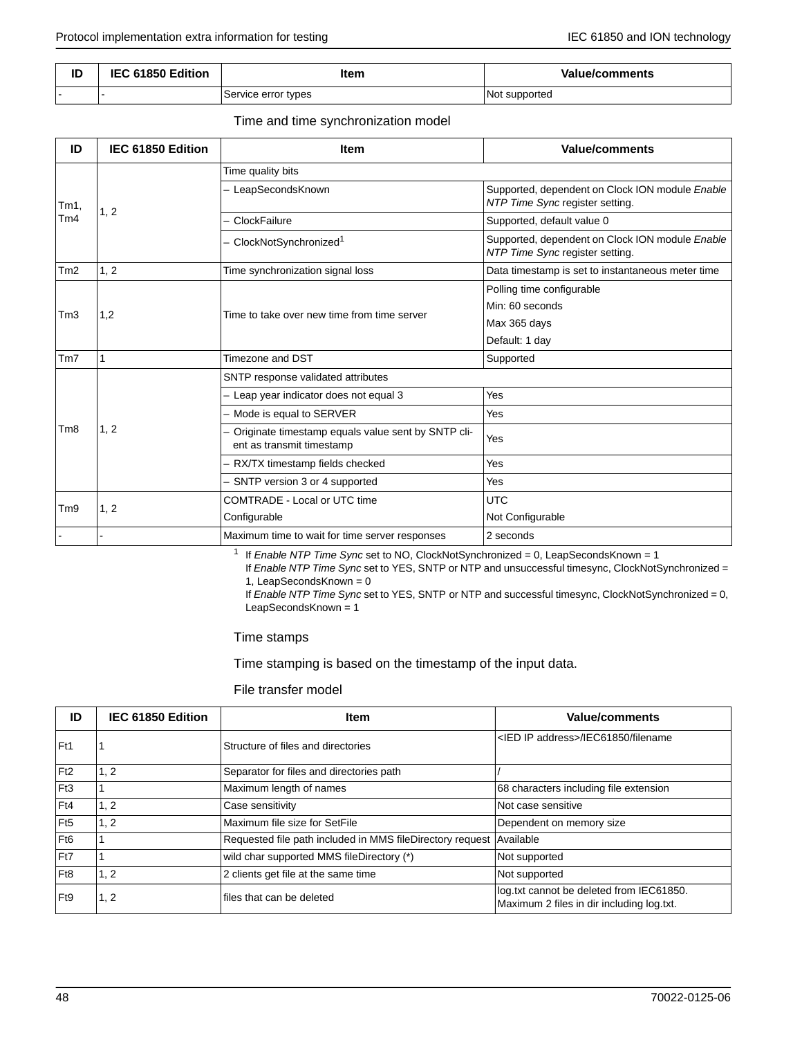| ID | IEC 61850 Edition | Item | Value/comments |
| --- | --- | --- | --- |
| - | - | Service error types | Not supported |

### Time and time synchronization model

| ID | IEC 61850 Edition | Item | Value/comments |
| --- | --- | --- | --- |
| Tm1, Tm4 | 1, 2 | Time quality bits | |
| | | – LeapSecondsKnown | Supported, dependent on Clock ION module *Enable NTP Time Sync* register setting. |
| | | – ClockFailure | Supported, default value 0 |
| | | – ClockNotSynchronized[1] | Supported, dependent on Clock ION module *Enable NTP Time Sync* register setting. |
| Tm2 | 1, 2 | Time synchronization signal loss | Data timestamp is set to instantaneous meter time |
| Tm3 | 1,2 | Time to take over new time from time server | Polling time configurable<br>Min: 60 seconds<br>Max 365 days<br>Default: 1 day |
| Tm7 | 1 | Timezone and DST | Supported |
| Tm8 | 1, 2 | SNTP response validated attributes | |
| | | – Leap year indicator does not equal 3 | Yes |
| | | – Mode is equal to SERVER | Yes |
| | | – Originate timestamp equals value sent by SNTP client as transmit timestamp | Yes |
| | | – RX/TX timestamp fields checked | Yes |
| | | – SNTP version 3 or 4 supported | Yes |
| Tm9 | 1, 2 | COMTRADE - Local or UTC time<br>Configurable | UTC<br>Not Configurable |
| - | - | Maximum time to wait for time server responses | 2 seconds |

[1] If *Enable NTP Time Sync* set to NO, ClockNotSynchronized = 0, LeapSecondsKnown = 1
If *Enable NTP Time Sync* set to YES, SNTP or NTP and unsuccessful timesync, ClockNotSynchronized = 1, LeapSecondsKnown = 0
If *Enable NTP Time Sync* set to YES, SNTP or NTP and successful timesync, ClockNotSynchronized = 0, LeapSecondsKnown = 1

### Time stamps

Time stamping is based on the timestamp of the input data.

### File transfer model

| ID | IEC 61850 Edition | Item | Value/comments |
| --- | --- | --- | --- |
| Ft1 | 1 | Structure of files and directories | <IED IP address>/IEC61850/filename |
| Ft2 | 1, 2 | Separator for files and directories path | / |
| Ft3 | 1 | Maximum length of names | 68 characters including file extension |
| Ft4 | 1, 2 | Case sensitivity | Not case sensitive |
| Ft5 | 1, 2 | Maximum file size for SetFile | Dependent on memory size |
| Ft6 | 1 | Requested file path included in MMS fileDirectory request | Available |
| Ft7 | 1 | wild char supported MMS fileDirectory (*) | Not supported |
| Ft8 | 1, 2 | 2 clients get file at the same time | Not supported |
| Ft9 | 1, 2 | files that can be deleted | log.txt cannot be deleted from IEC61850. Maximum 2 files in dir including log.txt. |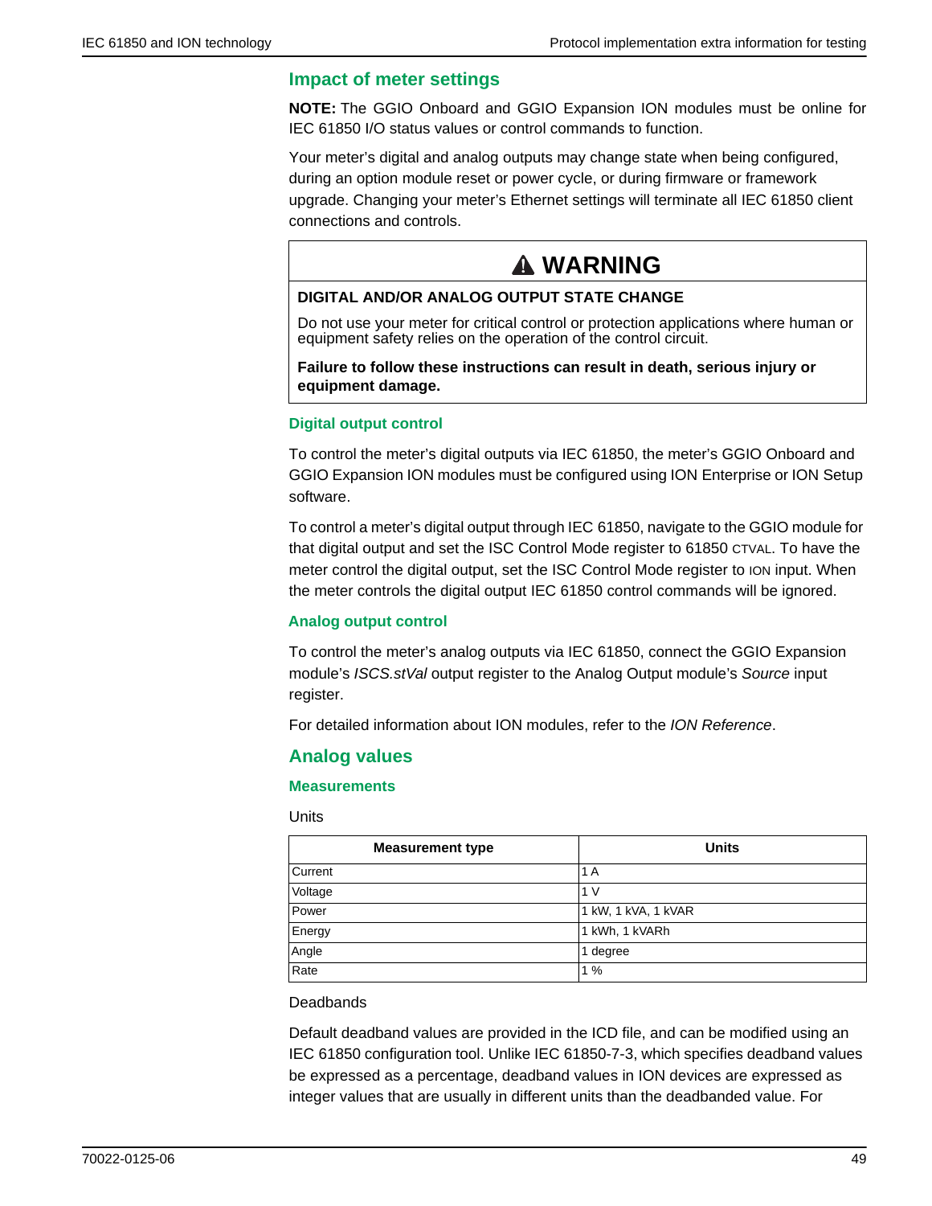## Impact of meter settings

**NOTE:** The GGIO Onboard and GGIO Expansion ION modules must be online for IEC 61850 I/O status values or control commands to function.

Your meter's digital and analog outputs may change state when being configured, during an option module reset or power cycle, or during firmware or framework upgrade. Changing your meter's Ethernet settings will terminate all IEC 61850 client connections and controls.

> **⚠ WARNING**
>
> **DIGITAL AND/OR ANALOG OUTPUT STATE CHANGE**
>
> Do not use your meter for critical control or protection applications where human or equipment safety relies on the operation of the control circuit.
>
> **Failure to follow these instructions can result in death, serious injury or equipment damage.**

### Digital output control

To control the meter's digital outputs via IEC 61850, the meter's GGIO Onboard and GGIO Expansion ION modules must be configured using ION Enterprise or ION Setup software.

To control a meter's digital output through IEC 61850, navigate to the GGIO module for that digital output and set the ISC Control Mode register to 61850 CTVAL. To have the meter control the digital output, set the ISC Control Mode register to ION input. When the meter controls the digital output IEC 61850 control commands will be ignored.

### Analog output control

To control the meter's analog outputs via IEC 61850, connect the GGIO Expansion module's *ISCS.stVal* output register to the Analog Output module's *Source* input register.

For detailed information about ION modules, refer to the *ION Reference*.

## Analog values

### Measurements

Units

| Measurement type | Units |
|---|---|
| Current | 1 A |
| Voltage | 1 V |
| Power | 1 kW, 1 kVA, 1 kVAR |
| Energy | 1 kWh, 1 kVARh |
| Angle | 1 degree |
| Rate | 1 % |

Deadbands

Default deadband values are provided in the ICD file, and can be modified using an IEC 61850 configuration tool. Unlike IEC 61850-7-3, which specifies deadband values be expressed as a percentage, deadband values in ION devices are expressed as integer values that are usually in different units than the deadbanded value. For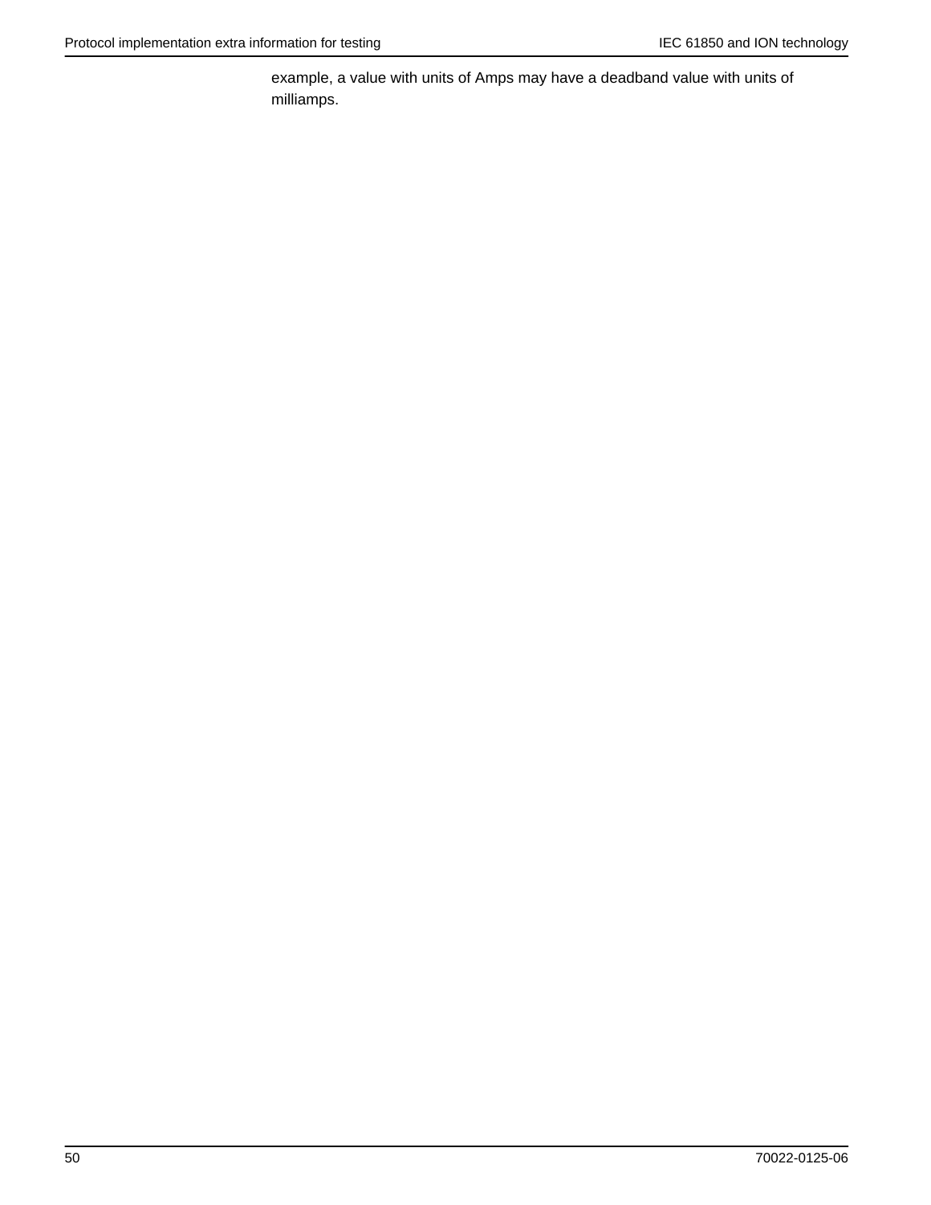example, a value with units of Amps may have a deadband value with units of milliamps.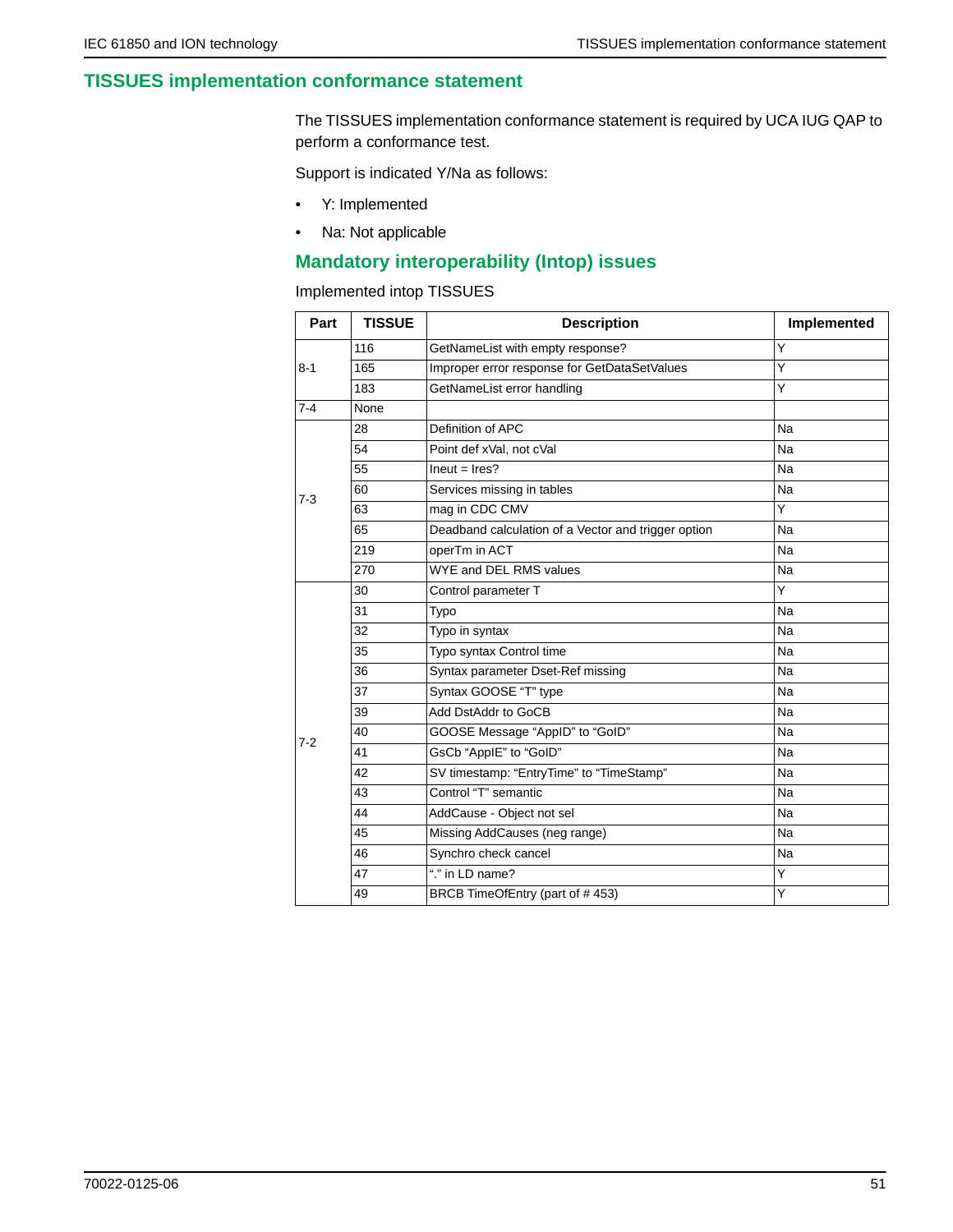# TISSUES implementation conformance statement

The TISSUES implementation conformance statement is required by UCA IUG QAP to perform a conformance test.

Support is indicated Y/Na as follows:

- Y: Implemented
- Na: Not applicable

## Mandatory interoperability (Intop) issues

Implemented intop TISSUES

| Part | TISSUE | Description | Implemented |
|---|---|---|---|
| 8-1 | 116 | GetNameList with empty response? | Y |
| | 165 | Improper error response for GetDataSetValues | Y |
| | 183 | GetNameList error handling | Y |
| 7-4 | None | | |
| 7-3 | 28 | Definition of APC | Na |
| | 54 | Point def xVal, not cVal | Na |
| | 55 | Ineut = Ires? | Na |
| | 60 | Services missing in tables | Na |
| | 63 | mag in CDC CMV | Y |
| | 65 | Deadband calculation of a Vector and trigger option | Na |
| | 219 | operTm in ACT | Na |
| | 270 | WYE and DEL RMS values | Na |
| 7-2 | 30 | Control parameter T | Y |
| | 31 | Typo | Na |
| | 32 | Typo in syntax | Na |
| | 35 | Typo syntax Control time | Na |
| | 36 | Syntax parameter Dset-Ref missing | Na |
| | 37 | Syntax GOOSE “T” type | Na |
| | 39 | Add DstAddr to GoCB | Na |
| | 40 | GOOSE Message “AppID” to “GoID” | Na |
| | 41 | GsCb “AppIE” to “GoID” | Na |
| | 42 | SV timestamp: “EntryTime” to “TimeStamp” | Na |
| | 43 | Control “T” semantic | Na |
| | 44 | AddCause - Object not sel | Na |
| | 45 | Missing AddCauses (neg range) | Na |
| | 46 | Synchro check cancel | Na |
| | 47 | “.” in LD name? | Y |
| | 49 | BRCB TimeOfEntry (part of # 453) | Y |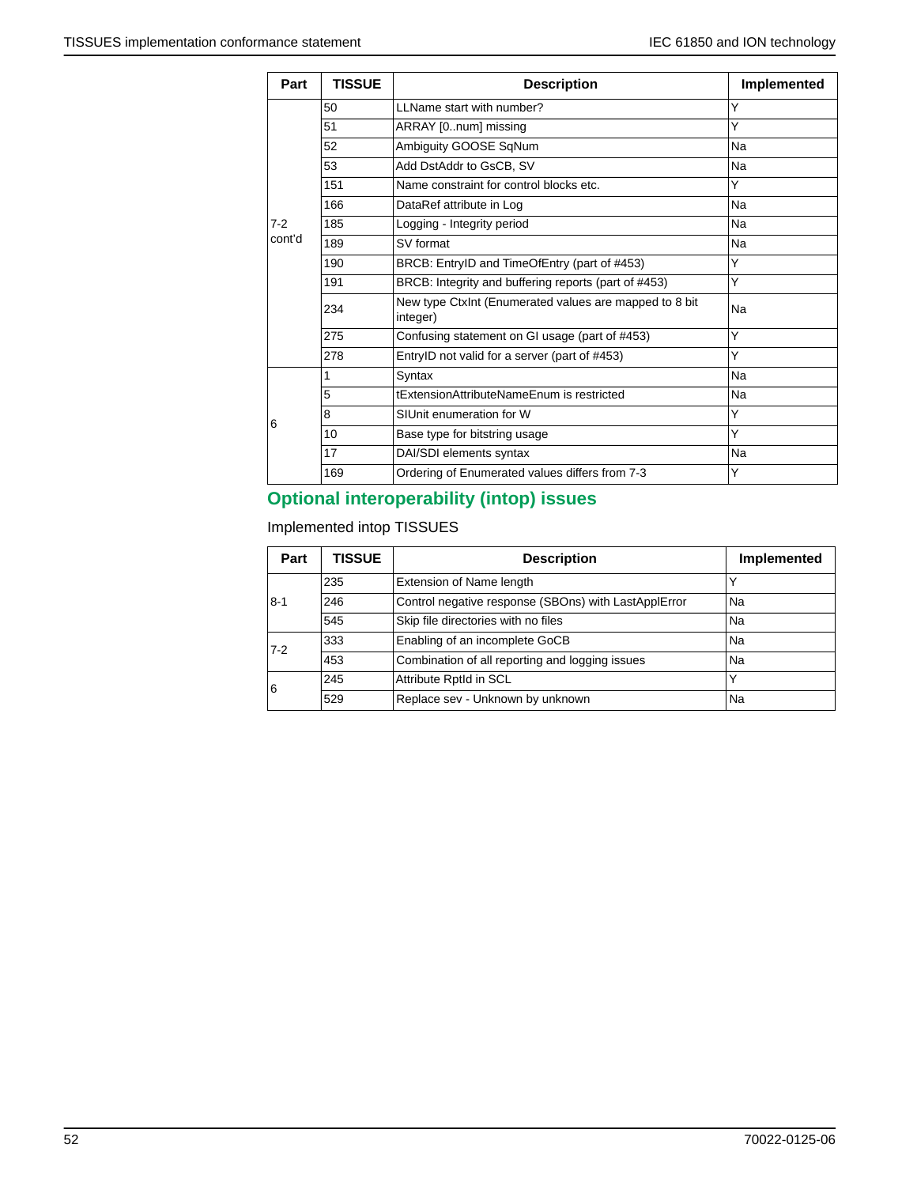| Part | TISSUE | Description | Implemented |
| --- | --- | --- | --- |
| 7-2 cont'd | 50 | LLName start with number? | Y |
| | 51 | ARRAY [0..num] missing | Y |
| | 52 | Ambiguity GOOSE SqNum | Na |
| | 53 | Add DstAddr to GsCB, SV | Na |
| | 151 | Name constraint for control blocks etc. | Y |
| | 166 | DataRef attribute in Log | Na |
| | 185 | Logging - Integrity period | Na |
| | 189 | SV format | Na |
| | 190 | BRCB: EntryID and TimeOfEntry (part of #453) | Y |
| | 191 | BRCB: Integrity and buffering reports (part of #453) | Y |
| | 234 | New type CtxInt (Enumerated values are mapped to 8 bit integer) | Na |
| | 275 | Confusing statement on GI usage (part of #453) | Y |
| | 278 | EntryID not valid for a server (part of #453) | Y |
| 6 | 1 | Syntax | Na |
| | 5 | tExtensionAttributeNameEnum is restricted | Na |
| | 8 | SIUnit enumeration for W | Y |
| | 10 | Base type for bitstring usage | Y |
| | 17 | DAI/SDI elements syntax | Na |
| | 169 | Ordering of Enumerated values differs from 7-3 | Y |

## Optional interoperability (intop) issues

Implemented intop TISSUES

| Part | TISSUE | Description | Implemented |
| --- | --- | --- | --- |
| 8-1 | 235 | Extension of Name length | Y |
| | 246 | Control negative response (SBOns) with LastApplError | Na |
| | 545 | Skip file directories with no files | Na |
| 7-2 | 333 | Enabling of an incomplete GoCB | Na |
| | 453 | Combination of all reporting and logging issues | Na |
| 6 | 245 | Attribute RptId in SCL | Y |
| | 529 | Replace sev - Unknown by unknown | Na |